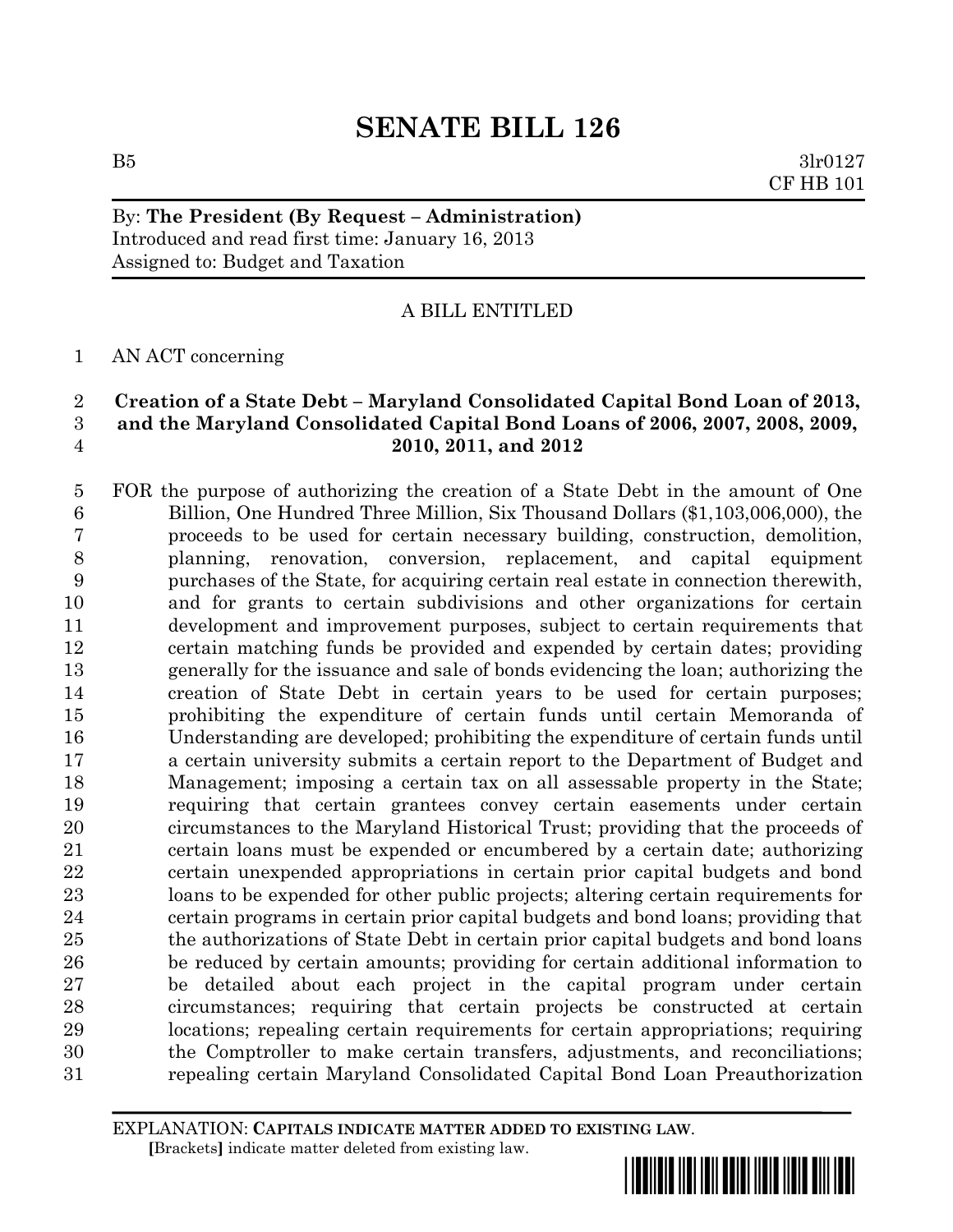# SENATE BILL 126

B5 3lr0127
CF HB 101

By: **The President (By Request – Administration)**
Introduced and read first time: January 16, 2013
Assigned to: Budget and Taxation

A BILL ENTITLED

AN ACT concerning

**Creation of a State Debt – Maryland Consolidated Capital Bond Loan of 2013, and the Maryland Consolidated Capital Bond Loans of 2006, 2007, 2008, 2009, 2010, 2011, and 2012**

FOR the purpose of authorizing the creation of a State Debt in the amount of One Billion, One Hundred Three Million, Six Thousand Dollars ($1,103,006,000), the proceeds to be used for certain necessary building, construction, demolition, planning, renovation, conversion, replacement, and capital equipment purchases of the State, for acquiring certain real estate in connection therewith, and for grants to certain subdivisions and other organizations for certain development and improvement purposes, subject to certain requirements that certain matching funds be provided and expended by certain dates; providing generally for the issuance and sale of bonds evidencing the loan; authorizing the creation of State Debt in certain years to be used for certain purposes; prohibiting the expenditure of certain funds until certain Memoranda of Understanding are developed; prohibiting the expenditure of certain funds until a certain university submits a certain report to the Department of Budget and Management; imposing a certain tax on all assessable property in the State; requiring that certain grantees convey certain easements under certain circumstances to the Maryland Historical Trust; providing that the proceeds of certain loans must be expended or encumbered by a certain date; authorizing certain unexpended appropriations in certain prior capital budgets and bond loans to be expended for other public projects; altering certain requirements for certain programs in certain prior capital budgets and bond loans; providing that the authorizations of State Debt in certain prior capital budgets and bond loans be reduced by certain amounts; providing for certain additional information to be detailed about each project in the capital program under certain circumstances; requiring that certain projects be constructed at certain locations; repealing certain requirements for certain appropriations; requiring the Comptroller to make certain transfers, adjustments, and reconciliations; repealing certain Maryland Consolidated Capital Bond Loan Preauthorization

EXPLANATION: **CAPITALS INDICATE MATTER ADDED TO EXISTING LAW.**
**[**Brackets**]** indicate matter deleted from existing law.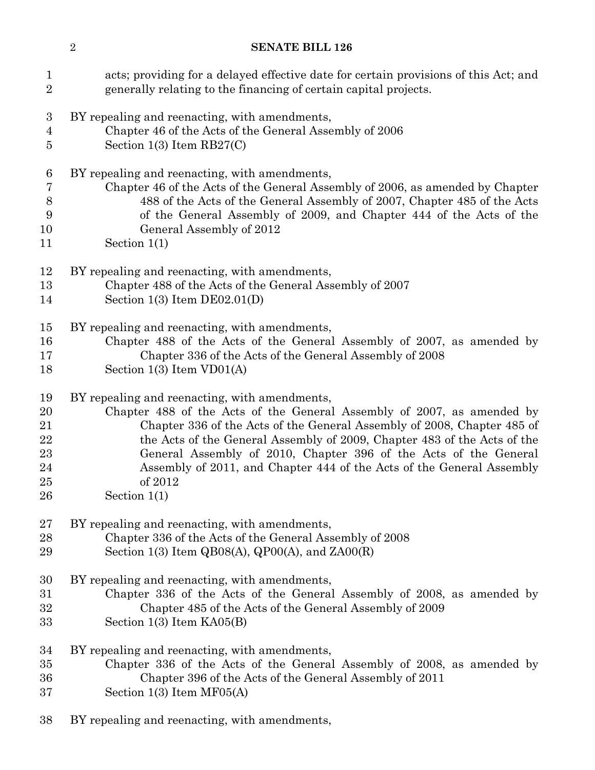acts; providing for a delayed effective date for certain provisions of this Act; and generally relating to the financing of certain capital projects.

BY repealing and reenacting, with amendments,
Chapter 46 of the Acts of the General Assembly of 2006
Section 1(3) Item RB27(C)

BY repealing and reenacting, with amendments,
Chapter 46 of the Acts of the General Assembly of 2006, as amended by Chapter 488 of the Acts of the General Assembly of 2007, Chapter 485 of the Acts of the General Assembly of 2009, and Chapter 444 of the Acts of the General Assembly of 2012
Section 1(1)

BY repealing and reenacting, with amendments,
Chapter 488 of the Acts of the General Assembly of 2007
Section 1(3) Item DE02.01(D)

BY repealing and reenacting, with amendments,
Chapter 488 of the Acts of the General Assembly of 2007, as amended by Chapter 336 of the Acts of the General Assembly of 2008
Section 1(3) Item VD01(A)

BY repealing and reenacting, with amendments,
Chapter 488 of the Acts of the General Assembly of 2007, as amended by Chapter 336 of the Acts of the General Assembly of 2008, Chapter 485 of the Acts of the General Assembly of 2009, Chapter 483 of the Acts of the General Assembly of 2010, Chapter 396 of the Acts of the General Assembly of 2011, and Chapter 444 of the Acts of the General Assembly of 2012
Section 1(1)

BY repealing and reenacting, with amendments,
Chapter 336 of the Acts of the General Assembly of 2008
Section 1(3) Item QB08(A), QP00(A), and ZA00(R)

BY repealing and reenacting, with amendments,
Chapter 336 of the Acts of the General Assembly of 2008, as amended by Chapter 485 of the Acts of the General Assembly of 2009
Section 1(3) Item KA05(B)

BY repealing and reenacting, with amendments,
Chapter 336 of the Acts of the General Assembly of 2008, as amended by Chapter 396 of the Acts of the General Assembly of 2011
Section 1(3) Item MF05(A)

BY repealing and reenacting, with amendments,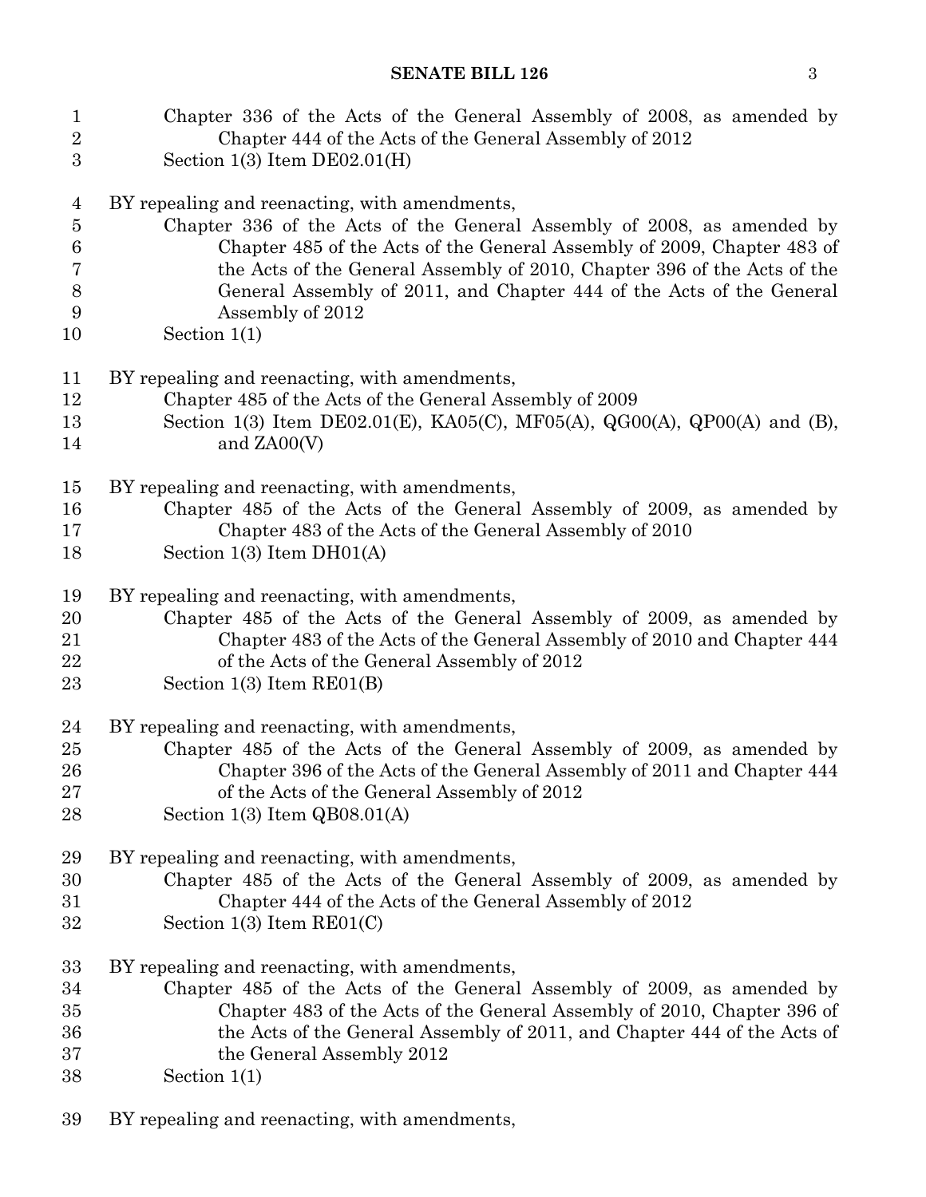Chapter 336 of the Acts of the General Assembly of 2008, as amended by Chapter 444 of the Acts of the General Assembly of 2012
Section 1(3) Item DE02.01(H)

BY repealing and reenacting, with amendments,
Chapter 336 of the Acts of the General Assembly of 2008, as amended by Chapter 485 of the Acts of the General Assembly of 2009, Chapter 483 of the Acts of the General Assembly of 2010, Chapter 396 of the Acts of the General Assembly of 2011, and Chapter 444 of the Acts of the General Assembly of 2012
Section 1(1)

BY repealing and reenacting, with amendments,
Chapter 485 of the Acts of the General Assembly of 2009
Section 1(3) Item DE02.01(E), KA05(C), MF05(A), QG00(A), QP00(A) and (B), and ZA00(V)

BY repealing and reenacting, with amendments,
Chapter 485 of the Acts of the General Assembly of 2009, as amended by Chapter 483 of the Acts of the General Assembly of 2010
Section 1(3) Item DH01(A)

BY repealing and reenacting, with amendments,
Chapter 485 of the Acts of the General Assembly of 2009, as amended by Chapter 483 of the Acts of the General Assembly of 2010 and Chapter 444 of the Acts of the General Assembly of 2012
Section 1(3) Item RE01(B)

BY repealing and reenacting, with amendments,
Chapter 485 of the Acts of the General Assembly of 2009, as amended by Chapter 396 of the Acts of the General Assembly of 2011 and Chapter 444 of the Acts of the General Assembly of 2012
Section 1(3) Item QB08.01(A)

BY repealing and reenacting, with amendments,
Chapter 485 of the Acts of the General Assembly of 2009, as amended by Chapter 444 of the Acts of the General Assembly of 2012
Section 1(3) Item RE01(C)

BY repealing and reenacting, with amendments,
Chapter 485 of the Acts of the General Assembly of 2009, as amended by Chapter 483 of the Acts of the General Assembly of 2010, Chapter 396 of the Acts of the General Assembly of 2011, and Chapter 444 of the Acts of the General Assembly 2012
Section 1(1)

BY repealing and reenacting, with amendments,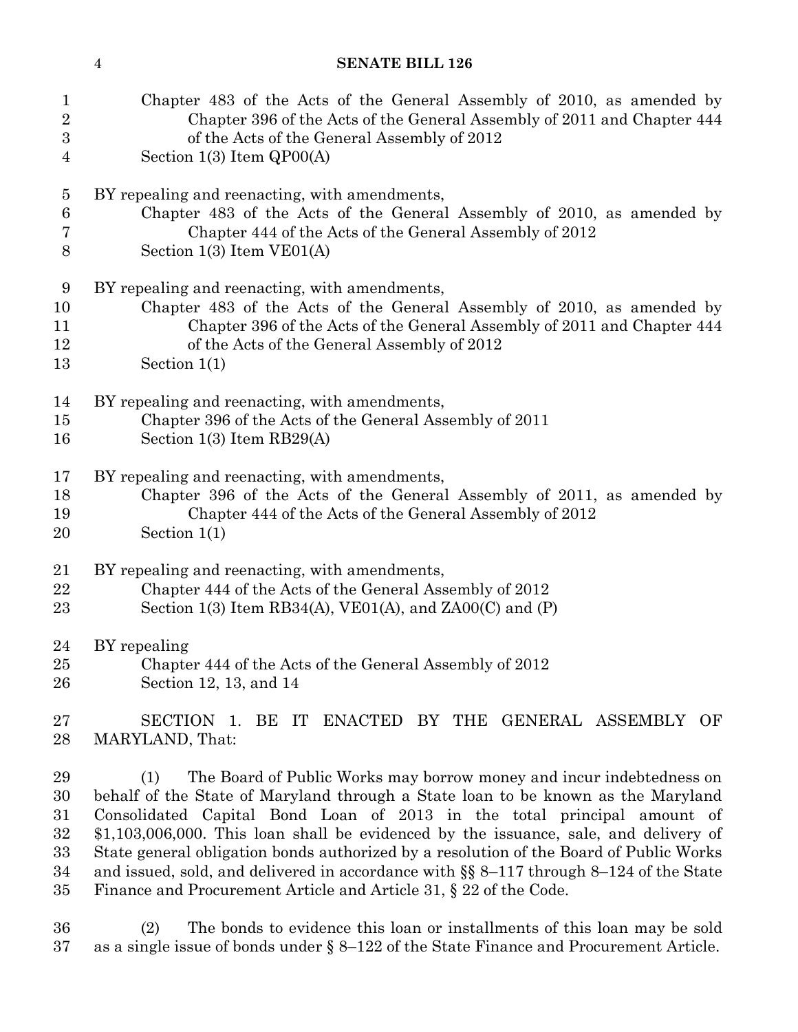Chapter 483 of the Acts of the General Assembly of 2010, as amended by Chapter 396 of the Acts of the General Assembly of 2011 and Chapter 444 of the Acts of the General Assembly of 2012
Section 1(3) Item QP00(A)

BY repealing and reenacting, with amendments,
Chapter 483 of the Acts of the General Assembly of 2010, as amended by Chapter 444 of the Acts of the General Assembly of 2012
Section 1(3) Item VE01(A)

BY repealing and reenacting, with amendments,
Chapter 483 of the Acts of the General Assembly of 2010, as amended by Chapter 396 of the Acts of the General Assembly of 2011 and Chapter 444 of the Acts of the General Assembly of 2012
Section 1(1)

BY repealing and reenacting, with amendments,
Chapter 396 of the Acts of the General Assembly of 2011
Section 1(3) Item RB29(A)

BY repealing and reenacting, with amendments,
Chapter 396 of the Acts of the General Assembly of 2011, as amended by Chapter 444 of the Acts of the General Assembly of 2012
Section 1(1)

BY repealing and reenacting, with amendments,
Chapter 444 of the Acts of the General Assembly of 2012
Section 1(3) Item RB34(A), VE01(A), and ZA00(C) and (P)

BY repealing
Chapter 444 of the Acts of the General Assembly of 2012
Section 12, 13, and 14

SECTION 1. BE IT ENACTED BY THE GENERAL ASSEMBLY OF MARYLAND, That:

(1) The Board of Public Works may borrow money and incur indebtedness on behalf of the State of Maryland through a State loan to be known as the Maryland Consolidated Capital Bond Loan of 2013 in the total principal amount of $1,103,006,000. This loan shall be evidenced by the issuance, sale, and delivery of State general obligation bonds authorized by a resolution of the Board of Public Works and issued, sold, and delivered in accordance with §§ 8–117 through 8–124 of the State Finance and Procurement Article and Article 31, § 22 of the Code.

(2) The bonds to evidence this loan or installments of this loan may be sold as a single issue of bonds under § 8–122 of the State Finance and Procurement Article.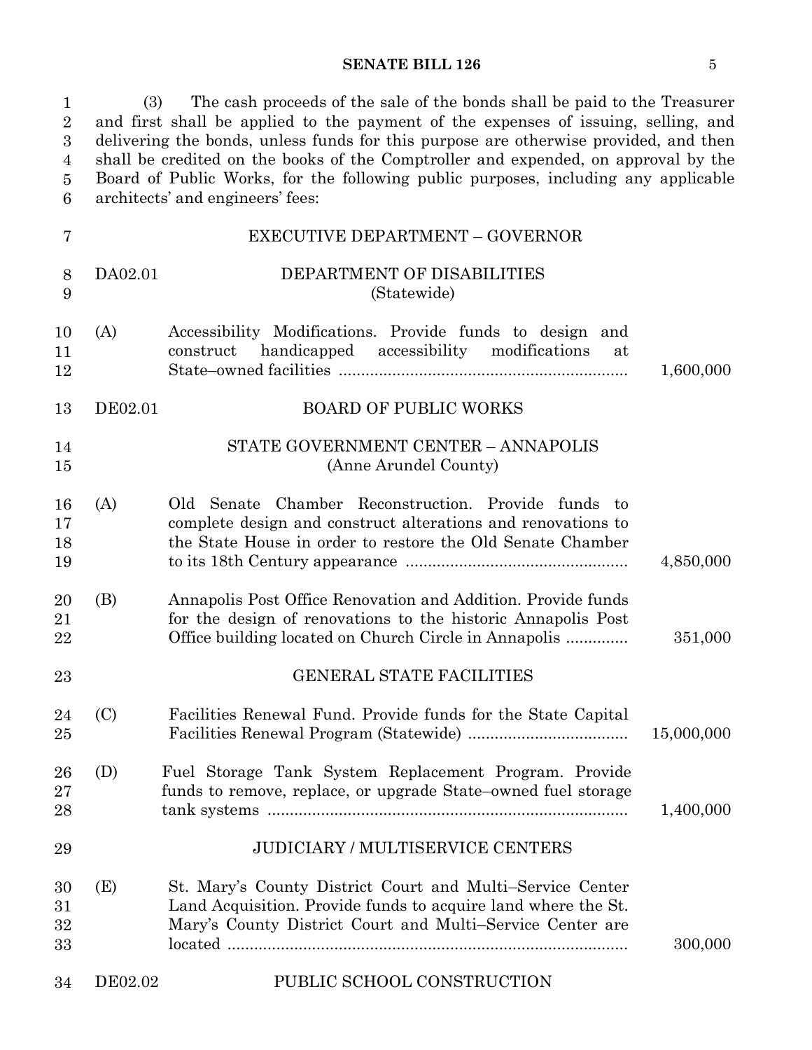(3) The cash proceeds of the sale of the bonds shall be paid to the Treasurer and first shall be applied to the payment of the expenses of issuing, selling, and delivering the bonds, unless funds for this purpose are otherwise provided, and then shall be credited on the books of the Comptroller and expended, on approval by the Board of Public Works, for the following public purposes, including any applicable architects' and engineers' fees:

EXECUTIVE DEPARTMENT – GOVERNOR

DA02.01 DEPARTMENT OF DISABILITIES
(Statewide)

(A) Accessibility Modifications. Provide funds to design and construct handicapped accessibility modifications at State–owned facilities .......... 1,600,000

DE02.01 BOARD OF PUBLIC WORKS

STATE GOVERNMENT CENTER – ANNAPOLIS
(Anne Arundel County)

(A) Old Senate Chamber Reconstruction. Provide funds to complete design and construct alterations and renovations to the State House in order to restore the Old Senate Chamber to its 18th Century appearance .......... 4,850,000

(B) Annapolis Post Office Renovation and Addition. Provide funds for the design of renovations to the historic Annapolis Post Office building located on Church Circle in Annapolis .......... 351,000

GENERAL STATE FACILITIES

(C) Facilities Renewal Fund. Provide funds for the State Capital Facilities Renewal Program (Statewide) .......... 15,000,000

(D) Fuel Storage Tank System Replacement Program. Provide funds to remove, replace, or upgrade State–owned fuel storage tank systems .......... 1,400,000

JUDICIARY / MULTISERVICE CENTERS

(E) St. Mary's County District Court and Multi–Service Center Land Acquisition. Provide funds to acquire land where the St. Mary's County District Court and Multi–Service Center are located .......... 300,000

DE02.02 PUBLIC SCHOOL CONSTRUCTION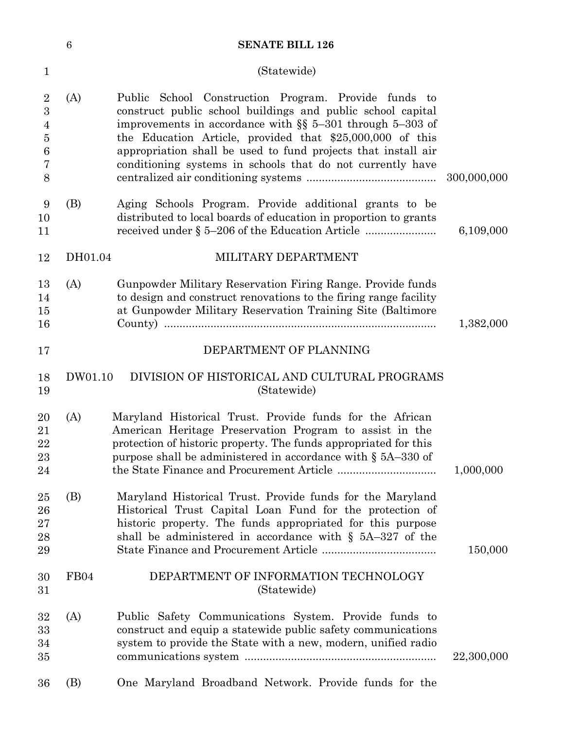(Statewide)

(A) Public School Construction Program. Provide funds to construct public school buildings and public school capital improvements in accordance with §§ 5–301 through 5–303 of the Education Article, provided that $25,000,000 of this appropriation shall be used to fund projects that install air conditioning systems in schools that do not currently have centralized air conditioning systems .......................................... 300,000,000

(B) Aging Schools Program. Provide additional grants to be distributed to local boards of education in proportion to grants received under § 5–206 of the Education Article ....................... 6,109,000

DH01.04 MILITARY DEPARTMENT

(A) Gunpowder Military Reservation Firing Range. Provide funds to design and construct renovations to the firing range facility at Gunpowder Military Reservation Training Site (Baltimore County) ........................................................................................ 1,382,000

DEPARTMENT OF PLANNING

DW01.10 DIVISION OF HISTORICAL AND CULTURAL PROGRAMS
(Statewide)

(A) Maryland Historical Trust. Provide funds for the African American Heritage Preservation Program to assist in the protection of historic property. The funds appropriated for this purpose shall be administered in accordance with § 5A–330 of the State Finance and Procurement Article ................................ 1,000,000

(B) Maryland Historical Trust. Provide funds for the Maryland Historical Trust Capital Loan Fund for the protection of historic property. The funds appropriated for this purpose shall be administered in accordance with § 5A–327 of the State Finance and Procurement Article ..................................... 150,000

FB04 DEPARTMENT OF INFORMATION TECHNOLOGY
(Statewide)

(A) Public Safety Communications System. Provide funds to construct and equip a statewide public safety communications system to provide the State with a new, modern, unified radio communications system ............................................................. 22,300,000

(B) One Maryland Broadband Network. Provide funds for the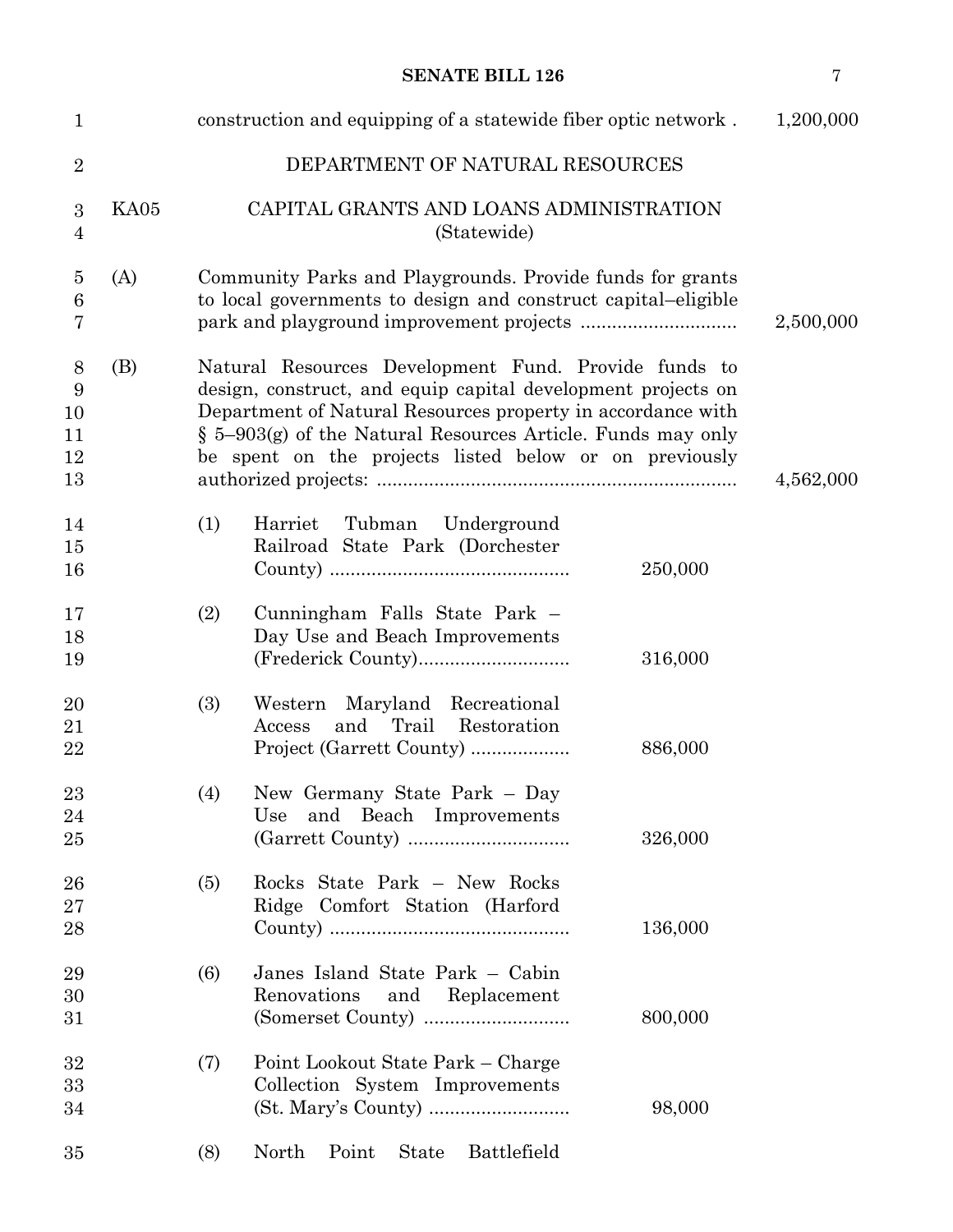construction and equipping of a statewide fiber optic network . 1,200,000

DEPARTMENT OF NATURAL RESOURCES

KA05 CAPITAL GRANTS AND LOANS ADMINISTRATION (Statewide)

(A) Community Parks and Playgrounds. Provide funds for grants to local governments to design and construct capital–eligible park and playground improvement projects ............................. 2,500,000

(B) Natural Resources Development Fund. Provide funds to design, construct, and equip capital development projects on Department of Natural Resources property in accordance with § 5–903(g) of the Natural Resources Article. Funds may only be spent on the projects listed below or on previously authorized projects: .................................................................... 4,562,000

(1) Harriet Tubman Underground Railroad State Park (Dorchester County) ............................................. 250,000

(2) Cunningham Falls State Park – Day Use and Beach Improvements (Frederick County)............................ 316,000

(3) Western Maryland Recreational Access and Trail Restoration Project (Garrett County) .................. 886,000

(4) New Germany State Park – Day Use and Beach Improvements (Garrett County) .............................. 326,000

(5) Rocks State Park – New Rocks Ridge Comfort Station (Harford County) ............................................. 136,000

(6) Janes Island State Park – Cabin Renovations and Replacement (Somerset County) ........................... 800,000

(7) Point Lookout State Park – Charge Collection System Improvements (St. Mary's County) .......................... 98,000

(8) North Point State Battlefield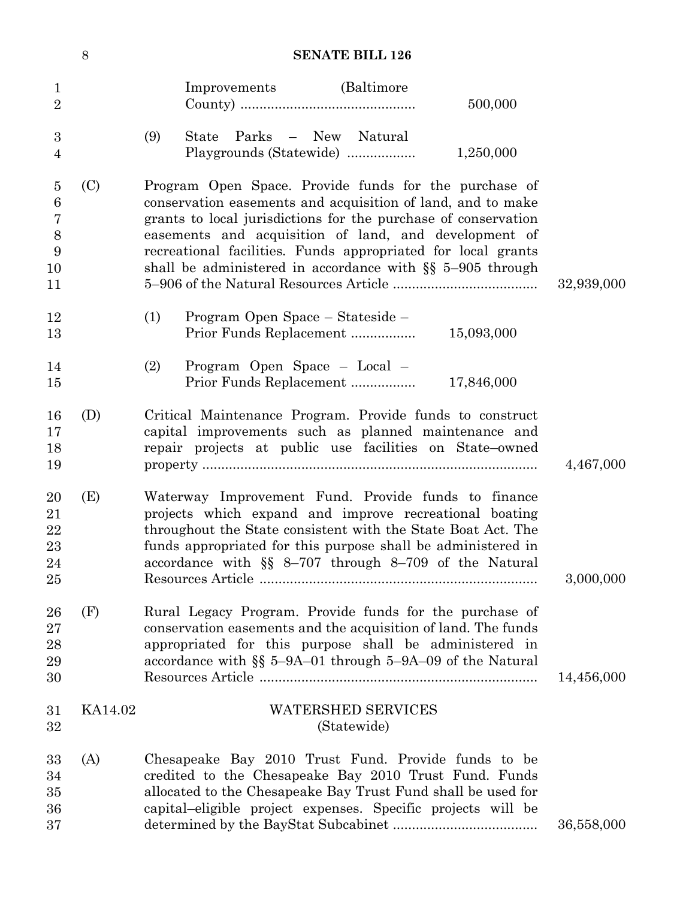Improvements (Baltimore County) .............................................. 500,000

(9) State Parks – New Natural Playgrounds (Statewide) .................. 1,250,000

(C) Program Open Space. Provide funds for the purchase of conservation easements and acquisition of land, and to make grants to local jurisdictions for the purchase of conservation easements and acquisition of land, and development of recreational facilities. Funds appropriated for local grants shall be administered in accordance with §§ 5–905 through 5–906 of the Natural Resources Article ...................................... 32,939,000

(1) Program Open Space – Stateside – Prior Funds Replacement ................. 15,093,000

(2) Program Open Space – Local – Prior Funds Replacement ................. 17,846,000

(D) Critical Maintenance Program. Provide funds to construct capital improvements such as planned maintenance and repair projects at public use facilities on State–owned property ........................................................................................ 4,467,000

(E) Waterway Improvement Fund. Provide funds to finance projects which expand and improve recreational boating throughout the State consistent with the State Boat Act. The funds appropriated for this purpose shall be administered in accordance with §§ 8–707 through 8–709 of the Natural Resources Article ......................................................................... 3,000,000

(F) Rural Legacy Program. Provide funds for the purchase of conservation easements and the acquisition of land. The funds appropriated for this purpose shall be administered in accordance with §§ 5–9A–01 through 5–9A–09 of the Natural Resources Article ......................................................................... 14,456,000

KA14.02 WATERSHED SERVICES
(Statewide)

(A) Chesapeake Bay 2010 Trust Fund. Provide funds to be credited to the Chesapeake Bay 2010 Trust Fund. Funds allocated to the Chesapeake Bay Trust Fund shall be used for capital–eligible project expenses. Specific projects will be determined by the BayStat Subcabinet ...................................... 36,558,000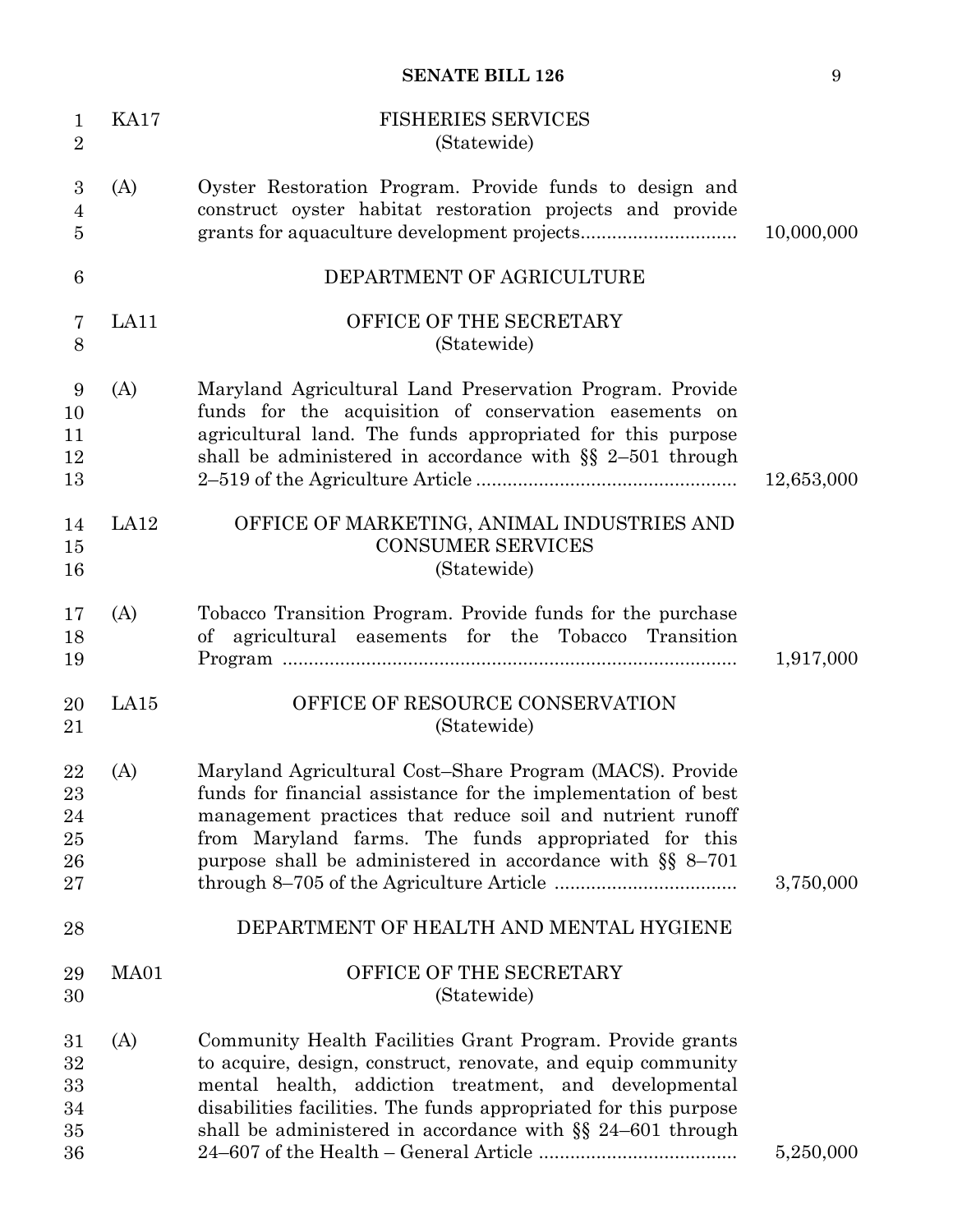| | | |
|---|---|---|
| KA17 | FISHERIES SERVICES (Statewide) | |
| (A) | Oyster Restoration Program. Provide funds to design and construct oyster habitat restoration projects and provide grants for aquaculture development projects.............................. | 10,000,000 |
| | DEPARTMENT OF AGRICULTURE | |
| LA11 | OFFICE OF THE SECRETARY (Statewide) | |
| (A) | Maryland Agricultural Land Preservation Program. Provide funds for the acquisition of conservation easements on agricultural land. The funds appropriated for this purpose shall be administered in accordance with §§ 2–501 through 2–519 of the Agriculture Article .................................................. | 12,653,000 |
| LA12 | OFFICE OF MARKETING, ANIMAL INDUSTRIES AND CONSUMER SERVICES (Statewide) | |
| (A) | Tobacco Transition Program. Provide funds for the purchase of agricultural easements for the Tobacco Transition Program ...................................................................................... | 1,917,000 |
| LA15 | OFFICE OF RESOURCE CONSERVATION (Statewide) | |
| (A) | Maryland Agricultural Cost–Share Program (MACS). Provide funds for financial assistance for the implementation of best management practices that reduce soil and nutrient runoff from Maryland farms. The funds appropriated for this purpose shall be administered in accordance with §§ 8–701 through 8–705 of the Agriculture Article ................................... | 3,750,000 |
| | DEPARTMENT OF HEALTH AND MENTAL HYGIENE | |
| MA01 | OFFICE OF THE SECRETARY (Statewide) | |
| (A) | Community Health Facilities Grant Program. Provide grants to acquire, design, construct, renovate, and equip community mental health, addiction treatment, and developmental disabilities facilities. The funds appropriated for this purpose shall be administered in accordance with §§ 24–601 through 24–607 of the Health – General Article ...................................... | 5,250,000 |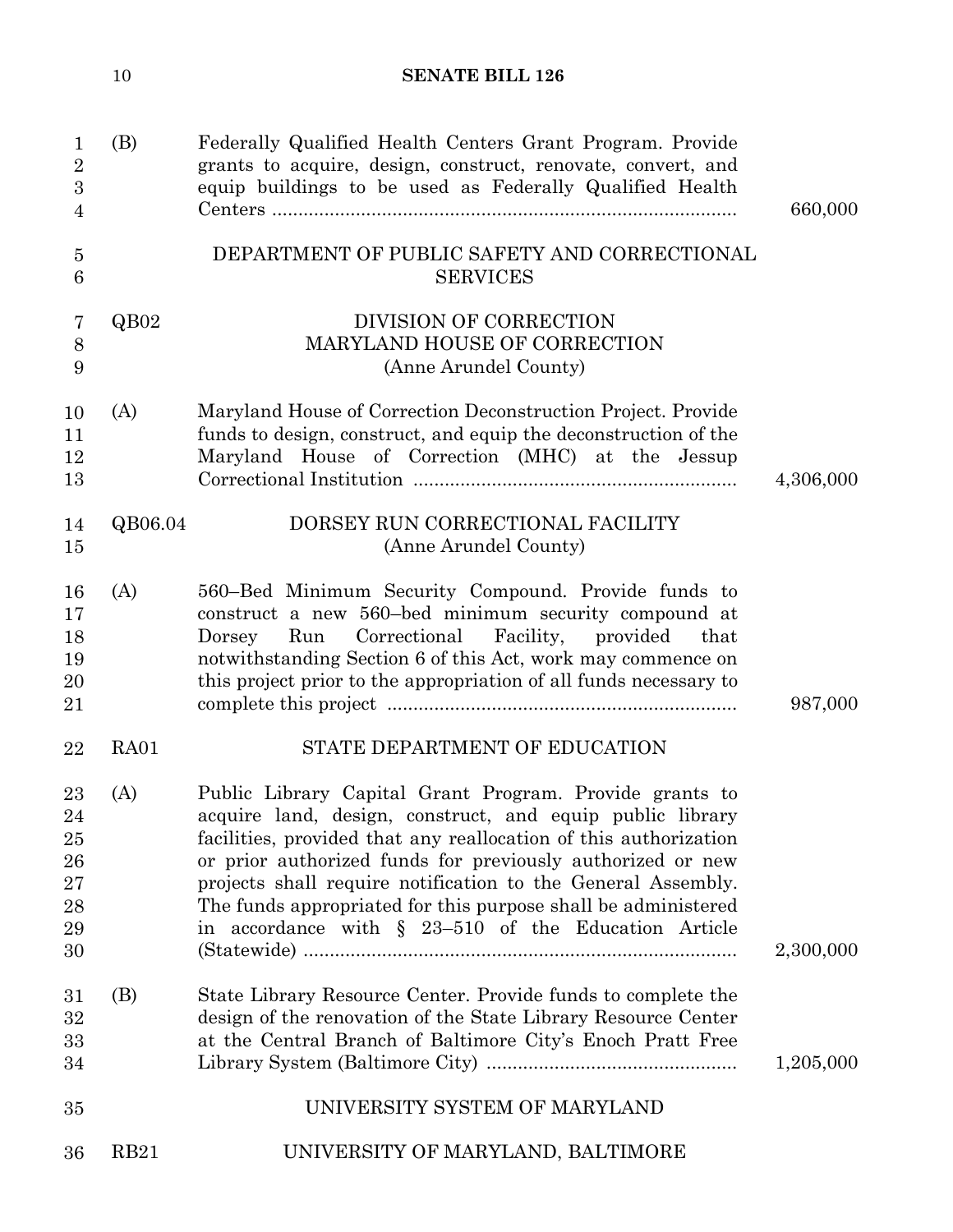(B) Federally Qualified Health Centers Grant Program. Provide grants to acquire, design, construct, renovate, convert, and equip buildings to be used as Federally Qualified Health Centers .......... 660,000

## DEPARTMENT OF PUBLIC SAFETY AND CORRECTIONAL SERVICES

### QB02 DIVISION OF CORRECTION MARYLAND HOUSE OF CORRECTION (Anne Arundel County)

(A) Maryland House of Correction Deconstruction Project. Provide funds to design, construct, and equip the deconstruction of the Maryland House of Correction (MHC) at the Jessup Correctional Institution .......... 4,306,000

### QB06.04 DORSEY RUN CORRECTIONAL FACILITY (Anne Arundel County)

(A) 560–Bed Minimum Security Compound. Provide funds to construct a new 560–bed minimum security compound at Dorsey Run Correctional Facility, provided that notwithstanding Section 6 of this Act, work may commence on this project prior to the appropriation of all funds necessary to complete this project .......... 987,000

## RA01 STATE DEPARTMENT OF EDUCATION

(A) Public Library Capital Grant Program. Provide grants to acquire land, design, construct, and equip public library facilities, provided that any reallocation of this authorization or prior authorized funds for previously authorized or new projects shall require notification to the General Assembly. The funds appropriated for this purpose shall be administered in accordance with § 23–510 of the Education Article (Statewide) .......... 2,300,000

(B) State Library Resource Center. Provide funds to complete the design of the renovation of the State Library Resource Center at the Central Branch of Baltimore City's Enoch Pratt Free Library System (Baltimore City) .......... 1,205,000

## UNIVERSITY SYSTEM OF MARYLAND

### RB21 UNIVERSITY OF MARYLAND, BALTIMORE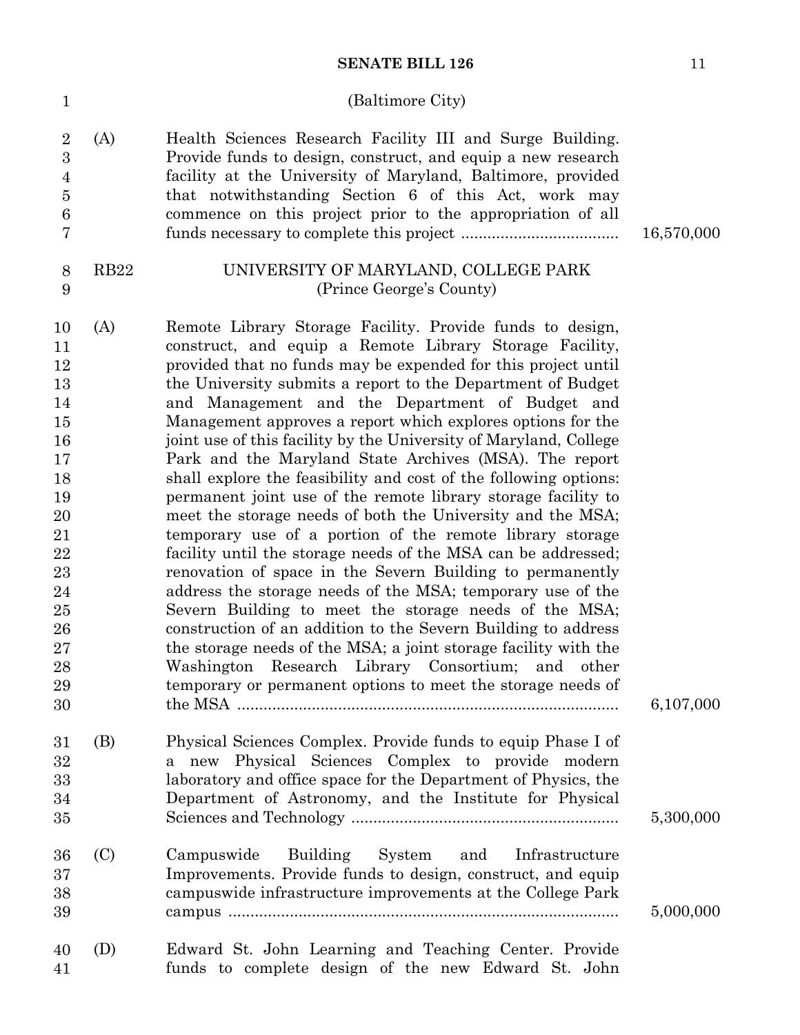(Baltimore City)

(A) Health Sciences Research Facility III and Surge Building. Provide funds to design, construct, and equip a new research facility at the University of Maryland, Baltimore, provided that notwithstanding Section 6 of this Act, work may commence on this project prior to the appropriation of all funds necessary to complete this project .................................... 16,570,000

RB22 UNIVERSITY OF MARYLAND, COLLEGE PARK
(Prince George's County)

(A) Remote Library Storage Facility. Provide funds to design, construct, and equip a Remote Library Storage Facility, provided that no funds may be expended for this project until the University submits a report to the Department of Budget and Management and the Department of Budget and Management approves a report which explores options for the joint use of this facility by the University of Maryland, College Park and the Maryland State Archives (MSA). The report shall explore the feasibility and cost of the following options: permanent joint use of the remote library storage facility to meet the storage needs of both the University and the MSA; temporary use of a portion of the remote library storage facility until the storage needs of the MSA can be addressed; renovation of space in the Severn Building to permanently address the storage needs of the MSA; temporary use of the Severn Building to meet the storage needs of the MSA; construction of an addition to the Severn Building to address the storage needs of the MSA; a joint storage facility with the Washington Research Library Consortium; and other temporary or permanent options to meet the storage needs of the MSA ...................................................................................... 6,107,000

(B) Physical Sciences Complex. Provide funds to equip Phase I of a new Physical Sciences Complex to provide modern laboratory and office space for the Department of Physics, the Department of Astronomy, and the Institute for Physical Sciences and Technology ............................................................ 5,300,000

(C) Campuswide Building System and Infrastructure Improvements. Provide funds to design, construct, and equip campuswide infrastructure improvements at the College Park campus ........................................................................................ 5,000,000

(D) Edward St. John Learning and Teaching Center. Provide funds to complete design of the new Edward St. John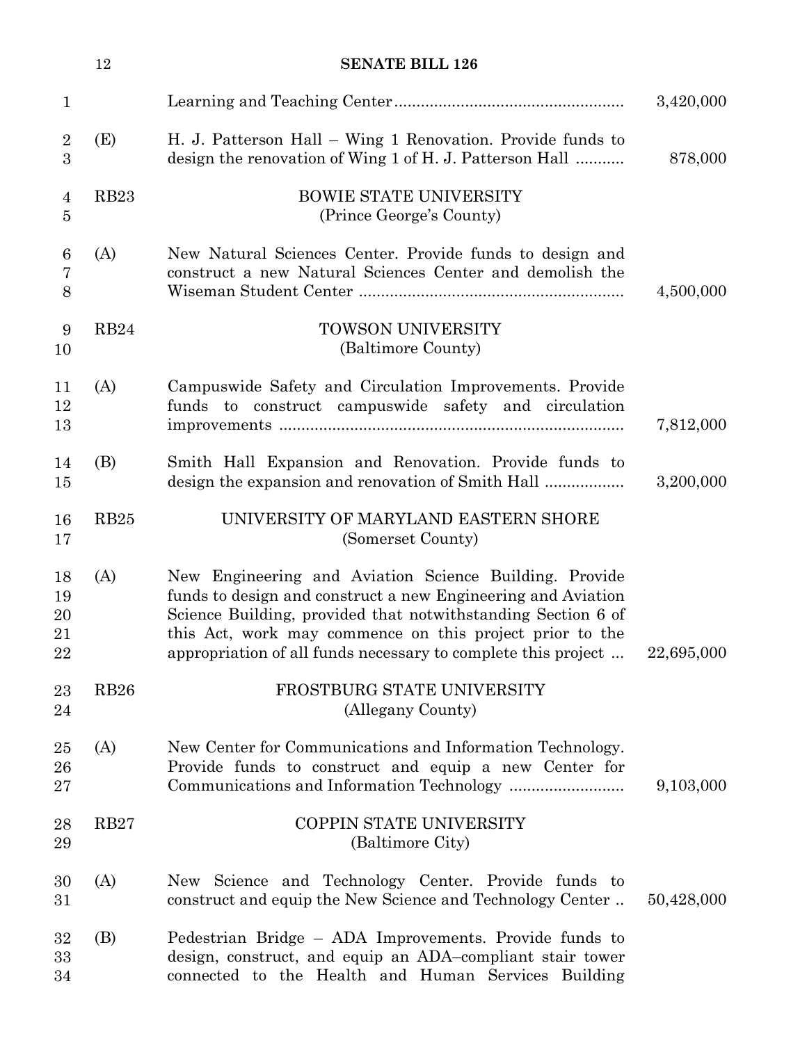Learning and Teaching Center ................................................... 3,420,000

(E) H. J. Patterson Hall – Wing 1 Renovation. Provide funds to design the renovation of Wing 1 of H. J. Patterson Hall ........... 878,000

RB23 BOWIE STATE UNIVERSITY
(Prince George's County)

(A) New Natural Sciences Center. Provide funds to design and construct a new Natural Sciences Center and demolish the Wiseman Student Center ........................................................... 4,500,000

RB24 TOWSON UNIVERSITY
(Baltimore County)

(A) Campuswide Safety and Circulation Improvements. Provide funds to construct campuswide safety and circulation improvements .............................................................................. 7,812,000

(B) Smith Hall Expansion and Renovation. Provide funds to design the expansion and renovation of Smith Hall .................. 3,200,000

RB25 UNIVERSITY OF MARYLAND EASTERN SHORE
(Somerset County)

(A) New Engineering and Aviation Science Building. Provide funds to design and construct a new Engineering and Aviation Science Building, provided that notwithstanding Section 6 of this Act, work may commence on this project prior to the appropriation of all funds necessary to complete this project ... 22,695,000

RB26 FROSTBURG STATE UNIVERSITY
(Allegany County)

(A) New Center for Communications and Information Technology. Provide funds to construct and equip a new Center for Communications and Information Technology .......................... 9,103,000

RB27 COPPIN STATE UNIVERSITY
(Baltimore City)

(A) New Science and Technology Center. Provide funds to construct and equip the New Science and Technology Center .. 50,428,000

(B) Pedestrian Bridge – ADA Improvements. Provide funds to design, construct, and equip an ADA–compliant stair tower connected to the Health and Human Services Building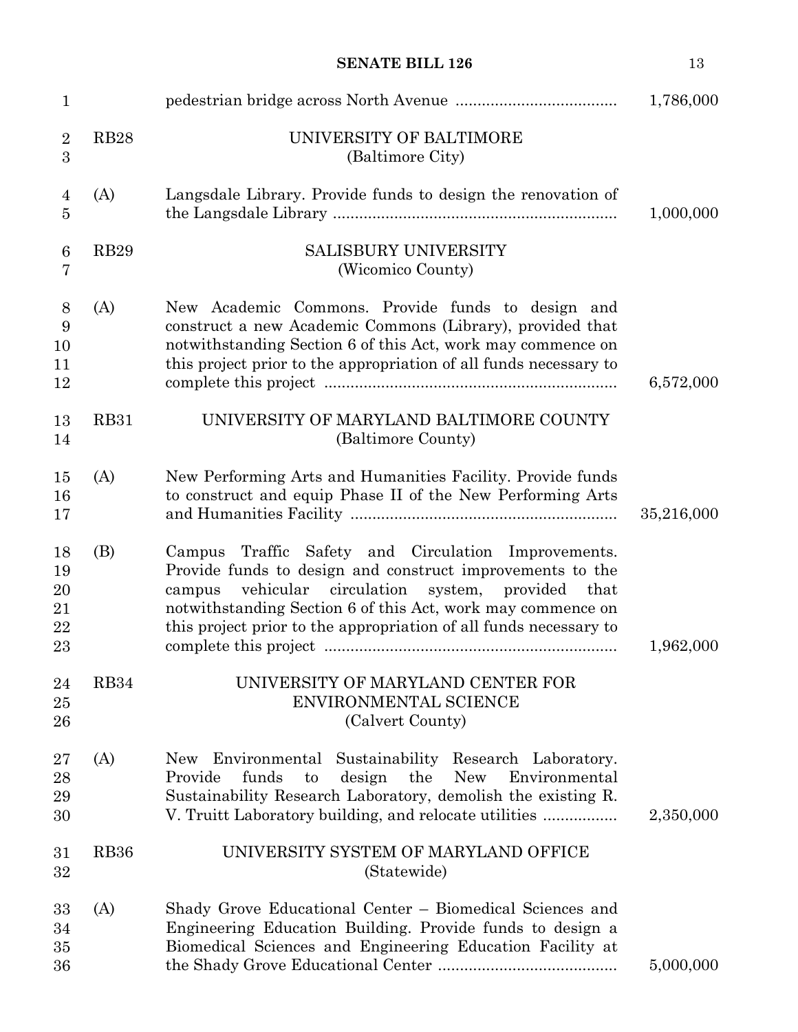pedestrian bridge across North Avenue .................................... 1,786,000

RB28 UNIVERSITY OF BALTIMORE
(Baltimore City)

(A) Langsdale Library. Provide funds to design the renovation of the Langsdale Library ................................................................ 1,000,000

RB29 SALISBURY UNIVERSITY
(Wicomico County)

(A) New Academic Commons. Provide funds to design and construct a new Academic Commons (Library), provided that notwithstanding Section 6 of this Act, work may commence on this project prior to the appropriation of all funds necessary to complete this project .................................................................. 6,572,000

RB31 UNIVERSITY OF MARYLAND BALTIMORE COUNTY
(Baltimore County)

(A) New Performing Arts and Humanities Facility. Provide funds to construct and equip Phase II of the New Performing Arts and Humanities Facility ............................................................ 35,216,000

(B) Campus Traffic Safety and Circulation Improvements. Provide funds to design and construct improvements to the campus vehicular circulation system, provided that notwithstanding Section 6 of this Act, work may commence on this project prior to the appropriation of all funds necessary to complete this project .................................................................. 1,962,000

RB34 UNIVERSITY OF MARYLAND CENTER FOR ENVIRONMENTAL SCIENCE
(Calvert County)

(A) New Environmental Sustainability Research Laboratory. Provide funds to design the New Environmental Sustainability Research Laboratory, demolish the existing R. V. Truitt Laboratory building, and relocate utilities ................. 2,350,000

RB36 UNIVERSITY SYSTEM OF MARYLAND OFFICE
(Statewide)

(A) Shady Grove Educational Center – Biomedical Sciences and Engineering Education Building. Provide funds to design a Biomedical Sciences and Engineering Education Facility at the Shady Grove Educational Center ........................................ 5,000,000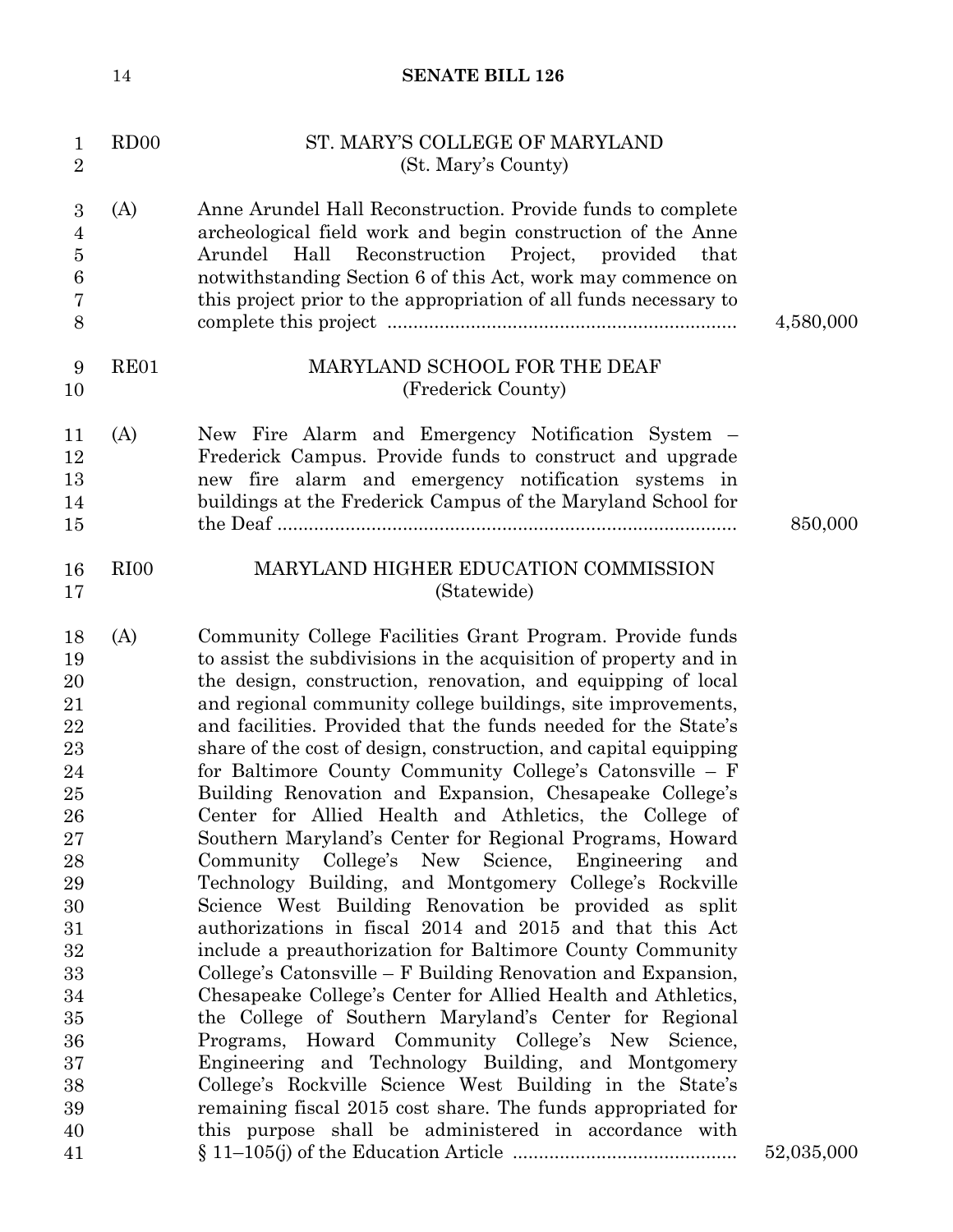RD00 ST. MARY'S COLLEGE OF MARYLAND
(St. Mary's County)

(A) Anne Arundel Hall Reconstruction. Provide funds to complete archeological field work and begin construction of the Anne Arundel Hall Reconstruction Project, provided that notwithstanding Section 6 of this Act, work may commence on this project prior to the appropriation of all funds necessary to complete this project .................................................................. 4,580,000

RE01 MARYLAND SCHOOL FOR THE DEAF
(Frederick County)

(A) New Fire Alarm and Emergency Notification System – Frederick Campus. Provide funds to construct and upgrade new fire alarm and emergency notification systems in buildings at the Frederick Campus of the Maryland School for the Deaf ........................................................................................ 850,000

RI00 MARYLAND HIGHER EDUCATION COMMISSION
(Statewide)

(A) Community College Facilities Grant Program. Provide funds to assist the subdivisions in the acquisition of property and in the design, construction, renovation, and equipping of local and regional community college buildings, site improvements, and facilities. Provided that the funds needed for the State's share of the cost of design, construction, and capital equipping for Baltimore County Community College's Catonsville – F Building Renovation and Expansion, Chesapeake College's Center for Allied Health and Athletics, the College of Southern Maryland's Center for Regional Programs, Howard Community College's New Science, Engineering and Technology Building, and Montgomery College's Rockville Science West Building Renovation be provided as split authorizations in fiscal 2014 and 2015 and that this Act include a preauthorization for Baltimore County Community College's Catonsville – F Building Renovation and Expansion, Chesapeake College's Center for Allied Health and Athletics, the College of Southern Maryland's Center for Regional Programs, Howard Community College's New Science, Engineering and Technology Building, and Montgomery College's Rockville Science West Building in the State's remaining fiscal 2015 cost share. The funds appropriated for this purpose shall be administered in accordance with § 11–105(j) of the Education Article .......................................... 52,035,000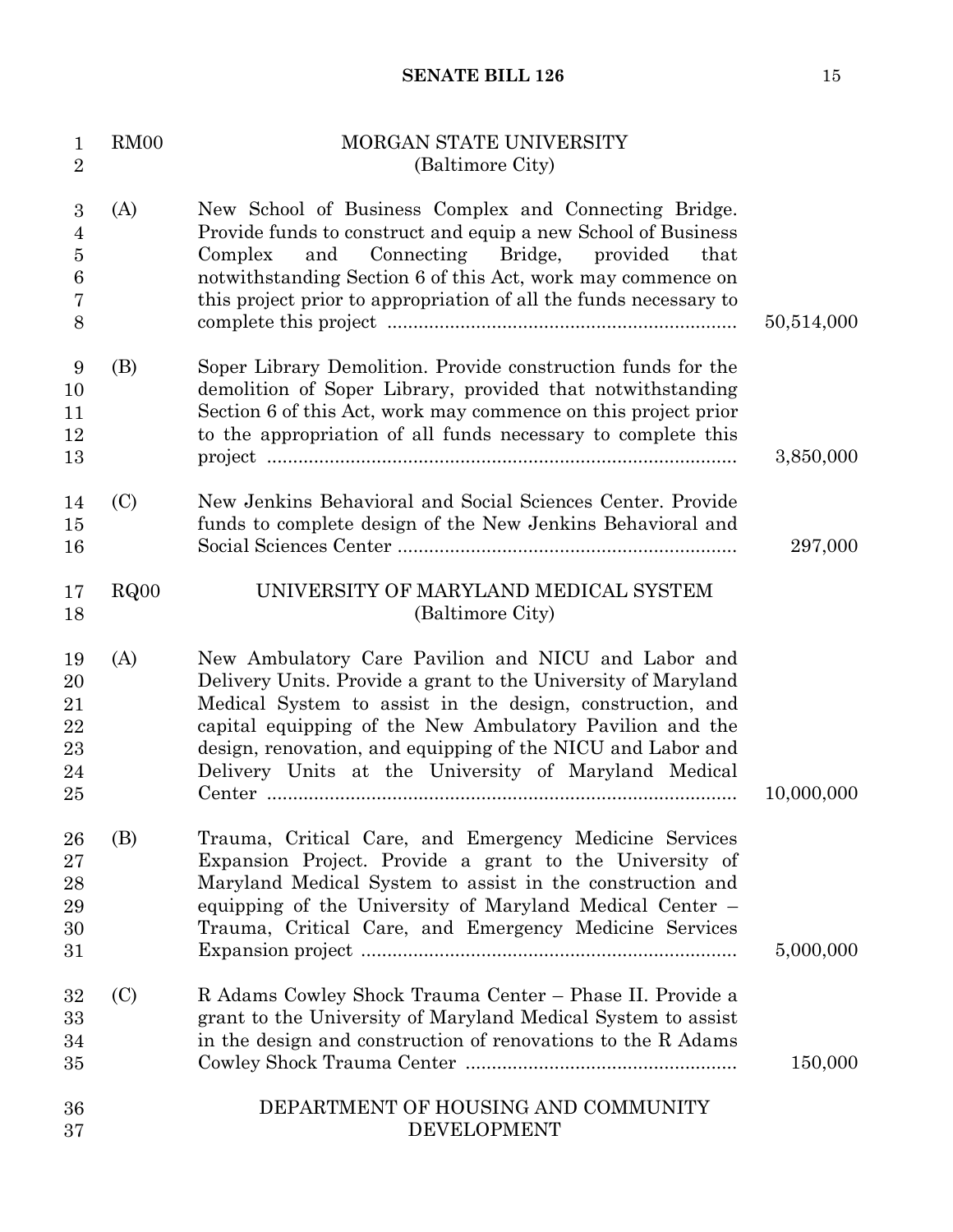**RM00 MORGAN STATE UNIVERSITY**
**(Baltimore City)**

(A) New School of Business Complex and Connecting Bridge. Provide funds to construct and equip a new School of Business Complex and Connecting Bridge, provided that notwithstanding Section 6 of this Act, work may commence on this project prior to appropriation of all the funds necessary to complete this project .................................................................. 50,514,000

(B) Soper Library Demolition. Provide construction funds for the demolition of Soper Library, provided that notwithstanding Section 6 of this Act, work may commence on this project prior to the appropriation of all funds necessary to complete this project .................................................................................. 3,850,000

(C) New Jenkins Behavioral and Social Sciences Center. Provide funds to complete design of the New Jenkins Behavioral and Social Sciences Center ................................................................. 297,000

**RQ00 UNIVERSITY OF MARYLAND MEDICAL SYSTEM**
**(Baltimore City)**

(A) New Ambulatory Care Pavilion and NICU and Labor and Delivery Units. Provide a grant to the University of Maryland Medical System to assist in the design, construction, and capital equipping of the New Ambulatory Pavilion and the design, renovation, and equipping of the NICU and Labor and Delivery Units at the University of Maryland Medical Center ......................................................................................... 10,000,000

(B) Trauma, Critical Care, and Emergency Medicine Services Expansion Project. Provide a grant to the University of Maryland Medical System to assist in the construction and equipping of the University of Maryland Medical Center – Trauma, Critical Care, and Emergency Medicine Services Expansion project ....................................................................... 5,000,000

(C) R Adams Cowley Shock Trauma Center – Phase II. Provide a grant to the University of Maryland Medical System to assist in the design and construction of renovations to the R Adams Cowley Shock Trauma Center ................................................... 150,000

**DEPARTMENT OF HOUSING AND COMMUNITY DEVELOPMENT**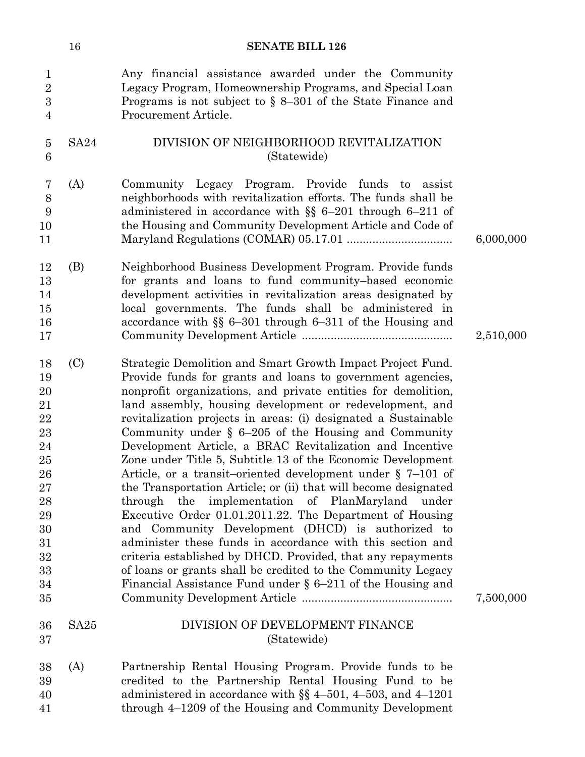Any financial assistance awarded under the Community Legacy Program, Homeownership Programs, and Special Loan Programs is not subject to § 8–301 of the State Finance and Procurement Article.

SA24 DIVISION OF NEIGHBORHOOD REVITALIZATION (Statewide)

(A) Community Legacy Program. Provide funds to assist neighborhoods with revitalization efforts. The funds shall be administered in accordance with §§ 6–201 through 6–211 of the Housing and Community Development Article and Code of Maryland Regulations (COMAR) 05.17.01 ................................ 6,000,000

(B) Neighborhood Business Development Program. Provide funds for grants and loans to fund community–based economic development activities in revitalization areas designated by local governments. The funds shall be administered in accordance with §§ 6–301 through 6–311 of the Housing and Community Development Article .............................................. 2,510,000

(C) Strategic Demolition and Smart Growth Impact Project Fund. Provide funds for grants and loans to government agencies, nonprofit organizations, and private entities for demolition, land assembly, housing development or redevelopment, and revitalization projects in areas: (i) designated a Sustainable Community under § 6–205 of the Housing and Community Development Article, a BRAC Revitalization and Incentive Zone under Title 5, Subtitle 13 of the Economic Development Article, or a transit–oriented development under § 7–101 of the Transportation Article; or (ii) that will become designated through the implementation of PlanMaryland under Executive Order 01.01.2011.22. The Department of Housing and Community Development (DHCD) is authorized to administer these funds in accordance with this section and criteria established by DHCD. Provided, that any repayments of loans or grants shall be credited to the Community Legacy Financial Assistance Fund under § 6–211 of the Housing and Community Development Article .............................................. 7,500,000

SA25 DIVISION OF DEVELOPMENT FINANCE (Statewide)

(A) Partnership Rental Housing Program. Provide funds to be credited to the Partnership Rental Housing Fund to be administered in accordance with §§ 4–501, 4–503, and 4–1201 through 4–1209 of the Housing and Community Development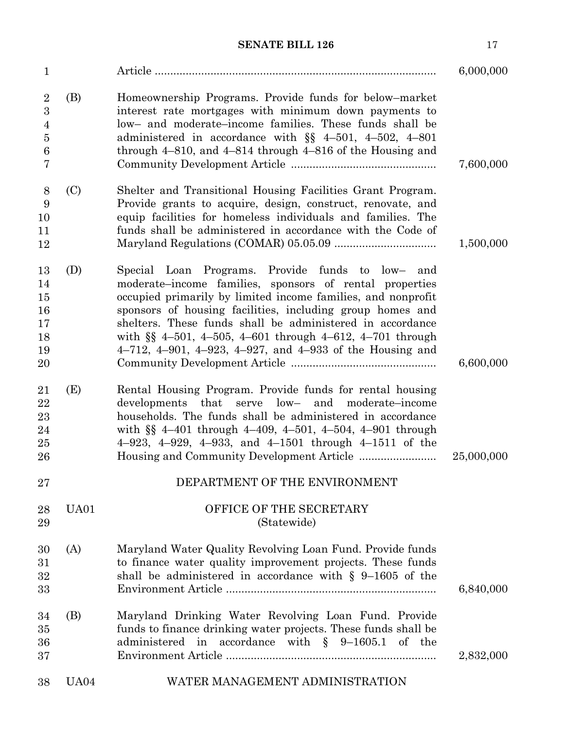Article ........................................................................................ 6,000,000

(B) Homeownership Programs. Provide funds for below–market interest rate mortgages with minimum down payments to low– and moderate–income families. These funds shall be administered in accordance with §§ 4–501, 4–502, 4–801 through 4–810, and 4–814 through 4–816 of the Housing and Community Development Article .............................................. 7,600,000

(C) Shelter and Transitional Housing Facilities Grant Program. Provide grants to acquire, design, construct, renovate, and equip facilities for homeless individuals and families. The funds shall be administered in accordance with the Code of Maryland Regulations (COMAR) 05.05.09 ................................ 1,500,000

(D) Special Loan Programs. Provide funds to low– and moderate–income families, sponsors of rental properties occupied primarily by limited income families, and nonprofit sponsors of housing facilities, including group homes and shelters. These funds shall be administered in accordance with §§ 4–501, 4–505, 4–601 through 4–612, 4–701 through 4–712, 4–901, 4–923, 4–927, and 4–933 of the Housing and Community Development Article .............................................. 6,600,000

(E) Rental Housing Program. Provide funds for rental housing developments that serve low– and moderate–income households. The funds shall be administered in accordance with §§ 4–401 through 4–409, 4–501, 4–504, 4–901 through 4–923, 4–929, 4–933, and 4–1501 through 4–1511 of the Housing and Community Development Article ........................ 25,000,000

DEPARTMENT OF THE ENVIRONMENT

UA01 OFFICE OF THE SECRETARY
(Statewide)

(A) Maryland Water Quality Revolving Loan Fund. Provide funds to finance water quality improvement projects. These funds shall be administered in accordance with § 9–1605 of the Environment Article ................................................................... 6,840,000

(B) Maryland Drinking Water Revolving Loan Fund. Provide funds to finance drinking water projects. These funds shall be administered in accordance with § 9–1605.1 of the Environment Article .................................................................. 2,832,000

UA04 WATER MANAGEMENT ADMINISTRATION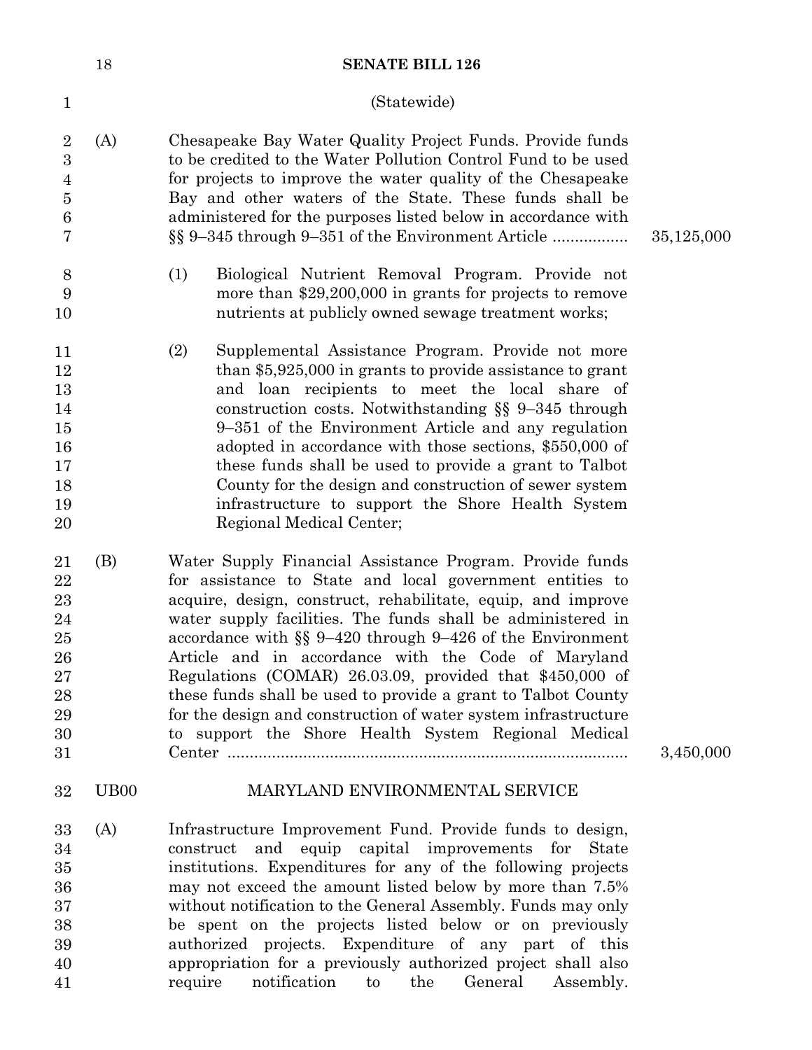(Statewide)

(A) Chesapeake Bay Water Quality Project Funds. Provide funds to be credited to the Water Pollution Control Fund to be used for projects to improve the water quality of the Chesapeake Bay and other waters of the State. These funds shall be administered for the purposes listed below in accordance with §§ 9–345 through 9–351 of the Environment Article ................. 35,125,000

(1) Biological Nutrient Removal Program. Provide not more than $29,200,000 in grants for projects to remove nutrients at publicly owned sewage treatment works;

(2) Supplemental Assistance Program. Provide not more than $5,925,000 in grants to provide assistance to grant and loan recipients to meet the local share of construction costs. Notwithstanding §§ 9–345 through 9–351 of the Environment Article and any regulation adopted in accordance with those sections, $550,000 of these funds shall be used to provide a grant to Talbot County for the design and construction of sewer system infrastructure to support the Shore Health System Regional Medical Center;

(B) Water Supply Financial Assistance Program. Provide funds for assistance to State and local government entities to acquire, design, construct, rehabilitate, equip, and improve water supply facilities. The funds shall be administered in accordance with §§ 9–420 through 9–426 of the Environment Article and in accordance with the Code of Maryland Regulations (COMAR) 26.03.09, provided that $450,000 of these funds shall be used to provide a grant to Talbot County for the design and construction of water system infrastructure to support the Shore Health System Regional Medical Center ......................................................................................... 3,450,000

UB00 MARYLAND ENVIRONMENTAL SERVICE

(A) Infrastructure Improvement Fund. Provide funds to design, construct and equip capital improvements for State institutions. Expenditures for any of the following projects may not exceed the amount listed below by more than 7.5% without notification to the General Assembly. Funds may only be spent on the projects listed below or on previously authorized projects. Expenditure of any part of this appropriation for a previously authorized project shall also require notification to the General Assembly.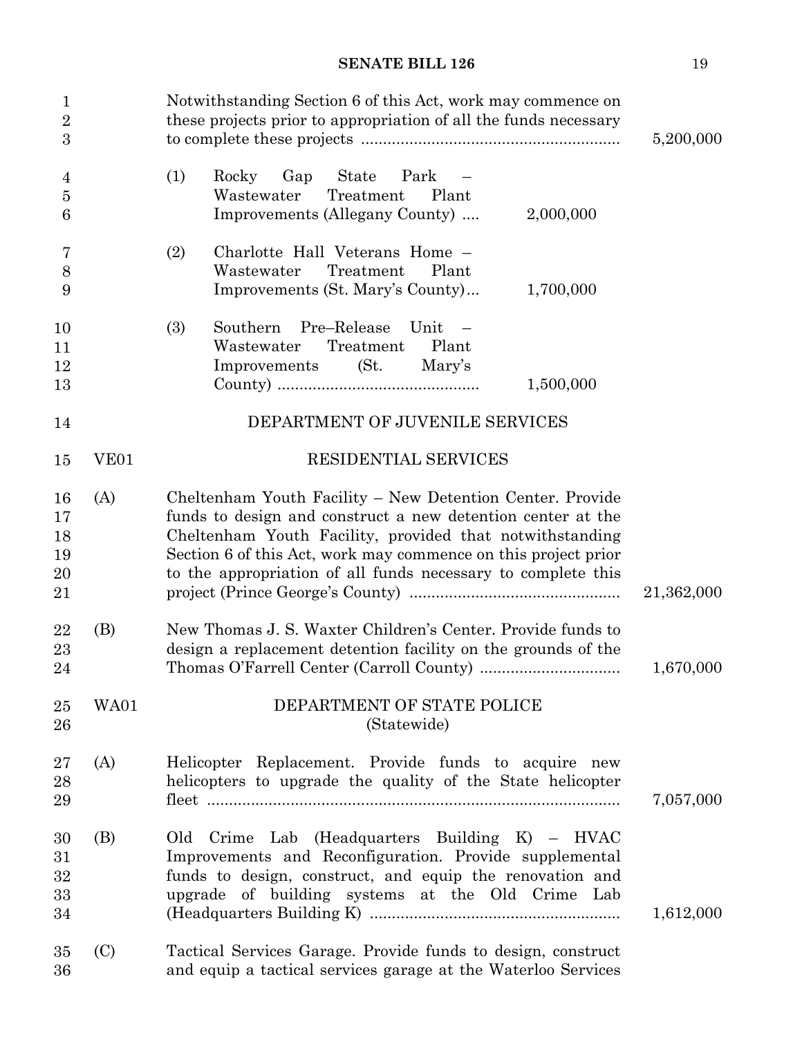Notwithstanding Section 6 of this Act, work may commence on these projects prior to appropriation of all the funds necessary to complete these projects .......................................................... 5,200,000

(1) Rocky Gap State Park – Wastewater Treatment Plant Improvements (Allegany County) .... 2,000,000

(2) Charlotte Hall Veterans Home – Wastewater Treatment Plant Improvements (St. Mary's County)... 1,700,000

(3) Southern Pre–Release Unit – Wastewater Treatment Plant Improvements (St. Mary's County) ............................................. 1,500,000

DEPARTMENT OF JUVENILE SERVICES

VE01 RESIDENTIAL SERVICES

(A) Cheltenham Youth Facility – New Detention Center. Provide funds to design and construct a new detention center at the Cheltenham Youth Facility, provided that notwithstanding Section 6 of this Act, work may commence on this project prior to the appropriation of all funds necessary to complete this project (Prince George's County) ................................................ 21,362,000

(B) New Thomas J. S. Waxter Children's Center. Provide funds to design a replacement detention facility on the grounds of the Thomas O'Farrell Center (Carroll County) ................................ 1,670,000

WA01 DEPARTMENT OF STATE POLICE (Statewide)

(A) Helicopter Replacement. Provide funds to acquire new helicopters to upgrade the quality of the State helicopter fleet .............................................................................................. 7,057,000

(B) Old Crime Lab (Headquarters Building K) – HVAC Improvements and Reconfiguration. Provide supplemental funds to design, construct, and equip the renovation and upgrade of building systems at the Old Crime Lab (Headquarters Building K) ........................................................ 1,612,000

(C) Tactical Services Garage. Provide funds to design, construct and equip a tactical services garage at the Waterloo Services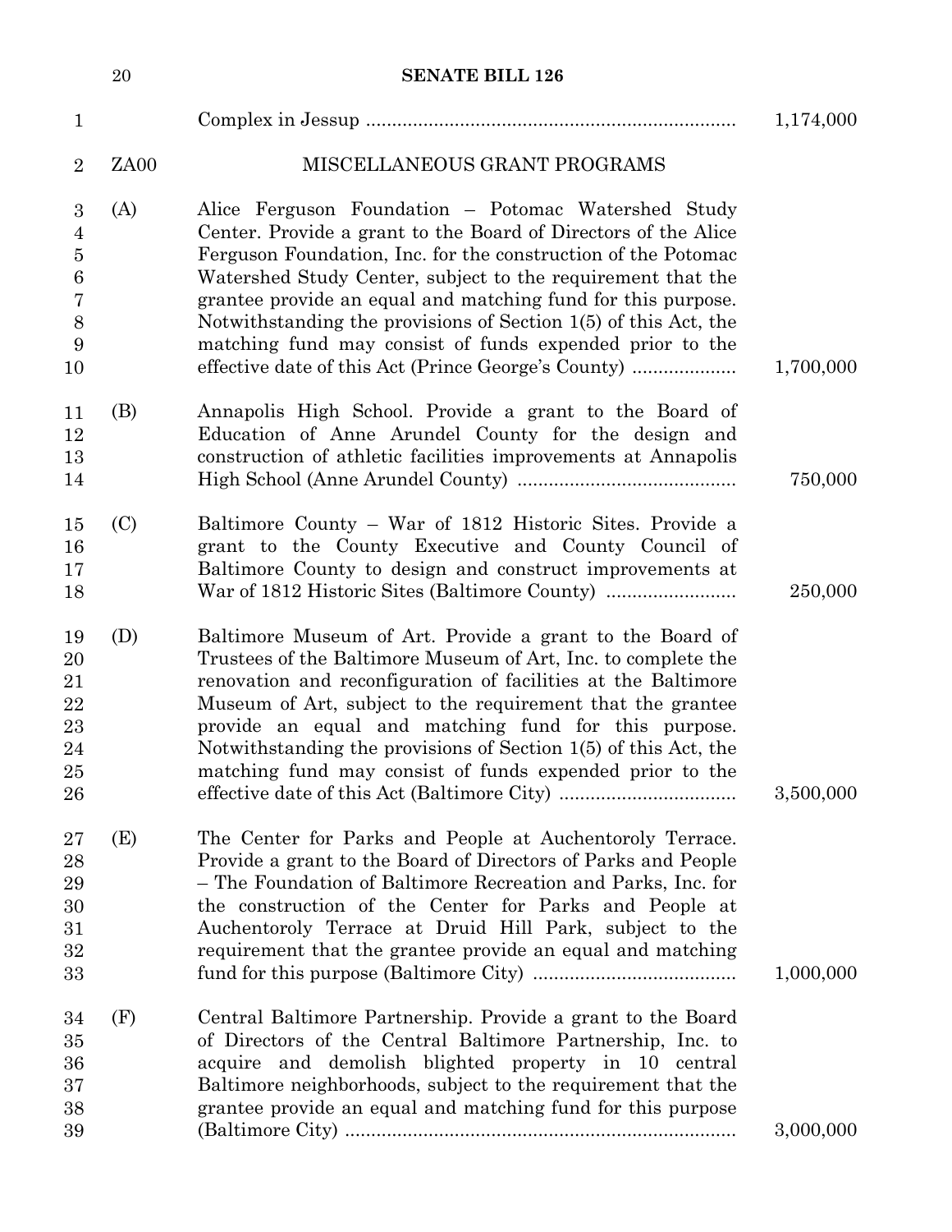Complex in Jessup ...................................................................... 1,174,000

ZA00 MISCELLANEOUS GRANT PROGRAMS

(A) Alice Ferguson Foundation – Potomac Watershed Study Center. Provide a grant to the Board of Directors of the Alice Ferguson Foundation, Inc. for the construction of the Potomac Watershed Study Center, subject to the requirement that the grantee provide an equal and matching fund for this purpose. Notwithstanding the provisions of Section 1(5) of this Act, the matching fund may consist of funds expended prior to the effective date of this Act (Prince George's County) .................... 1,700,000

(B) Annapolis High School. Provide a grant to the Board of Education of Anne Arundel County for the design and construction of athletic facilities improvements at Annapolis High School (Anne Arundel County) .......................................... 750,000

(C) Baltimore County – War of 1812 Historic Sites. Provide a grant to the County Executive and County Council of Baltimore County to design and construct improvements at War of 1812 Historic Sites (Baltimore County) ......................... 250,000

(D) Baltimore Museum of Art. Provide a grant to the Board of Trustees of the Baltimore Museum of Art, Inc. to complete the renovation and reconfiguration of facilities at the Baltimore Museum of Art, subject to the requirement that the grantee provide an equal and matching fund for this purpose. Notwithstanding the provisions of Section 1(5) of this Act, the matching fund may consist of funds expended prior to the effective date of this Act (Baltimore City) ................................. 3,500,000

(E) The Center for Parks and People at Auchentoroly Terrace. Provide a grant to the Board of Directors of Parks and People – The Foundation of Baltimore Recreation and Parks, Inc. for the construction of the Center for Parks and People at Auchentoroly Terrace at Druid Hill Park, subject to the requirement that the grantee provide an equal and matching fund for this purpose (Baltimore City) ....................................... 1,000,000

(F) Central Baltimore Partnership. Provide a grant to the Board of Directors of the Central Baltimore Partnership, Inc. to acquire and demolish blighted property in 10 central Baltimore neighborhoods, subject to the requirement that the grantee provide an equal and matching fund for this purpose (Baltimore City) .......................................................................... 3,000,000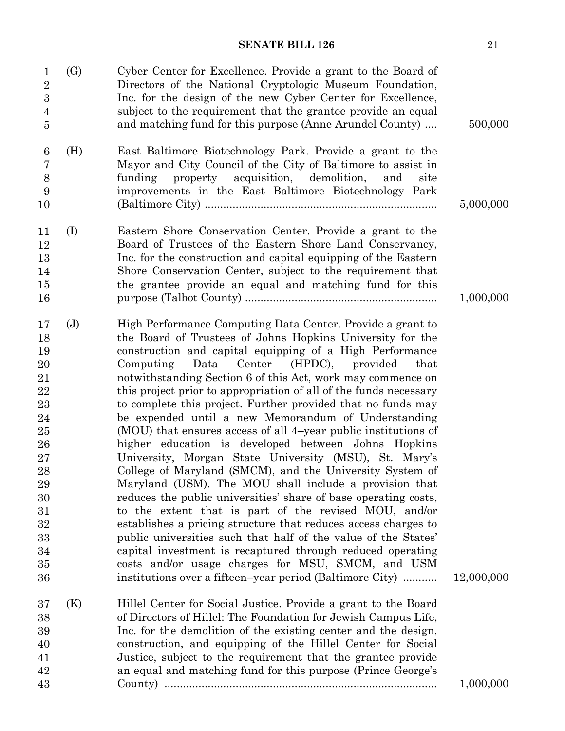(G) Cyber Center for Excellence. Provide a grant to the Board of Directors of the National Cryptologic Museum Foundation, Inc. for the design of the new Cyber Center for Excellence, subject to the requirement that the grantee provide an equal and matching fund for this purpose (Anne Arundel County) .... 500,000

(H) East Baltimore Biotechnology Park. Provide a grant to the Mayor and City Council of the City of Baltimore to assist in funding property acquisition, demolition, and site improvements in the East Baltimore Biotechnology Park (Baltimore City) .......... 5,000,000

(I) Eastern Shore Conservation Center. Provide a grant to the Board of Trustees of the Eastern Shore Land Conservancy, Inc. for the construction and capital equipping of the Eastern Shore Conservation Center, subject to the requirement that the grantee provide an equal and matching fund for this purpose (Talbot County) .......... 1,000,000

(J) High Performance Computing Data Center. Provide a grant to the Board of Trustees of Johns Hopkins University for the construction and capital equipping of a High Performance Computing Data Center (HPDC), provided that notwithstanding Section 6 of this Act, work may commence on this project prior to appropriation of all of the funds necessary to complete this project. Further provided that no funds may be expended until a new Memorandum of Understanding (MOU) that ensures access of all 4–year public institutions of higher education is developed between Johns Hopkins University, Morgan State University (MSU), St. Mary's College of Maryland (SMCM), and the University System of Maryland (USM). The MOU shall include a provision that reduces the public universities' share of base operating costs, to the extent that is part of the revised MOU, and/or establishes a pricing structure that reduces access charges to public universities such that half of the value of the States' capital investment is recaptured through reduced operating costs and/or usage charges for MSU, SMCM, and USM institutions over a fifteen–year period (Baltimore City) .......... 12,000,000

(K) Hillel Center for Social Justice. Provide a grant to the Board of Directors of Hillel: The Foundation for Jewish Campus Life, Inc. for the demolition of the existing center and the design, construction, and equipping of the Hillel Center for Social Justice, subject to the requirement that the grantee provide an equal and matching fund for this purpose (Prince George's County) .......... 1,000,000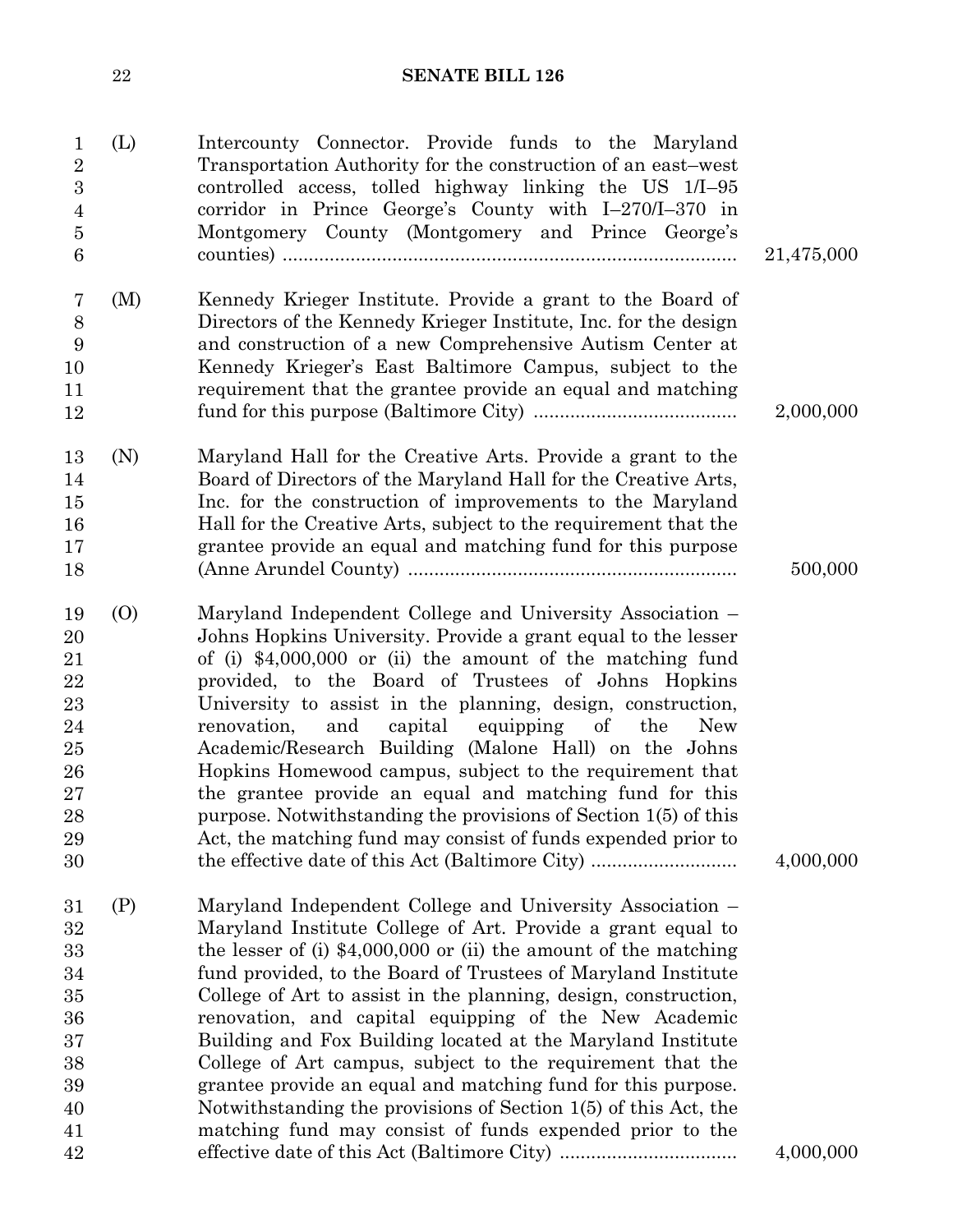(L) Intercounty Connector. Provide funds to the Maryland Transportation Authority for the construction of an east–west controlled access, tolled highway linking the US 1/I–95 corridor in Prince George's County with I–270/I–370 in Montgomery County (Montgomery and Prince George's counties) .......... 21,475,000

(M) Kennedy Krieger Institute. Provide a grant to the Board of Directors of the Kennedy Krieger Institute, Inc. for the design and construction of a new Comprehensive Autism Center at Kennedy Krieger's East Baltimore Campus, subject to the requirement that the grantee provide an equal and matching fund for this purpose (Baltimore City) .......... 2,000,000

(N) Maryland Hall for the Creative Arts. Provide a grant to the Board of Directors of the Maryland Hall for the Creative Arts, Inc. for the construction of improvements to the Maryland Hall for the Creative Arts, subject to the requirement that the grantee provide an equal and matching fund for this purpose (Anne Arundel County) .......... 500,000

(O) Maryland Independent College and University Association – Johns Hopkins University. Provide a grant equal to the lesser of (i) $4,000,000 or (ii) the amount of the matching fund provided, to the Board of Trustees of Johns Hopkins University to assist in the planning, design, construction, renovation, and capital equipping of the New Academic/Research Building (Malone Hall) on the Johns Hopkins Homewood campus, subject to the requirement that the grantee provide an equal and matching fund for this purpose. Notwithstanding the provisions of Section 1(5) of this Act, the matching fund may consist of funds expended prior to the effective date of this Act (Baltimore City) .......... 4,000,000

(P) Maryland Independent College and University Association – Maryland Institute College of Art. Provide a grant equal to the lesser of (i) $4,000,000 or (ii) the amount of the matching fund provided, to the Board of Trustees of Maryland Institute College of Art to assist in the planning, design, construction, renovation, and capital equipping of the New Academic Building and Fox Building located at the Maryland Institute College of Art campus, subject to the requirement that the grantee provide an equal and matching fund for this purpose. Notwithstanding the provisions of Section 1(5) of this Act, the matching fund may consist of funds expended prior to the effective date of this Act (Baltimore City) .......... 4,000,000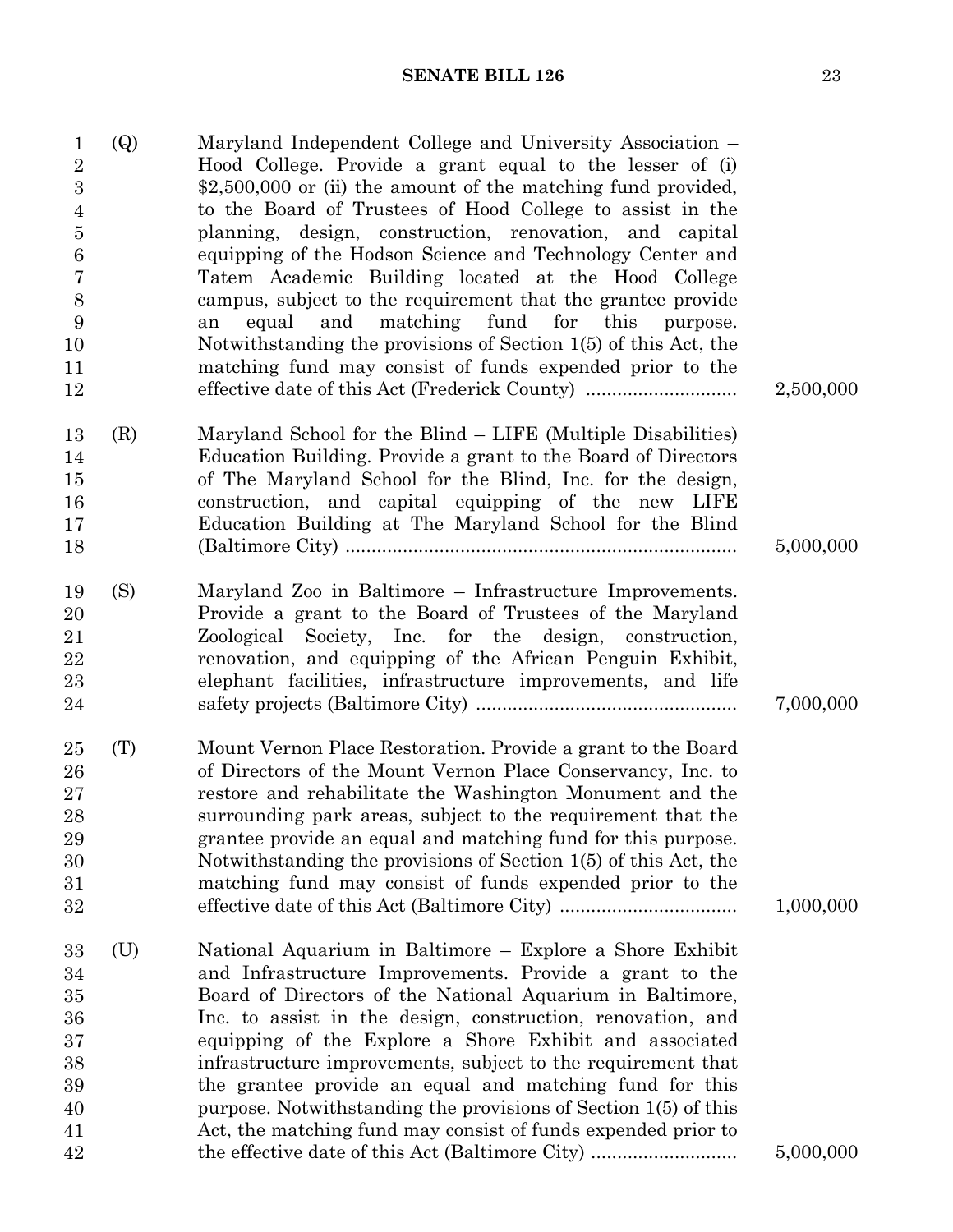(Q) Maryland Independent College and University Association – Hood College. Provide a grant equal to the lesser of (i) $2,500,000 or (ii) the amount of the matching fund provided, to the Board of Trustees of Hood College to assist in the planning, design, construction, renovation, and capital equipping of the Hodson Science and Technology Center and Tatem Academic Building located at the Hood College campus, subject to the requirement that the grantee provide an equal and matching fund for this purpose. Notwithstanding the provisions of Section 1(5) of this Act, the matching fund may consist of funds expended prior to the effective date of this Act (Frederick County) ............................ 2,500,000

(R) Maryland School for the Blind – LIFE (Multiple Disabilities) Education Building. Provide a grant to the Board of Directors of The Maryland School for the Blind, Inc. for the design, construction, and capital equipping of the new LIFE Education Building at The Maryland School for the Blind (Baltimore City) ........................................................................... 5,000,000

(S) Maryland Zoo in Baltimore – Infrastructure Improvements. Provide a grant to the Board of Trustees of the Maryland Zoological Society, Inc. for the design, construction, renovation, and equipping of the African Penguin Exhibit, elephant facilities, infrastructure improvements, and life safety projects (Baltimore City) ................................................. 7,000,000

(T) Mount Vernon Place Restoration. Provide a grant to the Board of Directors of the Mount Vernon Place Conservancy, Inc. to restore and rehabilitate the Washington Monument and the surrounding park areas, subject to the requirement that the grantee provide an equal and matching fund for this purpose. Notwithstanding the provisions of Section 1(5) of this Act, the matching fund may consist of funds expended prior to the effective date of this Act (Baltimore City) ................................. 1,000,000

(U) National Aquarium in Baltimore – Explore a Shore Exhibit and Infrastructure Improvements. Provide a grant to the Board of Directors of the National Aquarium in Baltimore, Inc. to assist in the design, construction, renovation, and equipping of the Explore a Shore Exhibit and associated infrastructure improvements, subject to the requirement that the grantee provide an equal and matching fund for this purpose. Notwithstanding the provisions of Section 1(5) of this Act, the matching fund may consist of funds expended prior to the effective date of this Act (Baltimore City) ........................... 5,000,000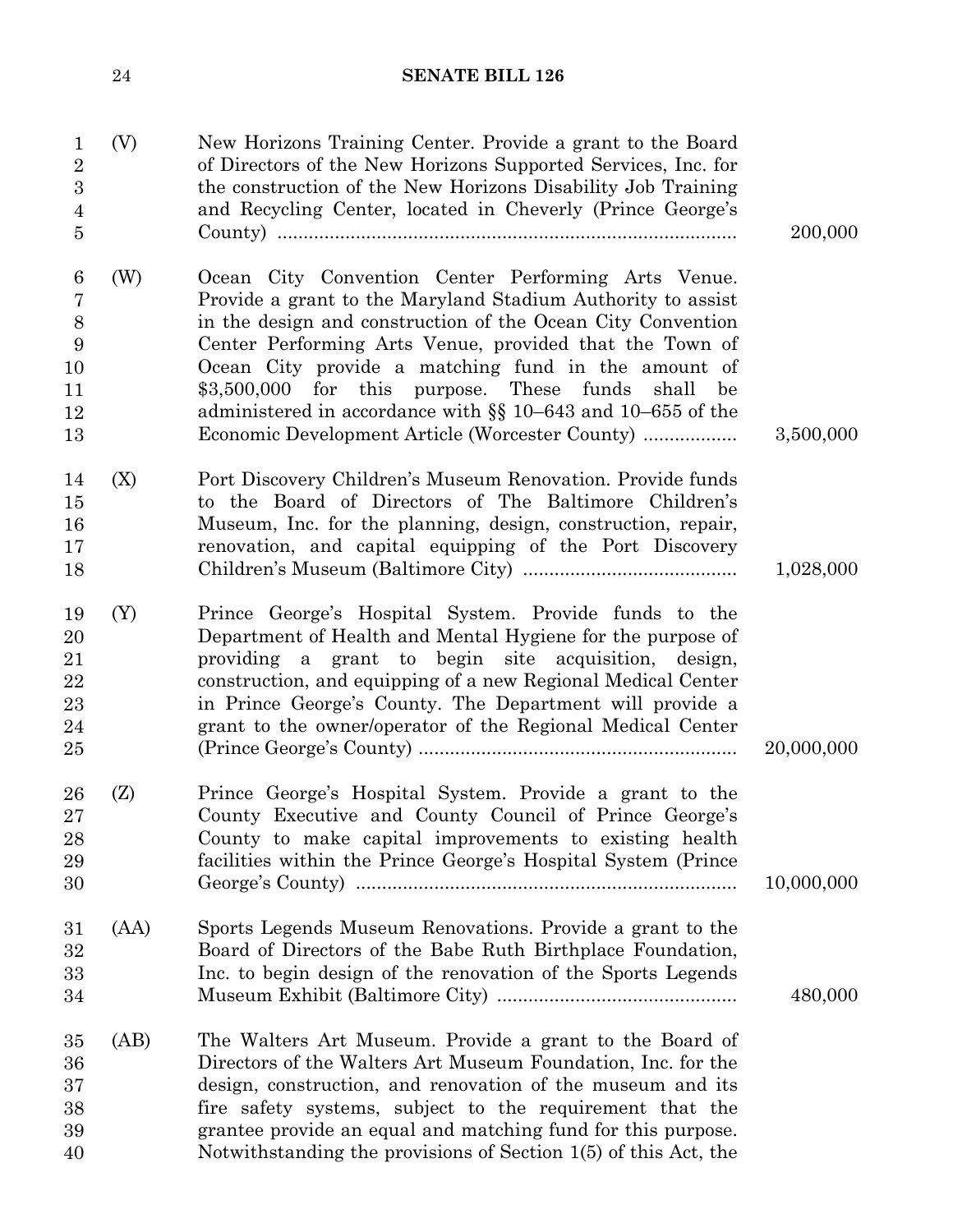(V) New Horizons Training Center. Provide a grant to the Board of Directors of the New Horizons Supported Services, Inc. for the construction of the New Horizons Disability Job Training and Recycling Center, located in Cheverly (Prince George's County) .......................................................................................... 200,000

(W) Ocean City Convention Center Performing Arts Venue. Provide a grant to the Maryland Stadium Authority to assist in the design and construction of the Ocean City Convention Center Performing Arts Venue, provided that the Town of Ocean City provide a matching fund in the amount of $3,500,000 for this purpose. These funds shall be administered in accordance with §§ 10–643 and 10–655 of the Economic Development Article (Worcester County) .................. 3,500,000

(X) Port Discovery Children's Museum Renovation. Provide funds to the Board of Directors of The Baltimore Children's Museum, Inc. for the planning, design, construction, repair, renovation, and capital equipping of the Port Discovery Children's Museum (Baltimore City) ........................................ 1,028,000

(Y) Prince George's Hospital System. Provide funds to the Department of Health and Mental Hygiene for the purpose of providing a grant to begin site acquisition, design, construction, and equipping of a new Regional Medical Center in Prince George's County. The Department will provide a grant to the owner/operator of the Regional Medical Center (Prince George's County) ............................................................ 20,000,000

(Z) Prince George's Hospital System. Provide a grant to the County Executive and County Council of Prince George's County to make capital improvements to existing health facilities within the Prince George's Hospital System (Prince George's County) ........................................................................ 10,000,000

(AA) Sports Legends Museum Renovations. Provide a grant to the Board of Directors of the Babe Ruth Birthplace Foundation, Inc. to begin design of the renovation of the Sports Legends Museum Exhibit (Baltimore City) ............................................. 480,000

(AB) The Walters Art Museum. Provide a grant to the Board of Directors of the Walters Art Museum Foundation, Inc. for the design, construction, and renovation of the museum and its fire safety systems, subject to the requirement that the grantee provide an equal and matching fund for this purpose. Notwithstanding the provisions of Section 1(5) of this Act, the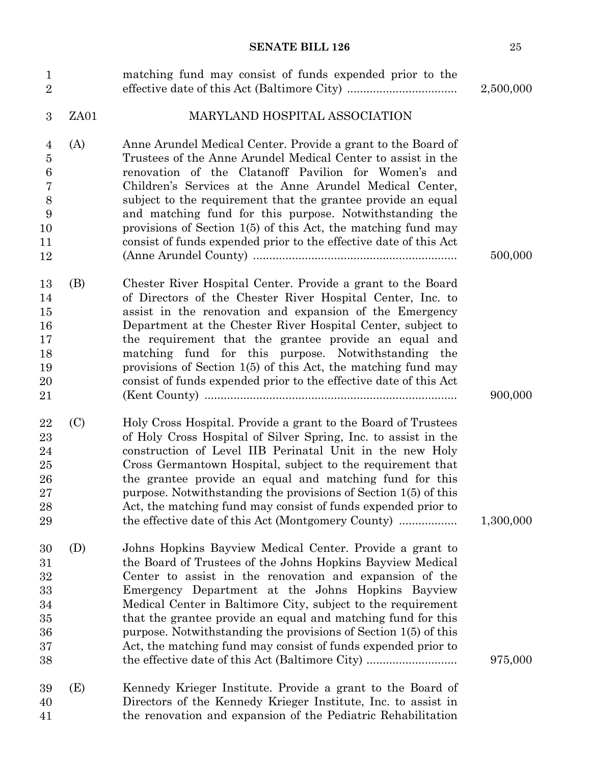matching fund may consist of funds expended prior to the effective date of this Act (Baltimore City) ................................. 2,500,000

ZA01 MARYLAND HOSPITAL ASSOCIATION

(A) Anne Arundel Medical Center. Provide a grant to the Board of Trustees of the Anne Arundel Medical Center to assist in the renovation of the Clatanoff Pavilion for Women's and Children's Services at the Anne Arundel Medical Center, subject to the requirement that the grantee provide an equal and matching fund for this purpose. Notwithstanding the provisions of Section 1(5) of this Act, the matching fund may consist of funds expended prior to the effective date of this Act (Anne Arundel County) .............................................................. 500,000

(B) Chester River Hospital Center. Provide a grant to the Board of Directors of the Chester River Hospital Center, Inc. to assist in the renovation and expansion of the Emergency Department at the Chester River Hospital Center, subject to the requirement that the grantee provide an equal and matching fund for this purpose. Notwithstanding the provisions of Section 1(5) of this Act, the matching fund may consist of funds expended prior to the effective date of this Act (Kent County) ............................................................................ 900,000

(C) Holy Cross Hospital. Provide a grant to the Board of Trustees of Holy Cross Hospital of Silver Spring, Inc. to assist in the construction of Level IIB Perinatal Unit in the new Holy Cross Germantown Hospital, subject to the requirement that the grantee provide an equal and matching fund for this purpose. Notwithstanding the provisions of Section 1(5) of this Act, the matching fund may consist of funds expended prior to the effective date of this Act (Montgomery County) .................. 1,300,000

(D) Johns Hopkins Bayview Medical Center. Provide a grant to the Board of Trustees of the Johns Hopkins Bayview Medical Center to assist in the renovation and expansion of the Emergency Department at the Johns Hopkins Bayview Medical Center in Baltimore City, subject to the requirement that the grantee provide an equal and matching fund for this purpose. Notwithstanding the provisions of Section 1(5) of this Act, the matching fund may consist of funds expended prior to the effective date of this Act (Baltimore City) ........................... 975,000

(E) Kennedy Krieger Institute. Provide a grant to the Board of Directors of the Kennedy Krieger Institute, Inc. to assist in the renovation and expansion of the Pediatric Rehabilitation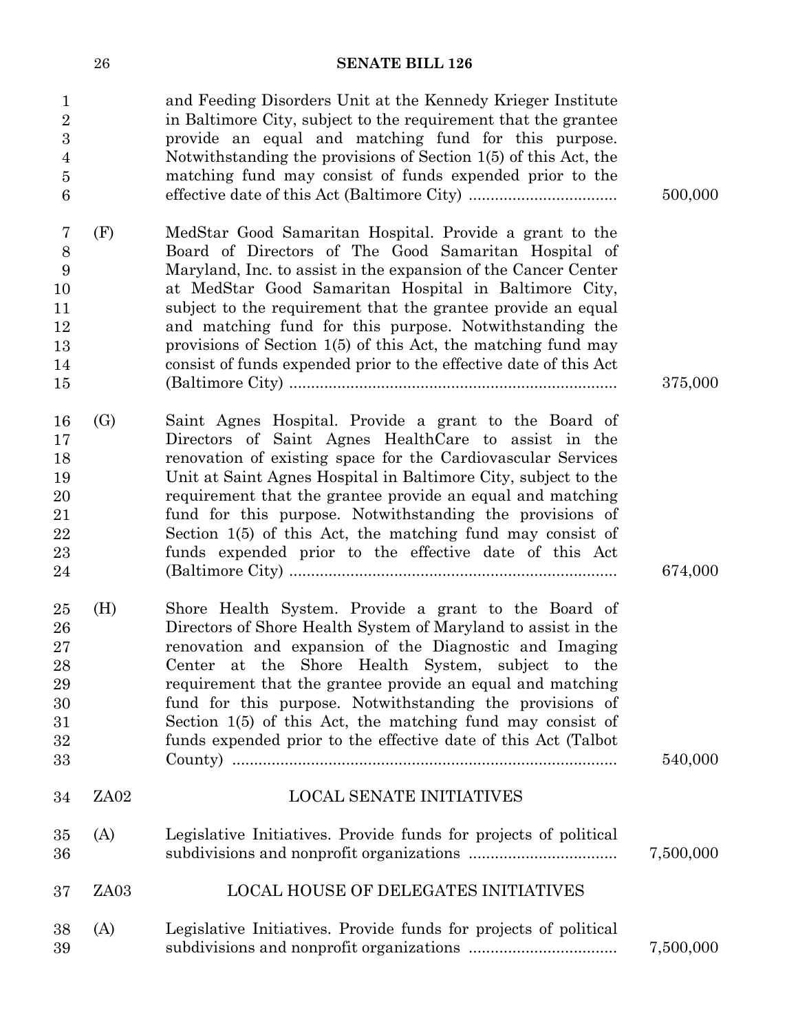and Feeding Disorders Unit at the Kennedy Krieger Institute in Baltimore City, subject to the requirement that the grantee provide an equal and matching fund for this purpose. Notwithstanding the provisions of Section 1(5) of this Act, the matching fund may consist of funds expended prior to the effective date of this Act (Baltimore City) .................................. 500,000

(F) MedStar Good Samaritan Hospital. Provide a grant to the Board of Directors of The Good Samaritan Hospital of Maryland, Inc. to assist in the expansion of the Cancer Center at MedStar Good Samaritan Hospital in Baltimore City, subject to the requirement that the grantee provide an equal and matching fund for this purpose. Notwithstanding the provisions of Section 1(5) of this Act, the matching fund may consist of funds expended prior to the effective date of this Act (Baltimore City) .......................................................................... 375,000

(G) Saint Agnes Hospital. Provide a grant to the Board of Directors of Saint Agnes HealthCare to assist in the renovation of existing space for the Cardiovascular Services Unit at Saint Agnes Hospital in Baltimore City, subject to the requirement that the grantee provide an equal and matching fund for this purpose. Notwithstanding the provisions of Section 1(5) of this Act, the matching fund may consist of funds expended prior to the effective date of this Act (Baltimore City) .......................................................................... 674,000

(H) Shore Health System. Provide a grant to the Board of Directors of Shore Health System of Maryland to assist in the renovation and expansion of the Diagnostic and Imaging Center at the Shore Health System, subject to the requirement that the grantee provide an equal and matching fund for this purpose. Notwithstanding the provisions of Section 1(5) of this Act, the matching fund may consist of funds expended prior to the effective date of this Act (Talbot County) ....................................................................................... 540,000

ZA02 LOCAL SENATE INITIATIVES

(A) Legislative Initiatives. Provide funds for projects of political subdivisions and nonprofit organizations .................................. 7,500,000

ZA03 LOCAL HOUSE OF DELEGATES INITIATIVES

(A) Legislative Initiatives. Provide funds for projects of political subdivisions and nonprofit organizations .................................. 7,500,000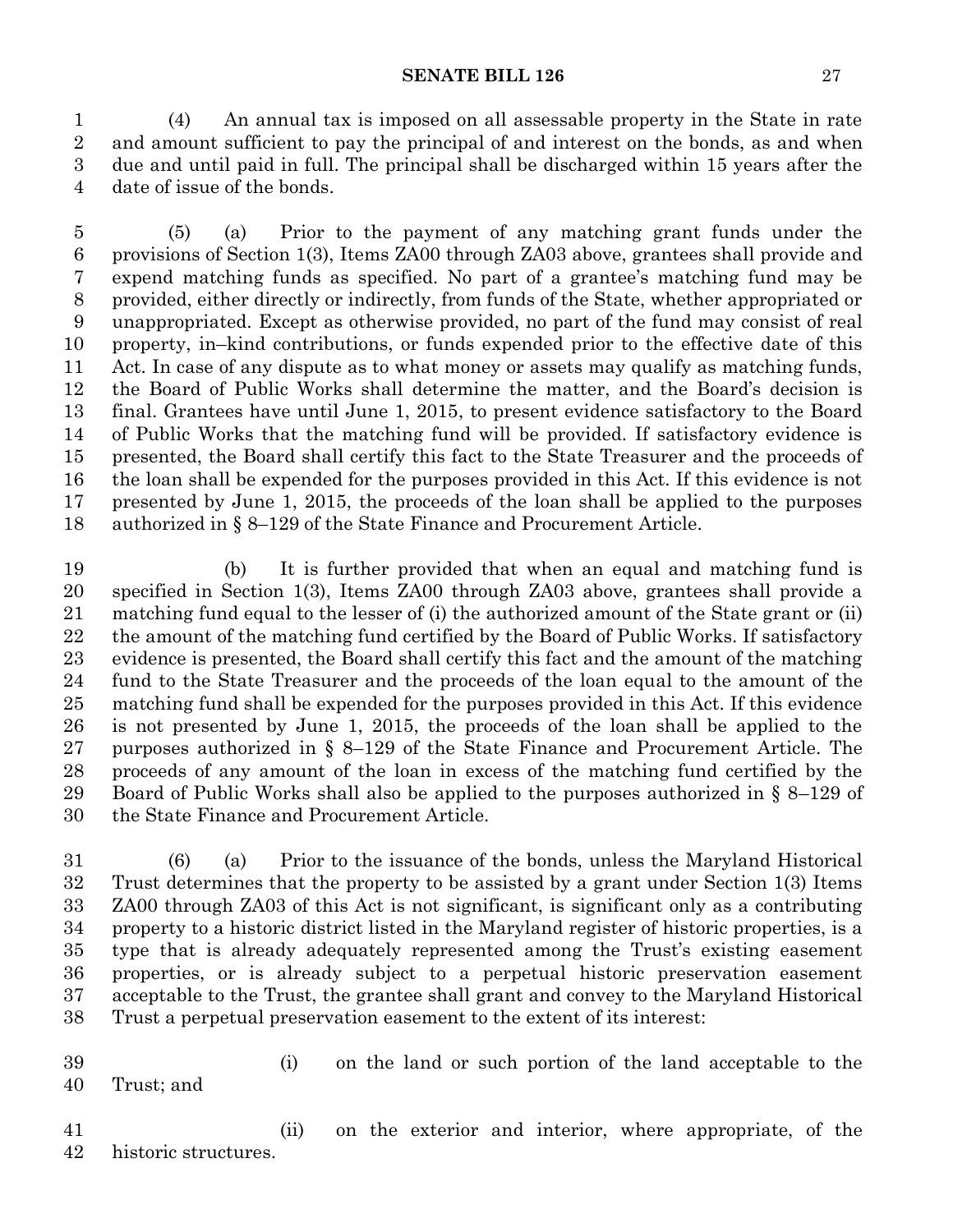(4) An annual tax is imposed on all assessable property in the State in rate and amount sufficient to pay the principal of and interest on the bonds, as and when due and until paid in full. The principal shall be discharged within 15 years after the date of issue of the bonds.

(5) (a) Prior to the payment of any matching grant funds under the provisions of Section 1(3), Items ZA00 through ZA03 above, grantees shall provide and expend matching funds as specified. No part of a grantee's matching fund may be provided, either directly or indirectly, from funds of the State, whether appropriated or unappropriated. Except as otherwise provided, no part of the fund may consist of real property, in–kind contributions, or funds expended prior to the effective date of this Act. In case of any dispute as to what money or assets may qualify as matching funds, the Board of Public Works shall determine the matter, and the Board's decision is final. Grantees have until June 1, 2015, to present evidence satisfactory to the Board of Public Works that the matching fund will be provided. If satisfactory evidence is presented, the Board shall certify this fact to the State Treasurer and the proceeds of the loan shall be expended for the purposes provided in this Act. If this evidence is not presented by June 1, 2015, the proceeds of the loan shall be applied to the purposes authorized in § 8–129 of the State Finance and Procurement Article.

(b) It is further provided that when an equal and matching fund is specified in Section 1(3), Items ZA00 through ZA03 above, grantees shall provide a matching fund equal to the lesser of (i) the authorized amount of the State grant or (ii) the amount of the matching fund certified by the Board of Public Works. If satisfactory evidence is presented, the Board shall certify this fact and the amount of the matching fund to the State Treasurer and the proceeds of the loan equal to the amount of the matching fund shall be expended for the purposes provided in this Act. If this evidence is not presented by June 1, 2015, the proceeds of the loan shall be applied to the purposes authorized in § 8–129 of the State Finance and Procurement Article. The proceeds of any amount of the loan in excess of the matching fund certified by the Board of Public Works shall also be applied to the purposes authorized in § 8–129 of the State Finance and Procurement Article.

(6) (a) Prior to the issuance of the bonds, unless the Maryland Historical Trust determines that the property to be assisted by a grant under Section 1(3) Items ZA00 through ZA03 of this Act is not significant, is significant only as a contributing property to a historic district listed in the Maryland register of historic properties, is a type that is already adequately represented among the Trust's existing easement properties, or is already subject to a perpetual historic preservation easement acceptable to the Trust, the grantee shall grant and convey to the Maryland Historical Trust a perpetual preservation easement to the extent of its interest:

(i) on the land or such portion of the land acceptable to the Trust; and

(ii) on the exterior and interior, where appropriate, of the historic structures.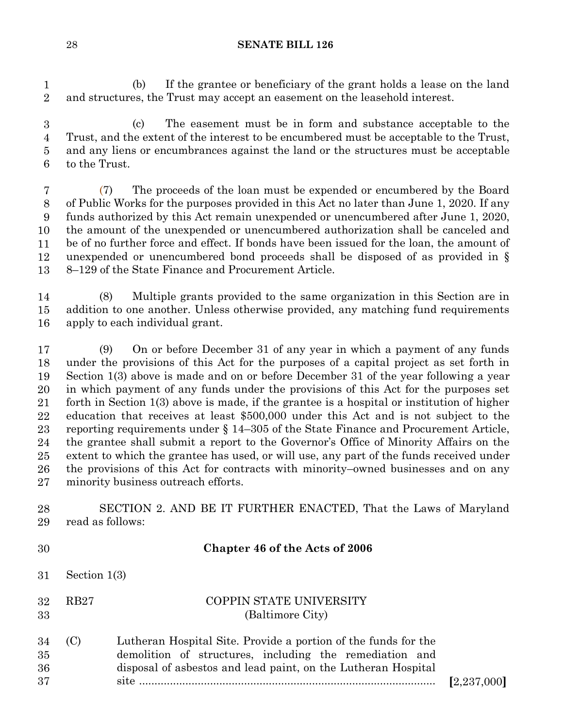(b) If the grantee or beneficiary of the grant holds a lease on the land and structures, the Trust may accept an easement on the leasehold interest.

(c) The easement must be in form and substance acceptable to the Trust, and the extent of the interest to be encumbered must be acceptable to the Trust, and any liens or encumbrances against the land or the structures must be acceptable to the Trust.

(7) The proceeds of the loan must be expended or encumbered by the Board of Public Works for the purposes provided in this Act no later than June 1, 2020. If any funds authorized by this Act remain unexpended or unencumbered after June 1, 2020, the amount of the unexpended or unencumbered authorization shall be canceled and be of no further force and effect. If bonds have been issued for the loan, the amount of unexpended or unencumbered bond proceeds shall be disposed of as provided in § 8–129 of the State Finance and Procurement Article.

(8) Multiple grants provided to the same organization in this Section are in addition to one another. Unless otherwise provided, any matching fund requirements apply to each individual grant.

(9) On or before December 31 of any year in which a payment of any funds under the provisions of this Act for the purposes of a capital project as set forth in Section 1(3) above is made and on or before December 31 of the year following a year in which payment of any funds under the provisions of this Act for the purposes set forth in Section 1(3) above is made, if the grantee is a hospital or institution of higher education that receives at least $500,000 under this Act and is not subject to the reporting requirements under § 14–305 of the State Finance and Procurement Article, the grantee shall submit a report to the Governor's Office of Minority Affairs on the extent to which the grantee has used, or will use, any part of the funds received under the provisions of this Act for contracts with minority–owned businesses and on any minority business outreach efforts.

SECTION 2. AND BE IT FURTHER ENACTED, That the Laws of Maryland read as follows:

**Chapter 46 of the Acts of 2006**

Section 1(3)

RB27 COPPIN STATE UNIVERSITY
(Baltimore City)

(C) Lutheran Hospital Site. Provide a portion of the funds for the demolition of structures, including the remediation and disposal of asbestos and lead paint, on the Lutheran Hospital site .................................................................................................. **[**2,237,000**]**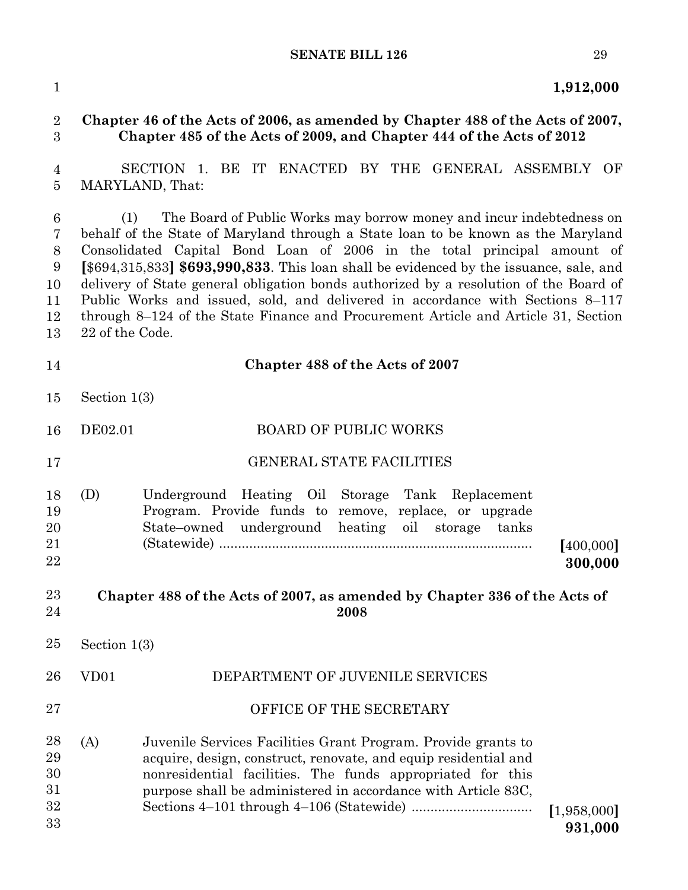**1,912,000**

**Chapter 46 of the Acts of 2006, as amended by Chapter 488 of the Acts of 2007, Chapter 485 of the Acts of 2009, and Chapter 444 of the Acts of 2012**

SECTION 1. BE IT ENACTED BY THE GENERAL ASSEMBLY OF MARYLAND, That:

(1) The Board of Public Works may borrow money and incur indebtedness on behalf of the State of Maryland through a State loan to be known as the Maryland Consolidated Capital Bond Loan of 2006 in the total principal amount of **[**$694,315,833**]** **$693,990,833**. This loan shall be evidenced by the issuance, sale, and delivery of State general obligation bonds authorized by a resolution of the Board of Public Works and issued, sold, and delivered in accordance with Sections 8–117 through 8–124 of the State Finance and Procurement Article and Article 31, Section 22 of the Code.

**Chapter 488 of the Acts of 2007**

Section 1(3)

DE02.01 BOARD OF PUBLIC WORKS

GENERAL STATE FACILITIES

(D) Underground Heating Oil Storage Tank Replacement Program. Provide funds to remove, replace, or upgrade State–owned underground heating oil storage tanks (Statewide) .................................................................................. **[**400,000**]** **300,000**

**Chapter 488 of the Acts of 2007, as amended by Chapter 336 of the Acts of 2008**

Section 1(3)

VD01 DEPARTMENT OF JUVENILE SERVICES

OFFICE OF THE SECRETARY

(A) Juvenile Services Facilities Grant Program. Provide grants to acquire, design, construct, renovate, and equip residential and nonresidential facilities. The funds appropriated for this purpose shall be administered in accordance with Article 83C, Sections 4–101 through 4–106 (Statewide) ................................ **[**1,958,000**]** **931,000**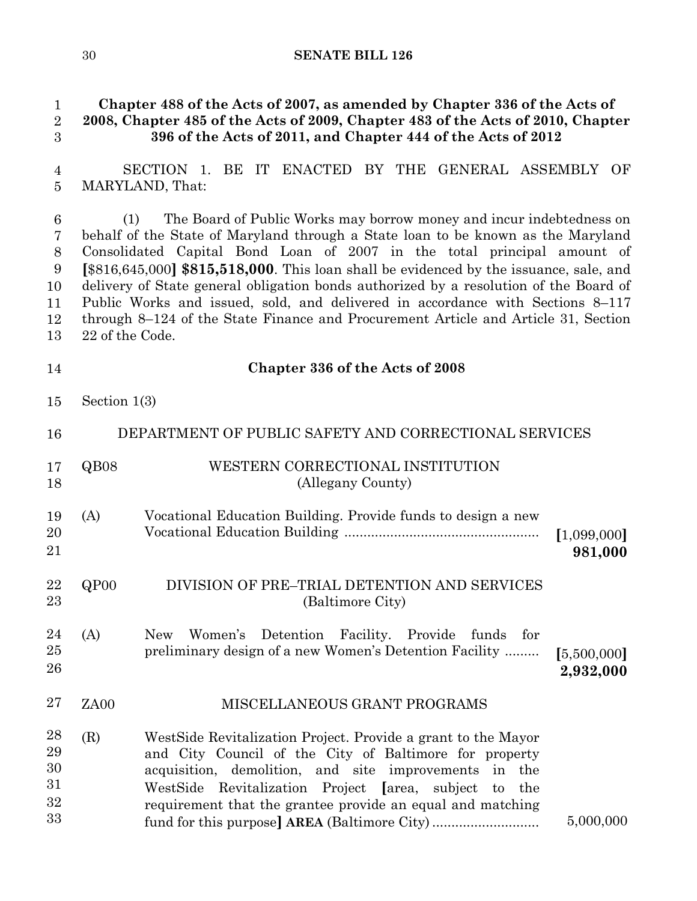**Chapter 488 of the Acts of 2007, as amended by Chapter 336 of the Acts of 2008, Chapter 485 of the Acts of 2009, Chapter 483 of the Acts of 2010, Chapter 396 of the Acts of 2011, and Chapter 444 of the Acts of 2012**

SECTION 1. BE IT ENACTED BY THE GENERAL ASSEMBLY OF MARYLAND, That:

(1) The Board of Public Works may borrow money and incur indebtedness on behalf of the State of Maryland through a State loan to be known as the Maryland Consolidated Capital Bond Loan of 2007 in the total principal amount of **[**$816,645,000**] $815,518,000**. This loan shall be evidenced by the issuance, sale, and delivery of State general obligation bonds authorized by a resolution of the Board of Public Works and issued, sold, and delivered in accordance with Sections 8–117 through 8–124 of the State Finance and Procurement Article and Article 31, Section 22 of the Code.

**Chapter 336 of the Acts of 2008**

Section 1(3)

DEPARTMENT OF PUBLIC SAFETY AND CORRECTIONAL SERVICES

QB08 WESTERN CORRECTIONAL INSTITUTION (Allegany County)

(A) Vocational Education Building. Provide funds to design a new Vocational Education Building .................................................. **[**1,099,000**]** **981,000**

QP00 DIVISION OF PRE–TRIAL DETENTION AND SERVICES (Baltimore City)

(A) New Women's Detention Facility. Provide funds for preliminary design of a new Women's Detention Facility ......... **[**5,500,000**]** **2,932,000**

ZA00 MISCELLANEOUS GRANT PROGRAMS

(R) WestSide Revitalization Project. Provide a grant to the Mayor and City Council of the City of Baltimore for property acquisition, demolition, and site improvements in the WestSide Revitalization Project **[**area, subject to the requirement that the grantee provide an equal and matching fund for this purpose**] AREA** (Baltimore City) ............................ 5,000,000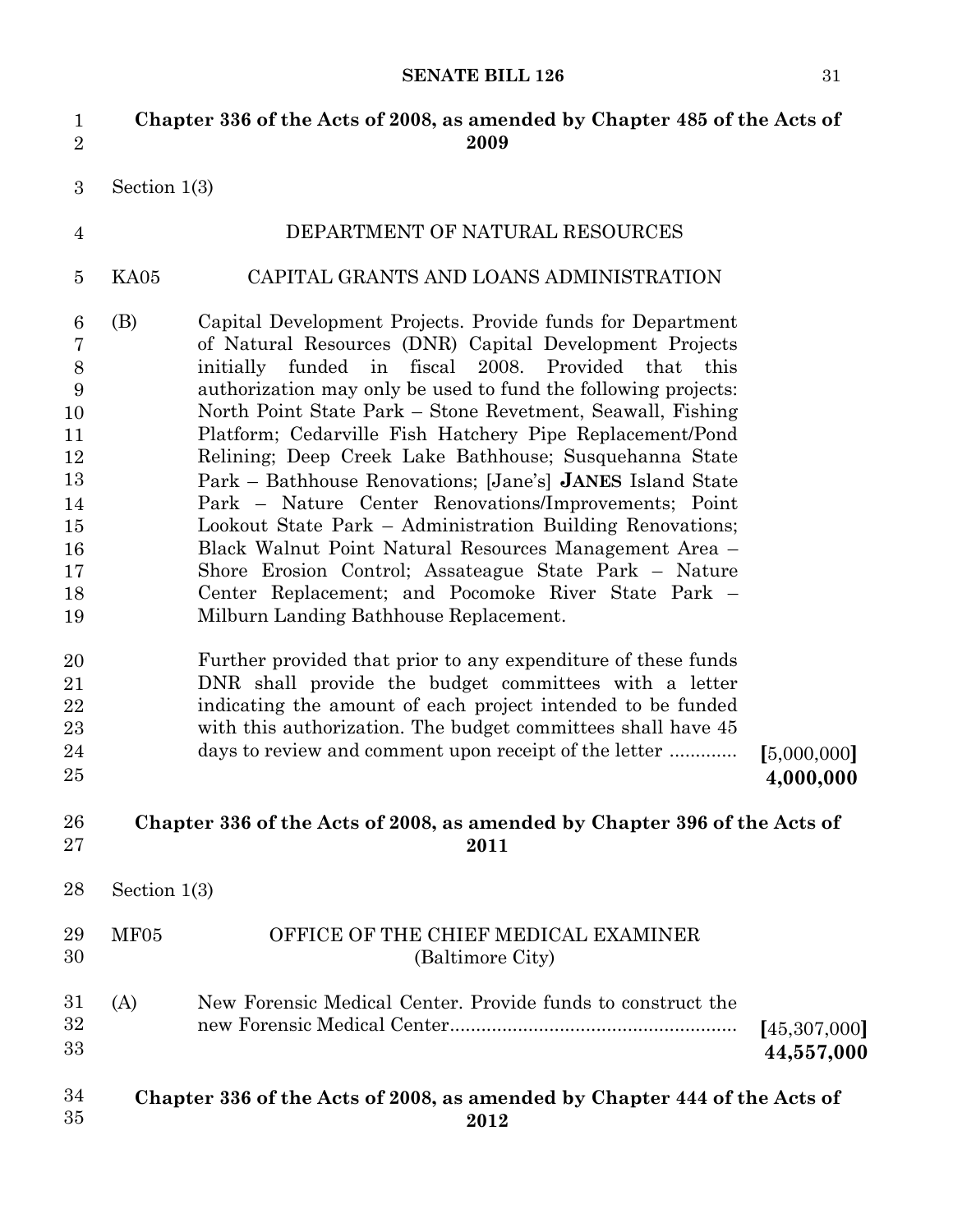**Chapter 336 of the Acts of 2008, as amended by Chapter 485 of the Acts of 2009**

Section 1(3)

DEPARTMENT OF NATURAL RESOURCES

KA05 CAPITAL GRANTS AND LOANS ADMINISTRATION

(B) Capital Development Projects. Provide funds for Department of Natural Resources (DNR) Capital Development Projects initially funded in fiscal 2008. Provided that this authorization may only be used to fund the following projects: North Point State Park – Stone Revetment, Seawall, Fishing Platform; Cedarville Fish Hatchery Pipe Replacement/Pond Relining; Deep Creek Lake Bathhouse; Susquehanna State Park – Bathhouse Renovations; [Jane's] **JANES** Island State Park – Nature Center Renovations/Improvements; Point Lookout State Park – Administration Building Renovations; Black Walnut Point Natural Resources Management Area – Shore Erosion Control; Assateague State Park – Nature Center Replacement; and Pocomoke River State Park – Milburn Landing Bathhouse Replacement.

Further provided that prior to any expenditure of these funds DNR shall provide the budget committees with a letter indicating the amount of each project intended to be funded with this authorization. The budget committees shall have 45 days to review and comment upon receipt of the letter ............. **[**5,000,000**]** **4,000,000**

**Chapter 336 of the Acts of 2008, as amended by Chapter 396 of the Acts of 2011**

Section 1(3)

MF05 OFFICE OF THE CHIEF MEDICAL EXAMINER (Baltimore City)

(A) New Forensic Medical Center. Provide funds to construct the new Forensic Medical Center....................................................... **[**45,307,000**]** **44,557,000**

**Chapter 336 of the Acts of 2008, as amended by Chapter 444 of the Acts of 2012**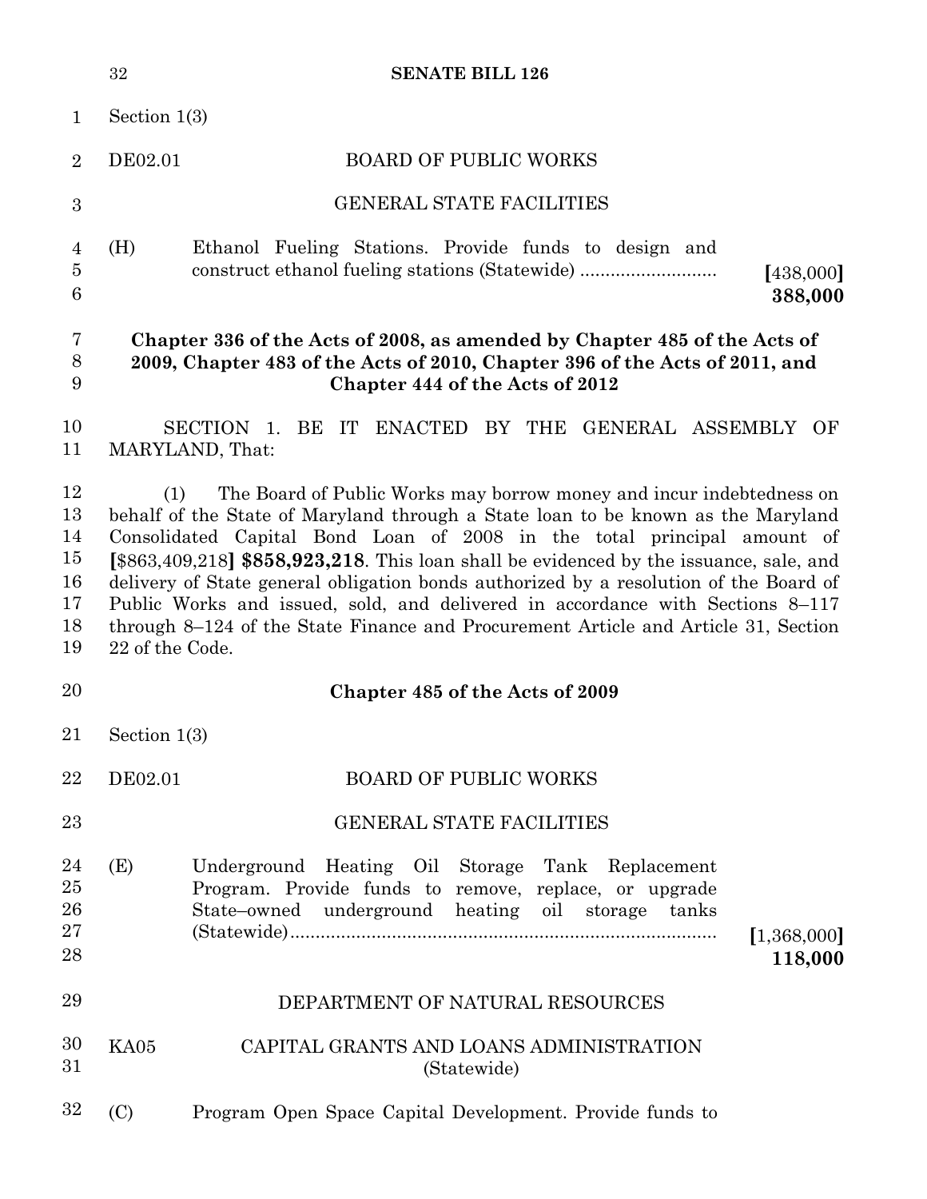Section 1(3)

DE02.01 BOARD OF PUBLIC WORKS

GENERAL STATE FACILITIES

(H) Ethanol Fueling Stations. Provide funds to design and construct ethanol fueling stations (Statewide) ........................... [438,000] **388,000**

**Chapter 336 of the Acts of 2008, as amended by Chapter 485 of the Acts of 2009, Chapter 483 of the Acts of 2010, Chapter 396 of the Acts of 2011, and Chapter 444 of the Acts of 2012**

SECTION 1. BE IT ENACTED BY THE GENERAL ASSEMBLY OF MARYLAND, That:

(1) The Board of Public Works may borrow money and incur indebtedness on behalf of the State of Maryland through a State loan to be known as the Maryland Consolidated Capital Bond Loan of 2008 in the total principal amount of [$863,409,218] **$858,923,218**. This loan shall be evidenced by the issuance, sale, and delivery of State general obligation bonds authorized by a resolution of the Board of Public Works and issued, sold, and delivered in accordance with Sections 8–117 through 8–124 of the State Finance and Procurement Article and Article 31, Section 22 of the Code.

**Chapter 485 of the Acts of 2009**

Section 1(3)

DE02.01 BOARD OF PUBLIC WORKS

GENERAL STATE FACILITIES

(E) Underground Heating Oil Storage Tank Replacement Program. Provide funds to remove, replace, or upgrade State–owned underground heating oil storage tanks (Statewide)..................................................................................... [1,368,000] **118,000**

DEPARTMENT OF NATURAL RESOURCES

KA05 CAPITAL GRANTS AND LOANS ADMINISTRATION (Statewide)

(C) Program Open Space Capital Development. Provide funds to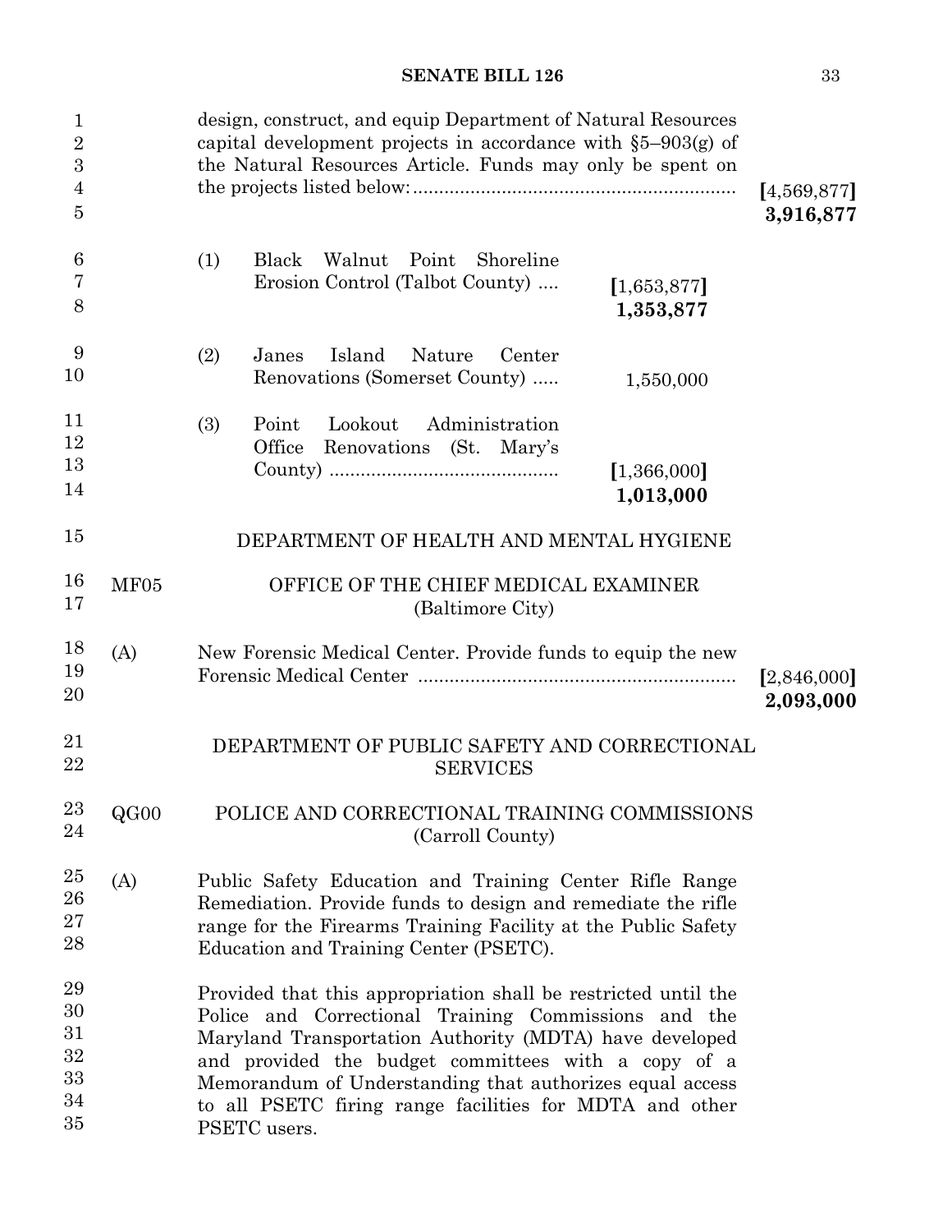design, construct, and equip Department of Natural Resources capital development projects in accordance with §5–903(g) of the Natural Resources Article. Funds may only be spent on the projects listed below: .............................................................. [4,569,877] **3,916,877**

(1) Black Walnut Point Shoreline Erosion Control (Talbot County) .... [1,653,877] **1,353,877**

(2) Janes Island Nature Center Renovations (Somerset County) ..... 1,550,000

(3) Point Lookout Administration Office Renovations (St. Mary's County) ............................................ [1,366,000] **1,013,000**

DEPARTMENT OF HEALTH AND MENTAL HYGIENE

MF05 OFFICE OF THE CHIEF MEDICAL EXAMINER (Baltimore City)

(A) New Forensic Medical Center. Provide funds to equip the new Forensic Medical Center ............................................................. [2,846,000] **2,093,000**

DEPARTMENT OF PUBLIC SAFETY AND CORRECTIONAL SERVICES

QG00 POLICE AND CORRECTIONAL TRAINING COMMISSIONS (Carroll County)

(A) Public Safety Education and Training Center Rifle Range Remediation. Provide funds to design and remediate the rifle range for the Firearms Training Facility at the Public Safety Education and Training Center (PSETC).

Provided that this appropriation shall be restricted until the Police and Correctional Training Commissions and the Maryland Transportation Authority (MDTA) have developed and provided the budget committees with a copy of a Memorandum of Understanding that authorizes equal access to all PSETC firing range facilities for MDTA and other PSETC users.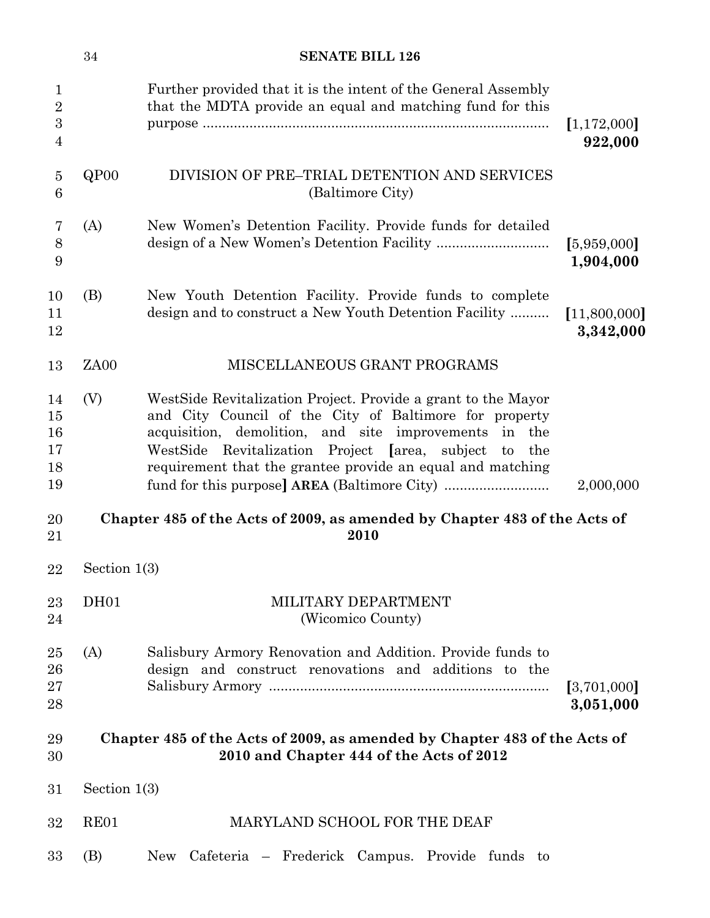Further provided that it is the intent of the General Assembly that the MDTA provide an equal and matching fund for this purpose ........................................................................................ [1,172,000] **922,000**

QP00 DIVISION OF PRE–TRIAL DETENTION AND SERVICES (Baltimore City)

(A) New Women's Detention Facility. Provide funds for detailed design of a New Women's Detention Facility ............................ [5,959,000] **1,904,000**

(B) New Youth Detention Facility. Provide funds to complete design and to construct a New Youth Detention Facility .......... [11,800,000] **3,342,000**

ZA00 MISCELLANEOUS GRANT PROGRAMS

(V) WestSide Revitalization Project. Provide a grant to the Mayor and City Council of the City of Baltimore for property acquisition, demolition, and site improvements in the WestSide Revitalization Project [area, subject to the requirement that the grantee provide an equal and matching fund for this purpose] **AREA** (Baltimore City) ........................... 2,000,000

**Chapter 485 of the Acts of 2009, as amended by Chapter 483 of the Acts of 2010**

Section 1(3)

DH01 MILITARY DEPARTMENT (Wicomico County)

(A) Salisbury Armory Renovation and Addition. Provide funds to design and construct renovations and additions to the Salisbury Armory ........................................................................ [3,701,000] **3,051,000**

**Chapter 485 of the Acts of 2009, as amended by Chapter 483 of the Acts of 2010 and Chapter 444 of the Acts of 2012**

Section 1(3)

RE01 MARYLAND SCHOOL FOR THE DEAF

(B) New Cafeteria – Frederick Campus. Provide funds to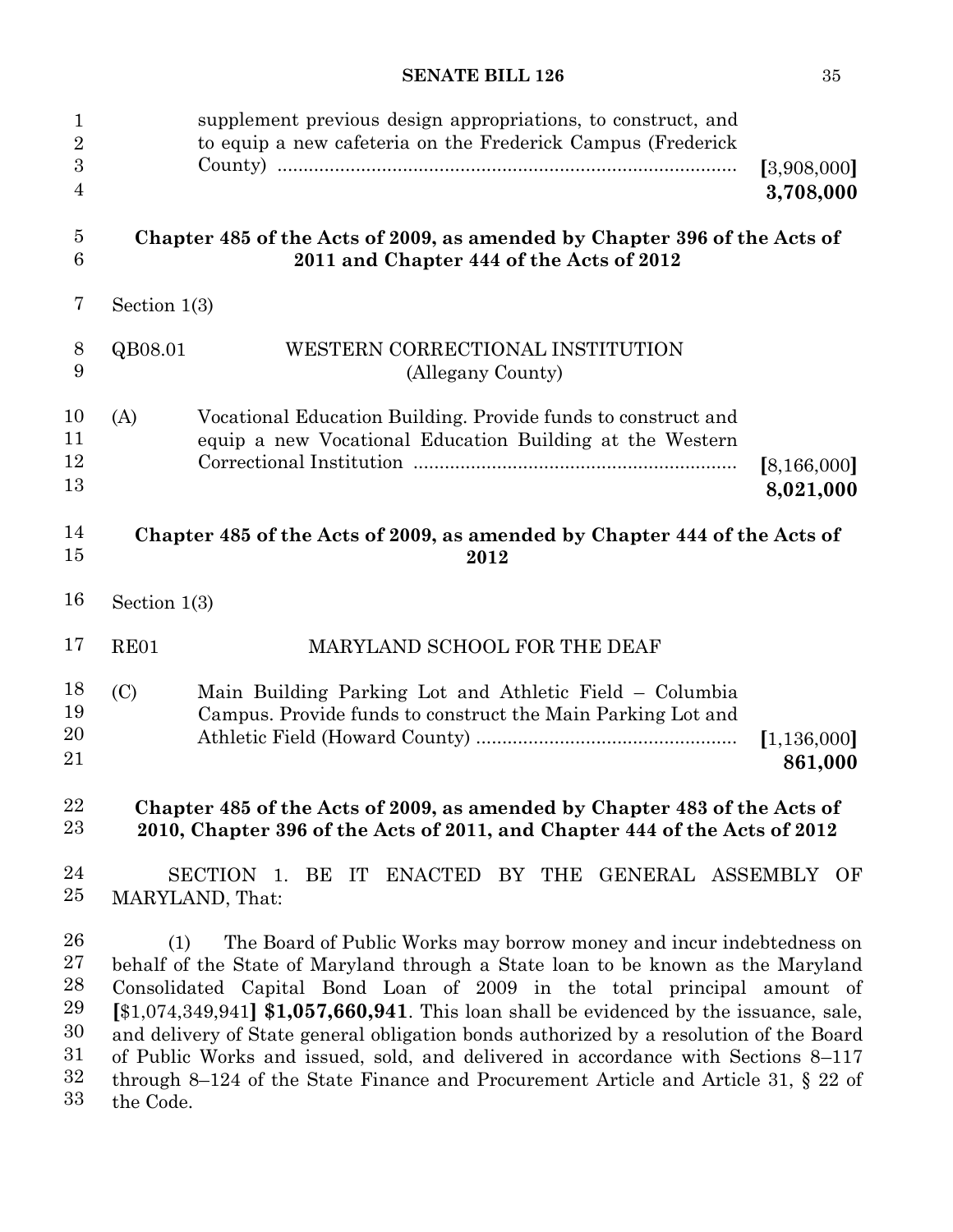supplement previous design appropriations, to construct, and to equip a new cafeteria on the Frederick Campus (Frederick County) ........................................................................................ [3,908,000] **3,708,000**

**Chapter 485 of the Acts of 2009, as amended by Chapter 396 of the Acts of 2011 and Chapter 444 of the Acts of 2012**

Section 1(3)

QB08.01 WESTERN CORRECTIONAL INSTITUTION (Allegany County)

(A) Vocational Education Building. Provide funds to construct and equip a new Vocational Education Building at the Western Correctional Institution .............................................................. [8,166,000] **8,021,000**

**Chapter 485 of the Acts of 2009, as amended by Chapter 444 of the Acts of 2012**

Section 1(3)

RE01 MARYLAND SCHOOL FOR THE DEAF

(C) Main Building Parking Lot and Athletic Field – Columbia Campus. Provide funds to construct the Main Parking Lot and Athletic Field (Howard County) .................................................. [1,136,000] **861,000**

**Chapter 485 of the Acts of 2009, as amended by Chapter 483 of the Acts of 2010, Chapter 396 of the Acts of 2011, and Chapter 444 of the Acts of 2012**

SECTION 1. BE IT ENACTED BY THE GENERAL ASSEMBLY OF MARYLAND, That:

(1) The Board of Public Works may borrow money and incur indebtedness on behalf of the State of Maryland through a State loan to be known as the Maryland Consolidated Capital Bond Loan of 2009 in the total principal amount of [$1,074,349,941] **$1,057,660,941**. This loan shall be evidenced by the issuance, sale, and delivery of State general obligation bonds authorized by a resolution of the Board of Public Works and issued, sold, and delivered in accordance with Sections 8–117 through 8–124 of the State Finance and Procurement Article and Article 31, § 22 of the Code.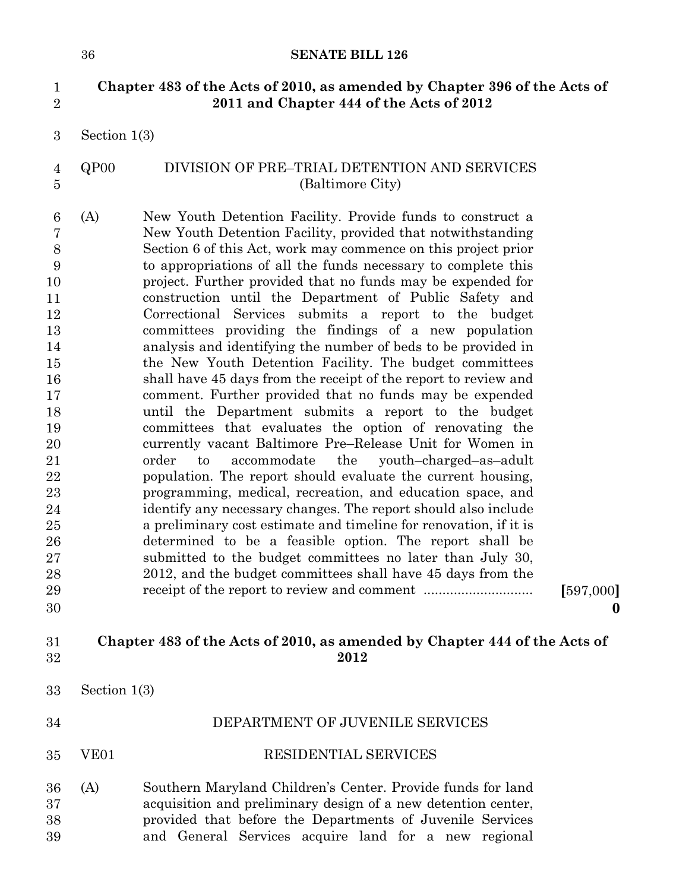**Chapter 483 of the Acts of 2010, as amended by Chapter 396 of the Acts of 2011 and Chapter 444 of the Acts of 2012**

Section 1(3)

QP00 DIVISION OF PRE–TRIAL DETENTION AND SERVICES (Baltimore City)

(A) New Youth Detention Facility. Provide funds to construct a New Youth Detention Facility, provided that notwithstanding Section 6 of this Act, work may commence on this project prior to appropriations of all the funds necessary to complete this project. Further provided that no funds may be expended for construction until the Department of Public Safety and Correctional Services submits a report to the budget committees providing the findings of a new population analysis and identifying the number of beds to be provided in the New Youth Detention Facility. The budget committees shall have 45 days from the receipt of the report to review and comment. Further provided that no funds may be expended until the Department submits a report to the budget committees that evaluates the option of renovating the currently vacant Baltimore Pre–Release Unit for Women in order to accommodate the youth–charged–as–adult population. The report should evaluate the current housing, programming, medical, recreation, and education space, and identify any necessary changes. The report should also include a preliminary cost estimate and timeline for renovation, if it is determined to be a feasible option. The report shall be submitted to the budget committees no later than July 30, 2012, and the budget committees shall have 45 days from the receipt of the report to review and comment ............................ **[**597,000**]**
**0**

**Chapter 483 of the Acts of 2010, as amended by Chapter 444 of the Acts of 2012**

Section 1(3)

DEPARTMENT OF JUVENILE SERVICES

VE01 RESIDENTIAL SERVICES

(A) Southern Maryland Children's Center. Provide funds for land acquisition and preliminary design of a new detention center, provided that before the Departments of Juvenile Services and General Services acquire land for a new regional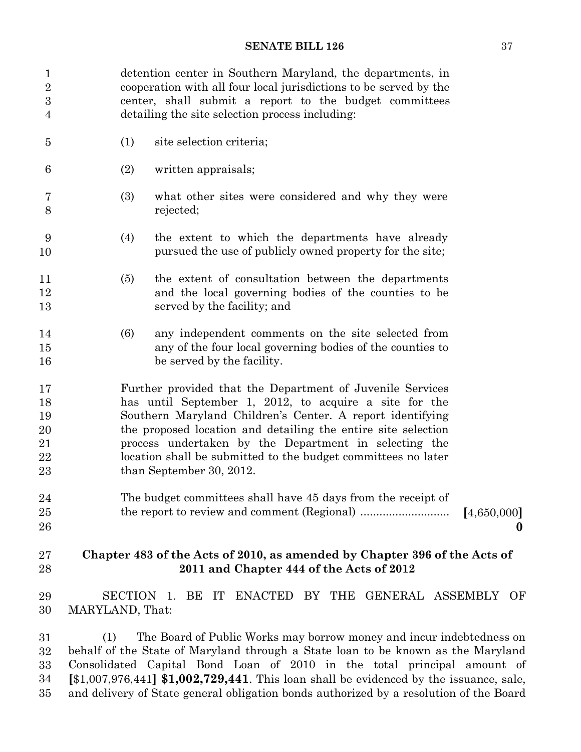detention center in Southern Maryland, the departments, in cooperation with all four local jurisdictions to be served by the center, shall submit a report to the budget committees detailing the site selection process including:

(1) site selection criteria;

(2) written appraisals;

(3) what other sites were considered and why they were rejected;

(4) the extent to which the departments have already pursued the use of publicly owned property for the site;

(5) the extent of consultation between the departments and the local governing bodies of the counties to be served by the facility; and

(6) any independent comments on the site selected from any of the four local governing bodies of the counties to be served by the facility.

Further provided that the Department of Juvenile Services has until September 1, 2012, to acquire a site for the Southern Maryland Children's Center. A report identifying the proposed location and detailing the entire site selection process undertaken by the Department in selecting the location shall be submitted to the budget committees no later than September 30, 2012.

The budget committees shall have 45 days from the receipt of the report to review and comment (Regional) ............................ [4,650,000]
**0**

## Chapter 483 of the Acts of 2010, as amended by Chapter 396 of the Acts of 2011 and Chapter 444 of the Acts of 2012

SECTION 1. BE IT ENACTED BY THE GENERAL ASSEMBLY OF MARYLAND, That:

(1) The Board of Public Works may borrow money and incur indebtedness on behalf of the State of Maryland through a State loan to be known as the Maryland Consolidated Capital Bond Loan of 2010 in the total principal amount of [$1,007,976,441] **$1,002,729,441**. This loan shall be evidenced by the issuance, sale, and delivery of State general obligation bonds authorized by a resolution of the Board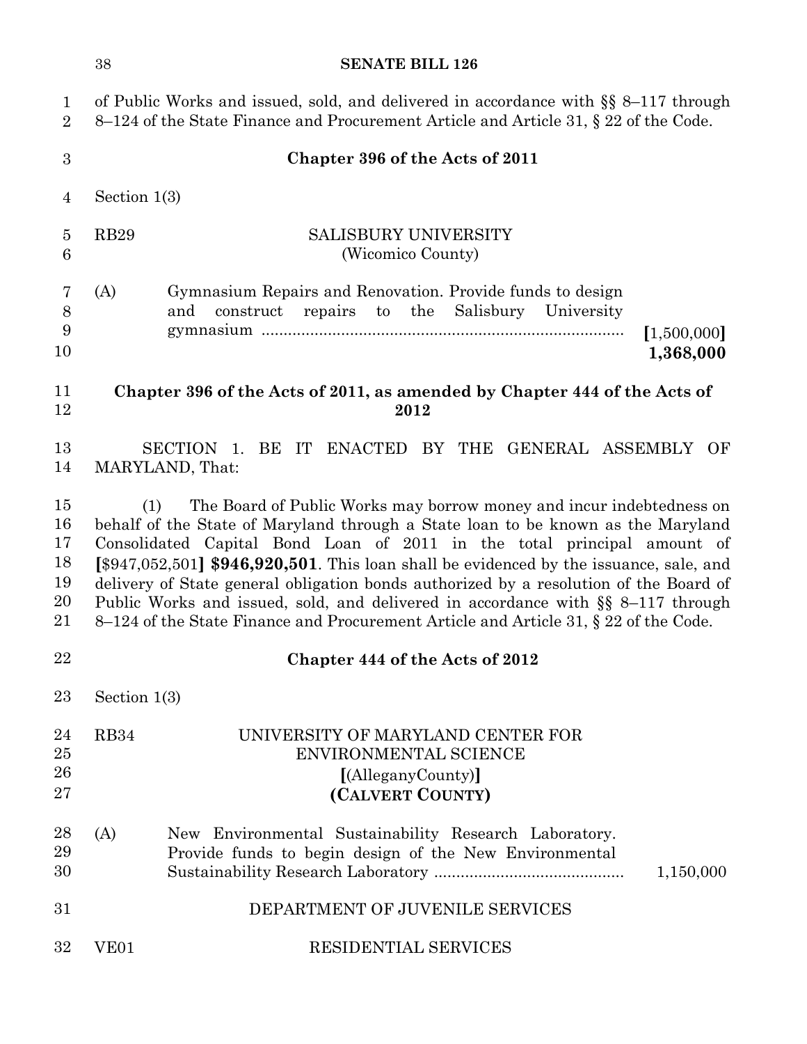of Public Works and issued, sold, and delivered in accordance with §§ 8–117 through 8–124 of the State Finance and Procurement Article and Article 31, § 22 of the Code.

**Chapter 396 of the Acts of 2011**

Section 1(3)

RB29 SALISBURY UNIVERSITY
(Wicomico County)

(A) Gymnasium Repairs and Renovation. Provide funds to design and construct repairs to the Salisbury University gymnasium .................................................................................. [1,500,000] **1,368,000**

**Chapter 396 of the Acts of 2011, as amended by Chapter 444 of the Acts of 2012**

SECTION 1. BE IT ENACTED BY THE GENERAL ASSEMBLY OF MARYLAND, That:

(1) The Board of Public Works may borrow money and incur indebtedness on behalf of the State of Maryland through a State loan to be known as the Maryland Consolidated Capital Bond Loan of 2011 in the total principal amount of **[**$947,052,501**] $946,920,501**. This loan shall be evidenced by the issuance, sale, and delivery of State general obligation bonds authorized by a resolution of the Board of Public Works and issued, sold, and delivered in accordance with §§ 8–117 through 8–124 of the State Finance and Procurement Article and Article 31, § 22 of the Code.

**Chapter 444 of the Acts of 2012**

Section 1(3)

RB34 UNIVERSITY OF MARYLAND CENTER FOR ENVIRONMENTAL SCIENCE
**[**(AlleganyCounty)**]**
**(CALVERT COUNTY)**

(A) New Environmental Sustainability Research Laboratory. Provide funds to begin design of the New Environmental Sustainability Research Laboratory ........................................... 1,150,000

DEPARTMENT OF JUVENILE SERVICES

VE01 RESIDENTIAL SERVICES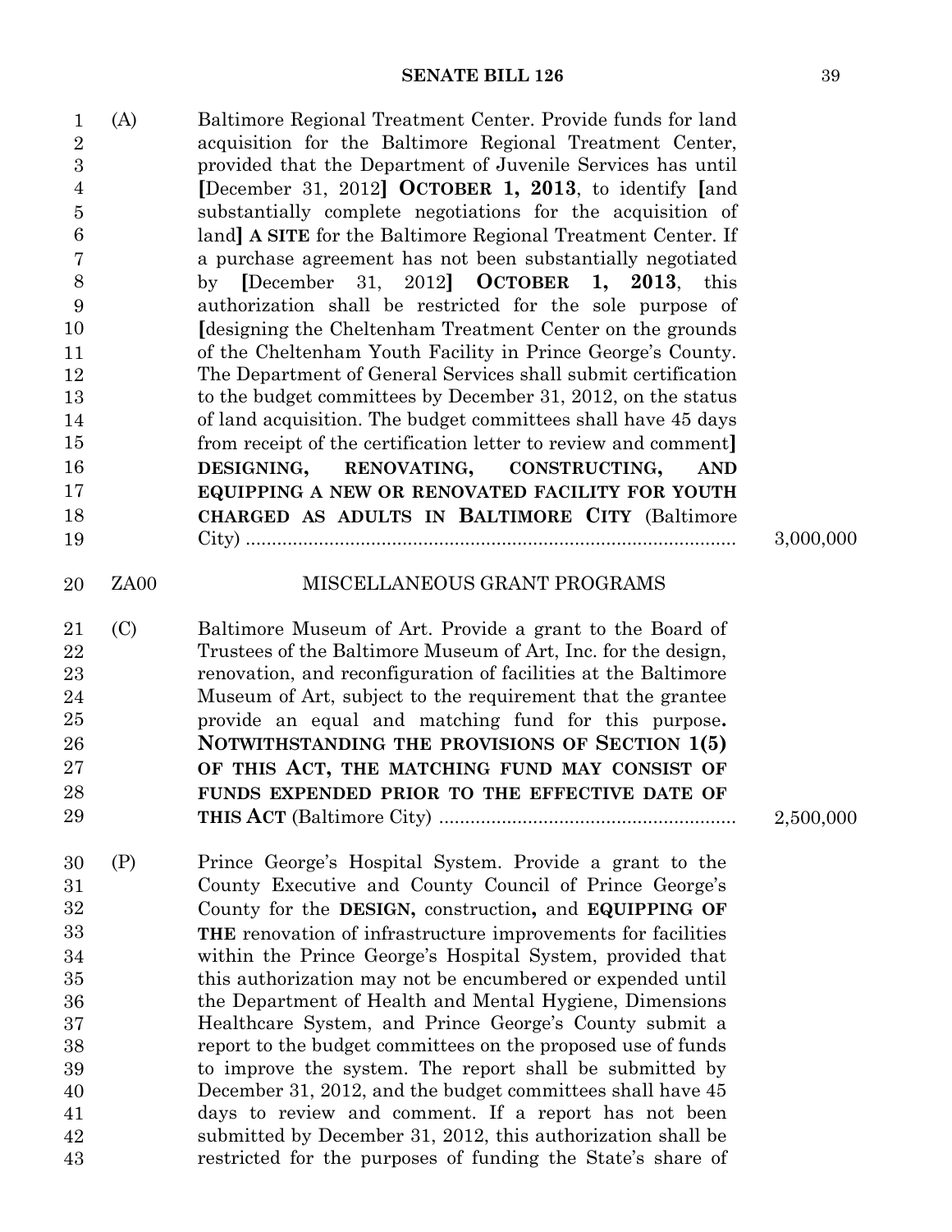(A) Baltimore Regional Treatment Center. Provide funds for land acquisition for the Baltimore Regional Treatment Center, provided that the Department of Juvenile Services has until [December 31, 2012] **OCTOBER 1, 2013**, to identify [and substantially complete negotiations for the acquisition of land] **A SITE** for the Baltimore Regional Treatment Center. If a purchase agreement has not been substantially negotiated by [December 31, 2012] **OCTOBER 1, 2013**, this authorization shall be restricted for the sole purpose of [designing the Cheltenham Treatment Center on the grounds of the Cheltenham Youth Facility in Prince George's County. The Department of General Services shall submit certification to the budget committees by December 31, 2012, on the status of land acquisition. The budget committees shall have 45 days from receipt of the certification letter to review and comment] **DESIGNING, RENOVATING, CONSTRUCTING, AND EQUIPPING A NEW OR RENOVATED FACILITY FOR YOUTH CHARGED AS ADULTS IN BALTIMORE CITY** (Baltimore City) .......... 3,000,000

ZA00 MISCELLANEOUS GRANT PROGRAMS

(C) Baltimore Museum of Art. Provide a grant to the Board of Trustees of the Baltimore Museum of Art, Inc. for the design, renovation, and reconfiguration of facilities at the Baltimore Museum of Art, subject to the requirement that the grantee provide an equal and matching fund for this purpose**. NOTWITHSTANDING THE PROVISIONS OF SECTION 1(5) OF THIS ACT, THE MATCHING FUND MAY CONSIST OF FUNDS EXPENDED PRIOR TO THE EFFECTIVE DATE OF THIS ACT** (Baltimore City) .......... 2,500,000

(P) Prince George's Hospital System. Provide a grant to the County Executive and County Council of Prince George's County for the **DESIGN,** construction**,** and **EQUIPPING OF THE** renovation of infrastructure improvements for facilities within the Prince George's Hospital System, provided that this authorization may not be encumbered or expended until the Department of Health and Mental Hygiene, Dimensions Healthcare System, and Prince George's County submit a report to the budget committees on the proposed use of funds to improve the system. The report shall be submitted by December 31, 2012, and the budget committees shall have 45 days to review and comment. If a report has not been submitted by December 31, 2012, this authorization shall be restricted for the purposes of funding the State's share of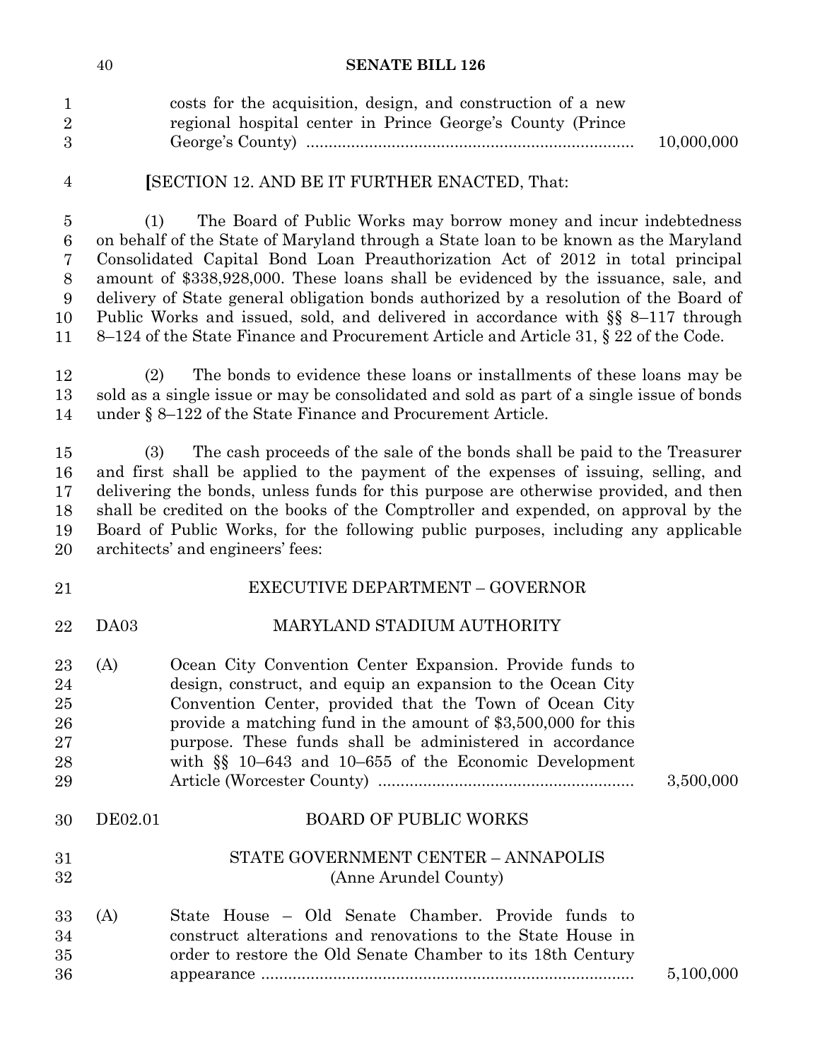costs for the acquisition, design, and construction of a new regional hospital center in Prince George's County (Prince George's County) ........................................................................ 10,000,000

[SECTION 12. AND BE IT FURTHER ENACTED, That:

(1) The Board of Public Works may borrow money and incur indebtedness on behalf of the State of Maryland through a State loan to be known as the Maryland Consolidated Capital Bond Loan Preauthorization Act of 2012 in total principal amount of $338,928,000. These loans shall be evidenced by the issuance, sale, and delivery of State general obligation bonds authorized by a resolution of the Board of Public Works and issued, sold, and delivered in accordance with §§ 8–117 through 8–124 of the State Finance and Procurement Article and Article 31, § 22 of the Code.

(2) The bonds to evidence these loans or installments of these loans may be sold as a single issue or may be consolidated and sold as part of a single issue of bonds under § 8–122 of the State Finance and Procurement Article.

(3) The cash proceeds of the sale of the bonds shall be paid to the Treasurer and first shall be applied to the payment of the expenses of issuing, selling, and delivering the bonds, unless funds for this purpose are otherwise provided, and then shall be credited on the books of the Comptroller and expended, on approval by the Board of Public Works, for the following public purposes, including any applicable architects' and engineers' fees:

EXECUTIVE DEPARTMENT – GOVERNOR

DA03 MARYLAND STADIUM AUTHORITY

(A) Ocean City Convention Center Expansion. Provide funds to design, construct, and equip an expansion to the Ocean City Convention Center, provided that the Town of Ocean City provide a matching fund in the amount of $3,500,000 for this purpose. These funds shall be administered in accordance with §§ 10–643 and 10–655 of the Economic Development Article (Worcester County) ........................................................ 3,500,000

DE02.01 BOARD OF PUBLIC WORKS

STATE GOVERNMENT CENTER – ANNAPOLIS
(Anne Arundel County)

(A) State House – Old Senate Chamber. Provide funds to construct alterations and renovations to the State House in order to restore the Old Senate Chamber to its 18th Century appearance .................................................................................. 5,100,000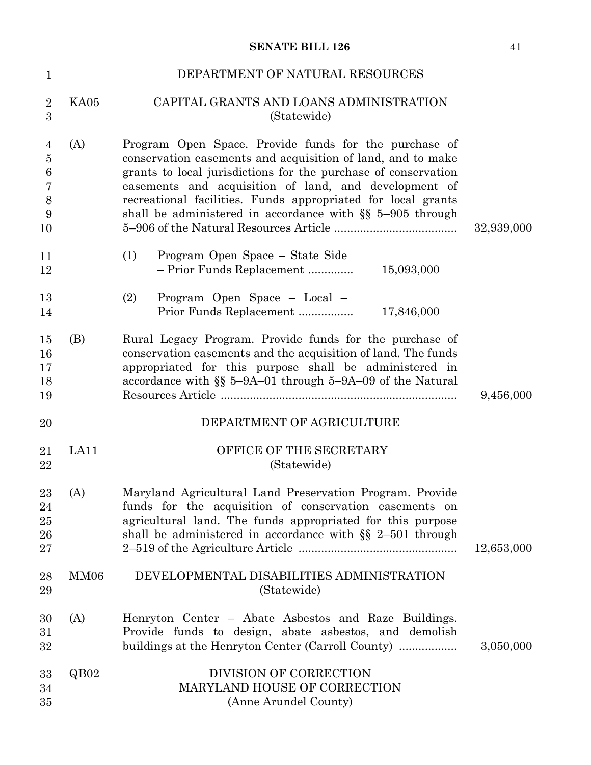DEPARTMENT OF NATURAL RESOURCES

KA05 CAPITAL GRANTS AND LOANS ADMINISTRATION
(Statewide)

(A) Program Open Space. Provide funds for the purchase of conservation easements and acquisition of land, and to make grants to local jurisdictions for the purchase of conservation easements and acquisition of land, and development of recreational facilities. Funds appropriated for local grants shall be administered in accordance with §§ 5–905 through 5–906 of the Natural Resources Article ...................................... 32,939,000

(1) Program Open Space – State Side – Prior Funds Replacement .............. 15,093,000

(2) Program Open Space – Local – Prior Funds Replacement ................. 17,846,000

(B) Rural Legacy Program. Provide funds for the purchase of conservation easements and the acquisition of land. The funds appropriated for this purpose shall be administered in accordance with §§ 5–9A–01 through 5–9A–09 of the Natural Resources Article ........................................................................ 9,456,000

DEPARTMENT OF AGRICULTURE

LA11 OFFICE OF THE SECRETARY
(Statewide)

(A) Maryland Agricultural Land Preservation Program. Provide funds for the acquisition of conservation easements on agricultural land. The funds appropriated for this purpose shall be administered in accordance with §§ 2–501 through 2–519 of the Agriculture Article ................................................ 12,653,000

MM06 DEVELOPMENTAL DISABILITIES ADMINISTRATION
(Statewide)

(A) Henryton Center – Abate Asbestos and Raze Buildings. Provide funds to design, abate asbestos, and demolish buildings at the Henryton Center (Carroll County) .................. 3,050,000

QB02 DIVISION OF CORRECTION
MARYLAND HOUSE OF CORRECTION
(Anne Arundel County)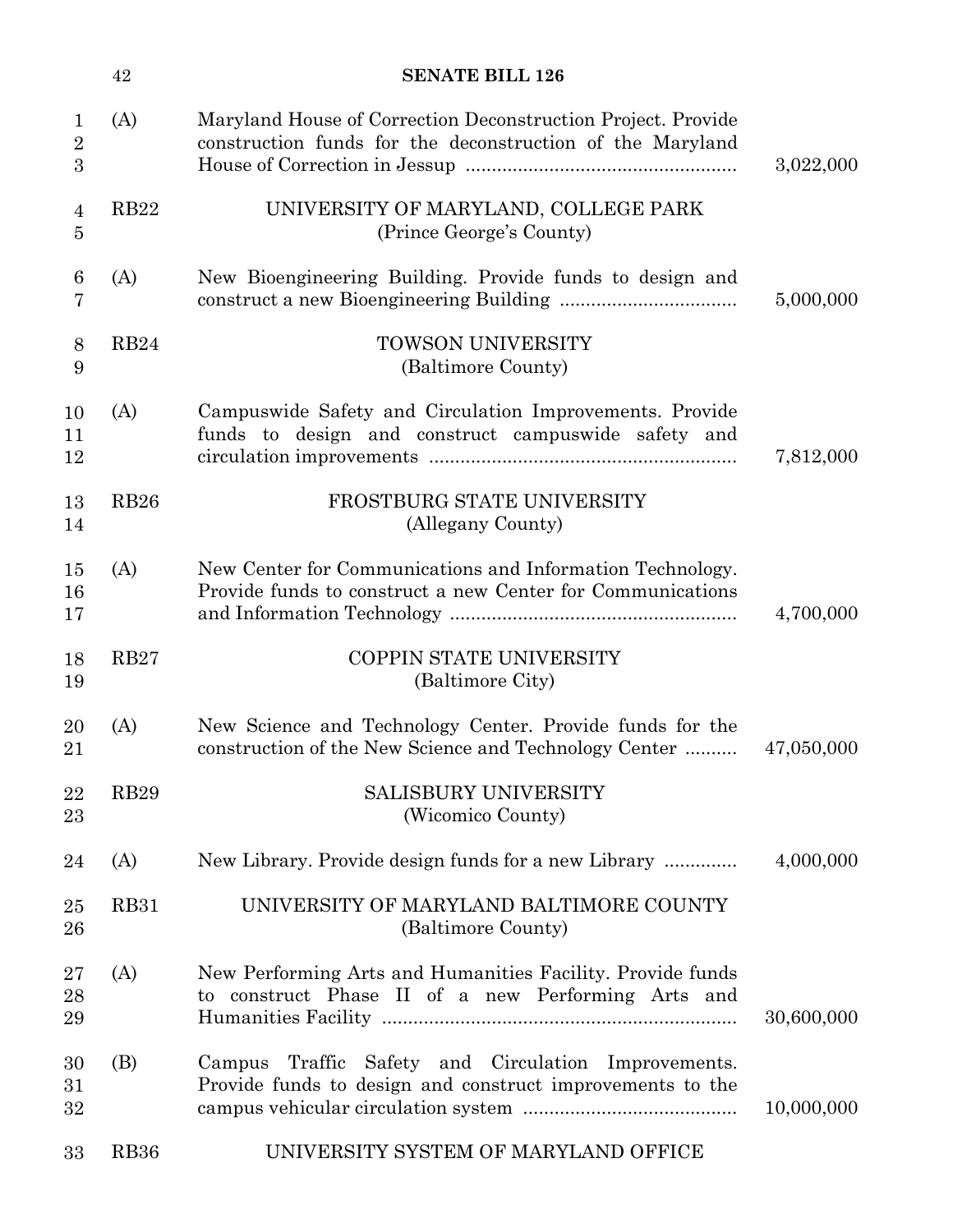(A) Maryland House of Correction Deconstruction Project. Provide construction funds for the deconstruction of the Maryland House of Correction in Jessup .................................................... 3,022,000

RB22 UNIVERSITY OF MARYLAND, COLLEGE PARK
(Prince George's County)

(A) New Bioengineering Building. Provide funds to design and construct a new Bioengineering Building .................................. 5,000,000

RB24 TOWSON UNIVERSITY
(Baltimore County)

(A) Campuswide Safety and Circulation Improvements. Provide funds to design and construct campuswide safety and circulation improvements ........................................................... 7,812,000

RB26 FROSTBURG STATE UNIVERSITY
(Allegany County)

(A) New Center for Communications and Information Technology. Provide funds to construct a new Center for Communications and Information Technology ...................................................... 4,700,000

RB27 COPPIN STATE UNIVERSITY
(Baltimore City)

(A) New Science and Technology Center. Provide funds for the construction of the New Science and Technology Center .......... 47,050,000

RB29 SALISBURY UNIVERSITY
(Wicomico County)

(A) New Library. Provide design funds for a new Library .............. 4,000,000

RB31 UNIVERSITY OF MARYLAND BALTIMORE COUNTY
(Baltimore County)

(A) New Performing Arts and Humanities Facility. Provide funds to construct Phase II of a new Performing Arts and Humanities Facility .................................................................... 30,600,000

(B) Campus Traffic Safety and Circulation Improvements. Provide funds to design and construct improvements to the campus vehicular circulation system ......................................... 10,000,000

RB36 UNIVERSITY SYSTEM OF MARYLAND OFFICE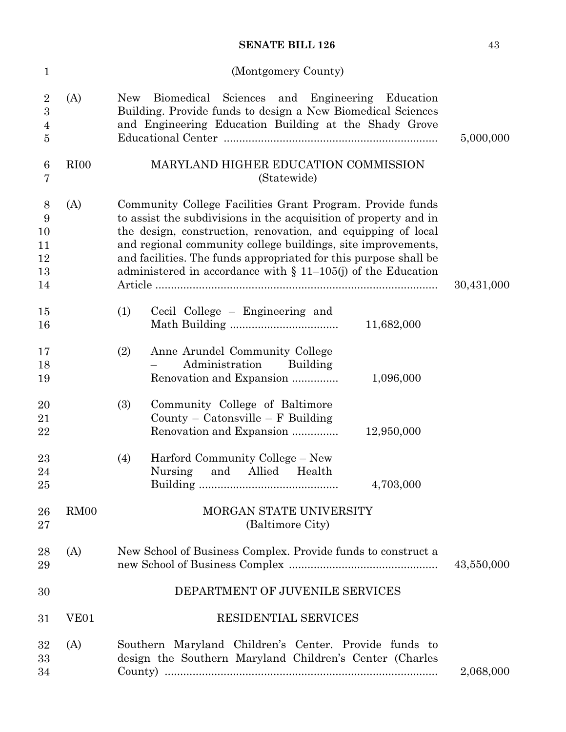(Montgomery County)

(A) New Biomedical Sciences and Engineering Education Building. Provide funds to design a New Biomedical Sciences and Engineering Education Building at the Shady Grove Educational Center .................................................................... 5,000,000

RI00 MARYLAND HIGHER EDUCATION COMMISSION
(Statewide)

(A) Community College Facilities Grant Program. Provide funds to assist the subdivisions in the acquisition of property and in the design, construction, renovation, and equipping of local and regional community college buildings, site improvements, and facilities. The funds appropriated for this purpose shall be administered in accordance with § 11–105(j) of the Education Article .......................................................................................... 30,431,000

(1) Cecil College – Engineering and Math Building .................................. 11,682,000

(2) Anne Arundel Community College – Administration Building Renovation and Expansion ............... 1,096,000

(3) Community College of Baltimore County – Catonsville – F Building Renovation and Expansion ............... 12,950,000

(4) Harford Community College – New Nursing and Allied Health Building ............................................ 4,703,000

RM00 MORGAN STATE UNIVERSITY
(Baltimore City)

(A) New School of Business Complex. Provide funds to construct a new School of Business Complex ................................................ 43,550,000

DEPARTMENT OF JUVENILE SERVICES

VE01 RESIDENTIAL SERVICES

(A) Southern Maryland Children's Center. Provide funds to design the Southern Maryland Children's Center (Charles County) ....................................................................................... 2,068,000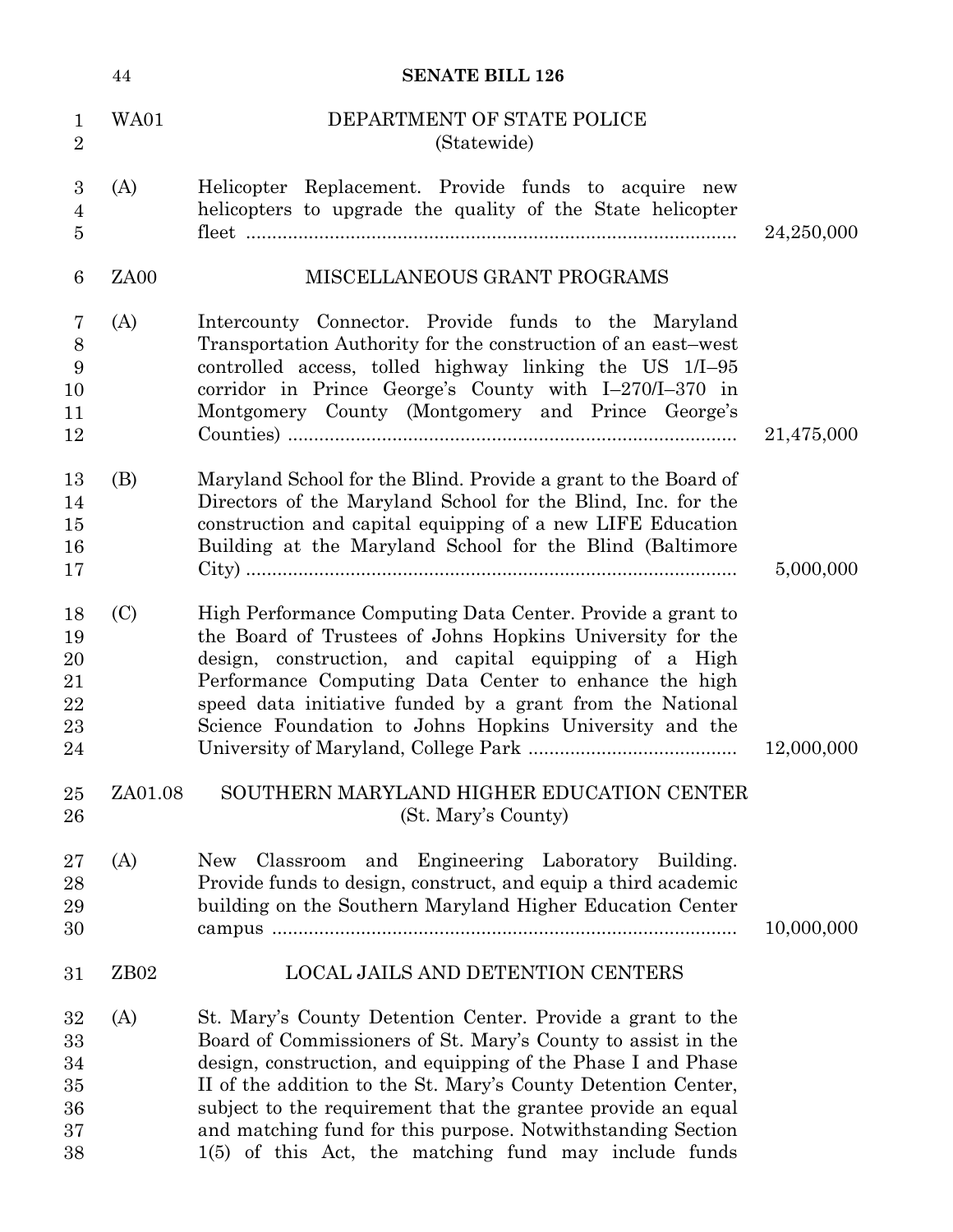**WA01 DEPARTMENT OF STATE POLICE**
(Statewide)

(A) Helicopter Replacement. Provide funds to acquire new helicopters to upgrade the quality of the State helicopter fleet .......... 24,250,000

**ZA00 MISCELLANEOUS GRANT PROGRAMS**

(A) Intercounty Connector. Provide funds to the Maryland Transportation Authority for the construction of an east–west controlled access, tolled highway linking the US 1/I–95 corridor in Prince George's County with I–270/I–370 in Montgomery County (Montgomery and Prince George's Counties) .......... 21,475,000

(B) Maryland School for the Blind. Provide a grant to the Board of Directors of the Maryland School for the Blind, Inc. for the construction and capital equipping of a new LIFE Education Building at the Maryland School for the Blind (Baltimore City) .......... 5,000,000

(C) High Performance Computing Data Center. Provide a grant to the Board of Trustees of Johns Hopkins University for the design, construction, and capital equipping of a High Performance Computing Data Center to enhance the high speed data initiative funded by a grant from the National Science Foundation to Johns Hopkins University and the University of Maryland, College Park .......... 12,000,000

**ZA01.08 SOUTHERN MARYLAND HIGHER EDUCATION CENTER**
(St. Mary's County)

(A) New Classroom and Engineering Laboratory Building. Provide funds to design, construct, and equip a third academic building on the Southern Maryland Higher Education Center campus .......... 10,000,000

**ZB02 LOCAL JAILS AND DETENTION CENTERS**

(A) St. Mary's County Detention Center. Provide a grant to the Board of Commissioners of St. Mary's County to assist in the design, construction, and equipping of the Phase I and Phase II of the addition to the St. Mary's County Detention Center, subject to the requirement that the grantee provide an equal and matching fund for this purpose. Notwithstanding Section 1(5) of this Act, the matching fund may include funds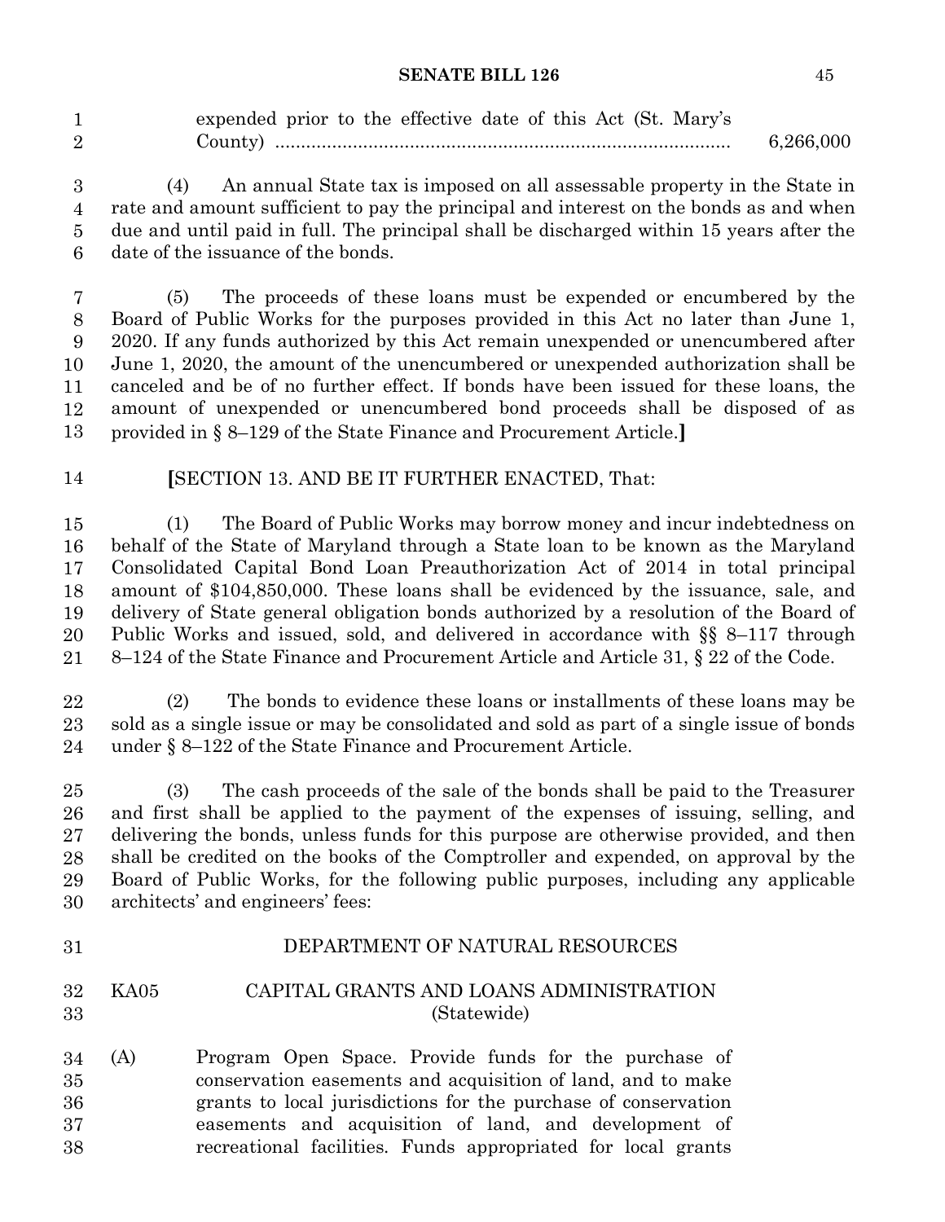expended prior to the effective date of this Act (St. Mary's County) ........................................................................................ 6,266,000

(4) An annual State tax is imposed on all assessable property in the State in rate and amount sufficient to pay the principal and interest on the bonds as and when due and until paid in full. The principal shall be discharged within 15 years after the date of the issuance of the bonds.

(5) The proceeds of these loans must be expended or encumbered by the Board of Public Works for the purposes provided in this Act no later than June 1, 2020. If any funds authorized by this Act remain unexpended or unencumbered after June 1, 2020, the amount of the unencumbered or unexpended authorization shall be canceled and be of no further effect. If bonds have been issued for these loans, the amount of unexpended or unencumbered bond proceeds shall be disposed of as provided in § 8–129 of the State Finance and Procurement Article.**]**

**[**SECTION 13. AND BE IT FURTHER ENACTED, That:

(1) The Board of Public Works may borrow money and incur indebtedness on behalf of the State of Maryland through a State loan to be known as the Maryland Consolidated Capital Bond Loan Preauthorization Act of 2014 in total principal amount of $104,850,000. These loans shall be evidenced by the issuance, sale, and delivery of State general obligation bonds authorized by a resolution of the Board of Public Works and issued, sold, and delivered in accordance with §§ 8–117 through 8–124 of the State Finance and Procurement Article and Article 31, § 22 of the Code.

(2) The bonds to evidence these loans or installments of these loans may be sold as a single issue or may be consolidated and sold as part of a single issue of bonds under § 8–122 of the State Finance and Procurement Article.

(3) The cash proceeds of the sale of the bonds shall be paid to the Treasurer and first shall be applied to the payment of the expenses of issuing, selling, and delivering the bonds, unless funds for this purpose are otherwise provided, and then shall be credited on the books of the Comptroller and expended, on approval by the Board of Public Works, for the following public purposes, including any applicable architects' and engineers' fees:

DEPARTMENT OF NATURAL RESOURCES

KA05 CAPITAL GRANTS AND LOANS ADMINISTRATION
(Statewide)

(A) Program Open Space. Provide funds for the purchase of conservation easements and acquisition of land, and to make grants to local jurisdictions for the purchase of conservation easements and acquisition of land, and development of recreational facilities. Funds appropriated for local grants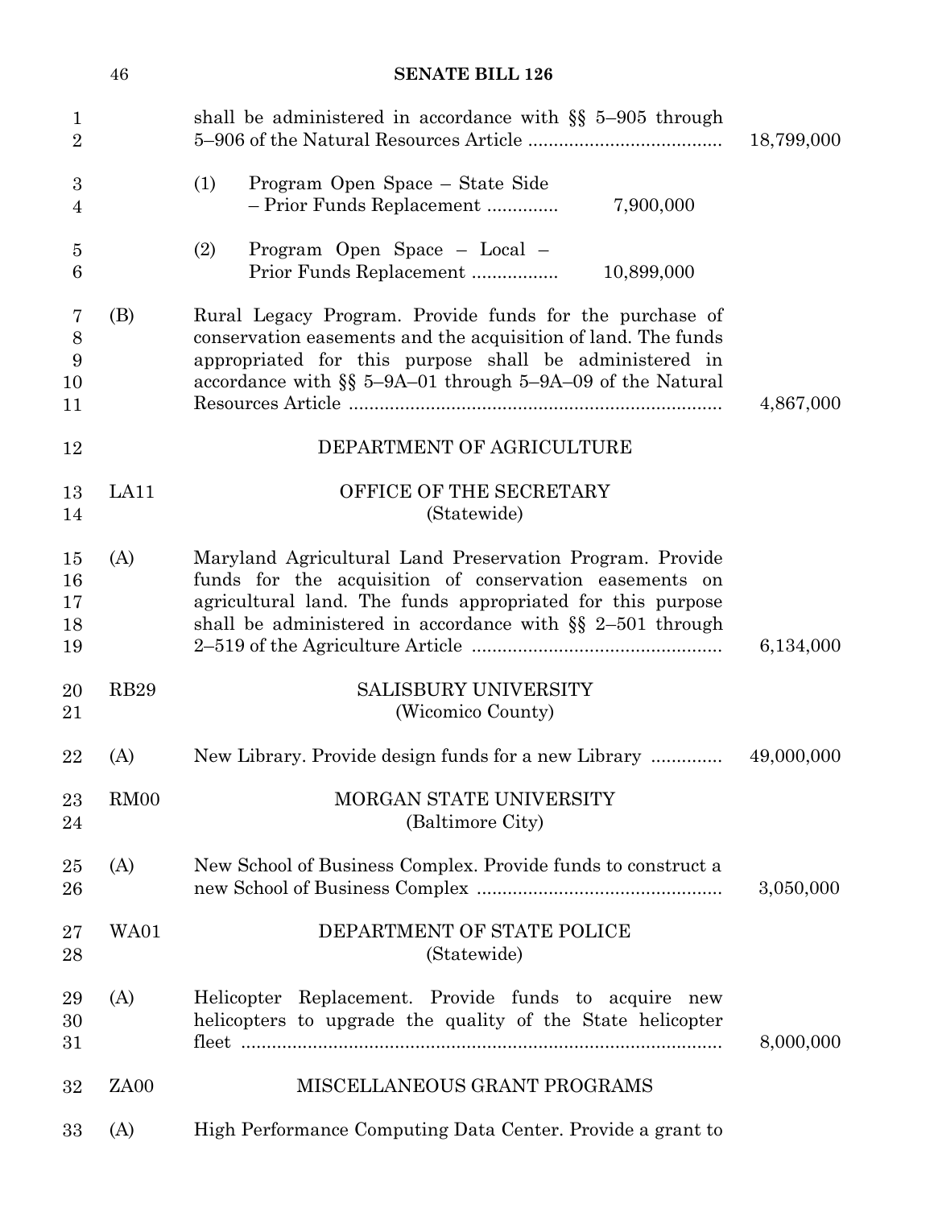shall be administered in accordance with §§ 5–905 through 5–906 of the Natural Resources Article ...................................... 18,799,000

(1) Program Open Space – State Side – Prior Funds Replacement .............. 7,900,000

(2) Program Open Space – Local – Prior Funds Replacement ................. 10,899,000

(B) Rural Legacy Program. Provide funds for the purchase of conservation easements and the acquisition of land. The funds appropriated for this purpose shall be administered in accordance with §§ 5–9A–01 through 5–9A–09 of the Natural Resources Article ........................................................................ 4,867,000

DEPARTMENT OF AGRICULTURE

LA11 OFFICE OF THE SECRETARY
(Statewide)

(A) Maryland Agricultural Land Preservation Program. Provide funds for the acquisition of conservation easements on agricultural land. The funds appropriated for this purpose shall be administered in accordance with §§ 2–501 through 2–519 of the Agriculture Article ................................................ 6,134,000

RB29 SALISBURY UNIVERSITY
(Wicomico County)

(A) New Library. Provide design funds for a new Library .............. 49,000,000

RM00 MORGAN STATE UNIVERSITY
(Baltimore City)

(A) New School of Business Complex. Provide funds to construct a new School of Business Complex ................................................ 3,050,000

WA01 DEPARTMENT OF STATE POLICE
(Statewide)

(A) Helicopter Replacement. Provide funds to acquire new helicopters to upgrade the quality of the State helicopter fleet .............................................................................................. 8,000,000

ZA00 MISCELLANEOUS GRANT PROGRAMS

(A) High Performance Computing Data Center. Provide a grant to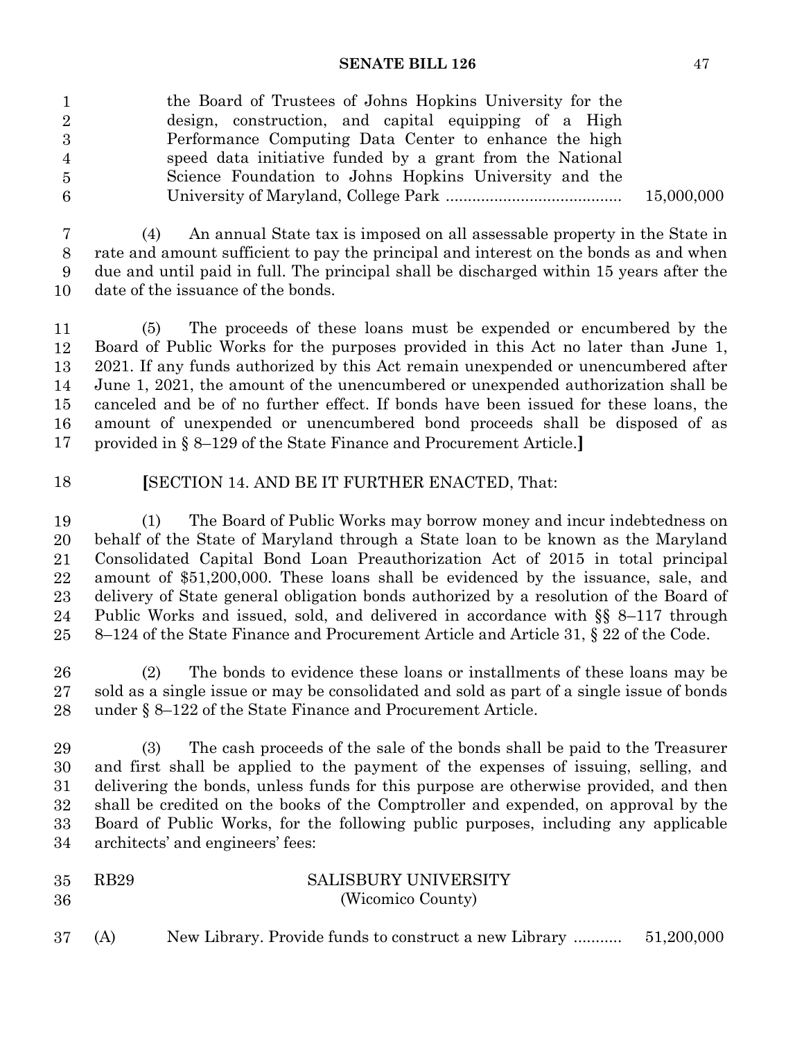the Board of Trustees of Johns Hopkins University for the design, construction, and capital equipping of a High Performance Computing Data Center to enhance the high speed data initiative funded by a grant from the National Science Foundation to Johns Hopkins University and the University of Maryland, College Park ........................................ 15,000,000

(4) An annual State tax is imposed on all assessable property in the State in rate and amount sufficient to pay the principal and interest on the bonds as and when due and until paid in full. The principal shall be discharged within 15 years after the date of the issuance of the bonds.

(5) The proceeds of these loans must be expended or encumbered by the Board of Public Works for the purposes provided in this Act no later than June 1, 2021. If any funds authorized by this Act remain unexpended or unencumbered after June 1, 2021, the amount of the unencumbered or unexpended authorization shall be canceled and be of no further effect. If bonds have been issued for these loans, the amount of unexpended or unencumbered bond proceeds shall be disposed of as provided in § 8–129 of the State Finance and Procurement Article.**]**

**[**SECTION 14. AND BE IT FURTHER ENACTED, That:

(1) The Board of Public Works may borrow money and incur indebtedness on behalf of the State of Maryland through a State loan to be known as the Maryland Consolidated Capital Bond Loan Preauthorization Act of 2015 in total principal amount of $51,200,000. These loans shall be evidenced by the issuance, sale, and delivery of State general obligation bonds authorized by a resolution of the Board of Public Works and issued, sold, and delivered in accordance with §§ 8–117 through 8–124 of the State Finance and Procurement Article and Article 31, § 22 of the Code.

(2) The bonds to evidence these loans or installments of these loans may be sold as a single issue or may be consolidated and sold as part of a single issue of bonds under § 8–122 of the State Finance and Procurement Article.

(3) The cash proceeds of the sale of the bonds shall be paid to the Treasurer and first shall be applied to the payment of the expenses of issuing, selling, and delivering the bonds, unless funds for this purpose are otherwise provided, and then shall be credited on the books of the Comptroller and expended, on approval by the Board of Public Works, for the following public purposes, including any applicable architects' and engineers' fees:

RB29 SALISBURY UNIVERSITY
(Wicomico County)

(A) New Library. Provide funds to construct a new Library ........... 51,200,000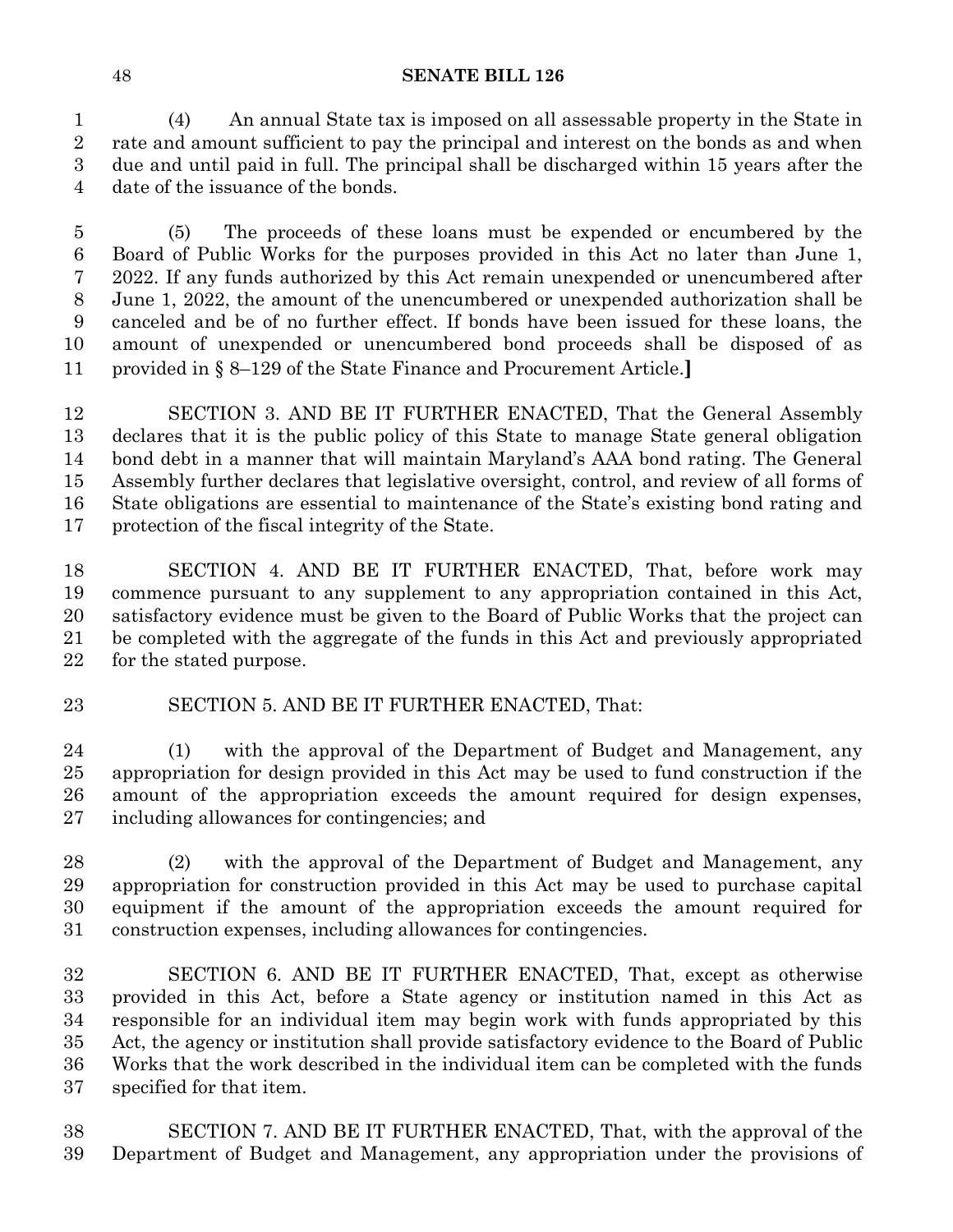(4) An annual State tax is imposed on all assessable property in the State in rate and amount sufficient to pay the principal and interest on the bonds as and when due and until paid in full. The principal shall be discharged within 15 years after the date of the issuance of the bonds.

(5) The proceeds of these loans must be expended or encumbered by the Board of Public Works for the purposes provided in this Act no later than June 1, 2022. If any funds authorized by this Act remain unexpended or unencumbered after June 1, 2022, the amount of the unencumbered or unexpended authorization shall be canceled and be of no further effect. If bonds have been issued for these loans, the amount of unexpended or unencumbered bond proceeds shall be disposed of as provided in § 8–129 of the State Finance and Procurement Article.**]**

SECTION 3. AND BE IT FURTHER ENACTED, That the General Assembly declares that it is the public policy of this State to manage State general obligation bond debt in a manner that will maintain Maryland's AAA bond rating. The General Assembly further declares that legislative oversight, control, and review of all forms of State obligations are essential to maintenance of the State's existing bond rating and protection of the fiscal integrity of the State.

SECTION 4. AND BE IT FURTHER ENACTED, That, before work may commence pursuant to any supplement to any appropriation contained in this Act, satisfactory evidence must be given to the Board of Public Works that the project can be completed with the aggregate of the funds in this Act and previously appropriated for the stated purpose.

SECTION 5. AND BE IT FURTHER ENACTED, That:

(1) with the approval of the Department of Budget and Management, any appropriation for design provided in this Act may be used to fund construction if the amount of the appropriation exceeds the amount required for design expenses, including allowances for contingencies; and

(2) with the approval of the Department of Budget and Management, any appropriation for construction provided in this Act may be used to purchase capital equipment if the amount of the appropriation exceeds the amount required for construction expenses, including allowances for contingencies.

SECTION 6. AND BE IT FURTHER ENACTED, That, except as otherwise provided in this Act, before a State agency or institution named in this Act as responsible for an individual item may begin work with funds appropriated by this Act, the agency or institution shall provide satisfactory evidence to the Board of Public Works that the work described in the individual item can be completed with the funds specified for that item.

SECTION 7. AND BE IT FURTHER ENACTED, That, with the approval of the Department of Budget and Management, any appropriation under the provisions of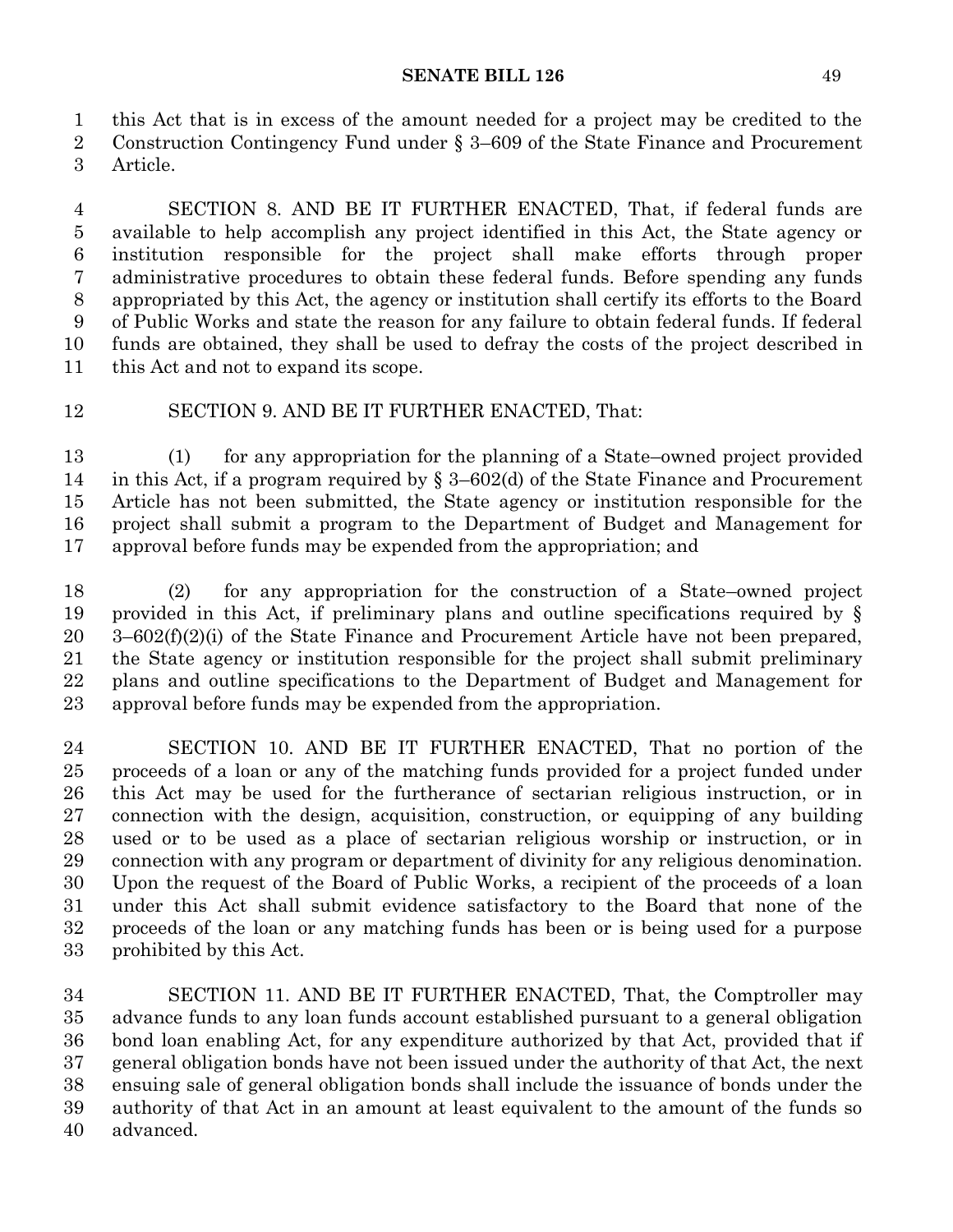this Act that is in excess of the amount needed for a project may be credited to the Construction Contingency Fund under § 3–609 of the State Finance and Procurement Article.

SECTION 8. AND BE IT FURTHER ENACTED, That, if federal funds are available to help accomplish any project identified in this Act, the State agency or institution responsible for the project shall make efforts through proper administrative procedures to obtain these federal funds. Before spending any funds appropriated by this Act, the agency or institution shall certify its efforts to the Board of Public Works and state the reason for any failure to obtain federal funds. If federal funds are obtained, they shall be used to defray the costs of the project described in this Act and not to expand its scope.

SECTION 9. AND BE IT FURTHER ENACTED, That:

(1) for any appropriation for the planning of a State–owned project provided in this Act, if a program required by § 3–602(d) of the State Finance and Procurement Article has not been submitted, the State agency or institution responsible for the project shall submit a program to the Department of Budget and Management for approval before funds may be expended from the appropriation; and

(2) for any appropriation for the construction of a State–owned project provided in this Act, if preliminary plans and outline specifications required by § 3–602(f)(2)(i) of the State Finance and Procurement Article have not been prepared, the State agency or institution responsible for the project shall submit preliminary plans and outline specifications to the Department of Budget and Management for approval before funds may be expended from the appropriation.

SECTION 10. AND BE IT FURTHER ENACTED, That no portion of the proceeds of a loan or any of the matching funds provided for a project funded under this Act may be used for the furtherance of sectarian religious instruction, or in connection with the design, acquisition, construction, or equipping of any building used or to be used as a place of sectarian religious worship or instruction, or in connection with any program or department of divinity for any religious denomination. Upon the request of the Board of Public Works, a recipient of the proceeds of a loan under this Act shall submit evidence satisfactory to the Board that none of the proceeds of the loan or any matching funds has been or is being used for a purpose prohibited by this Act.

SECTION 11. AND BE IT FURTHER ENACTED, That, the Comptroller may advance funds to any loan funds account established pursuant to a general obligation bond loan enabling Act, for any expenditure authorized by that Act, provided that if general obligation bonds have not been issued under the authority of that Act, the next ensuing sale of general obligation bonds shall include the issuance of bonds under the authority of that Act in an amount at least equivalent to the amount of the funds so advanced.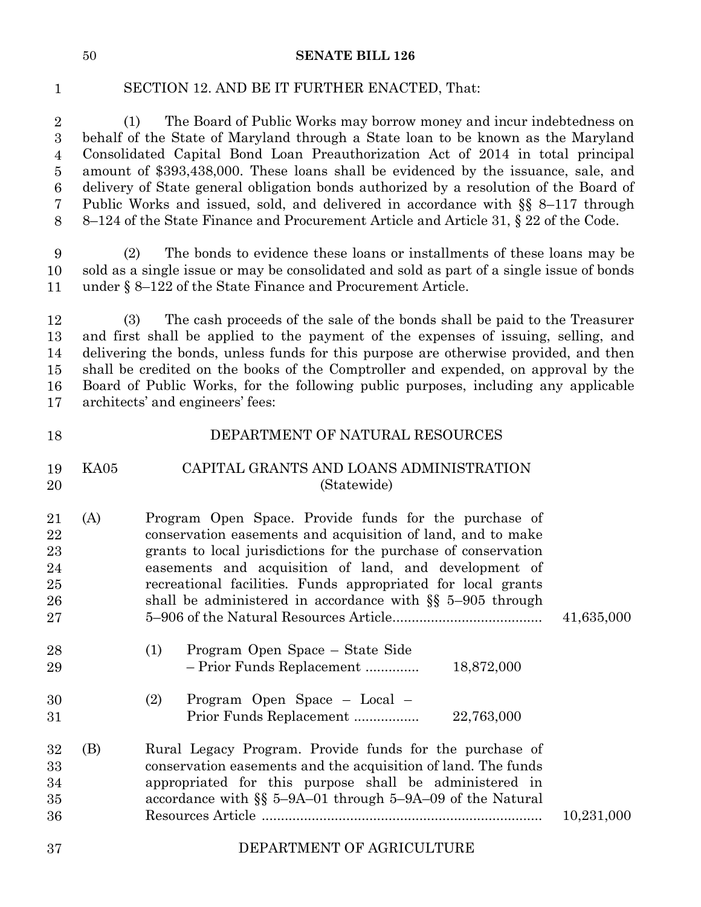SECTION 12. AND BE IT FURTHER ENACTED, That:

(1) The Board of Public Works may borrow money and incur indebtedness on behalf of the State of Maryland through a State loan to be known as the Maryland Consolidated Capital Bond Loan Preauthorization Act of 2014 in total principal amount of $393,438,000. These loans shall be evidenced by the issuance, sale, and delivery of State general obligation bonds authorized by a resolution of the Board of Public Works and issued, sold, and delivered in accordance with §§ 8–117 through 8–124 of the State Finance and Procurement Article and Article 31, § 22 of the Code.

(2) The bonds to evidence these loans or installments of these loans may be sold as a single issue or may be consolidated and sold as part of a single issue of bonds under § 8–122 of the State Finance and Procurement Article.

(3) The cash proceeds of the sale of the bonds shall be paid to the Treasurer and first shall be applied to the payment of the expenses of issuing, selling, and delivering the bonds, unless funds for this purpose are otherwise provided, and then shall be credited on the books of the Comptroller and expended, on approval by the Board of Public Works, for the following public purposes, including any applicable architects' and engineers' fees:

DEPARTMENT OF NATURAL RESOURCES

KA05 CAPITAL GRANTS AND LOANS ADMINISTRATION
(Statewide)

(A) Program Open Space. Provide funds for the purchase of conservation easements and acquisition of land, and to make grants to local jurisdictions for the purchase of conservation easements and acquisition of land, and development of recreational facilities. Funds appropriated for local grants shall be administered in accordance with §§ 5–905 through 5–906 of the Natural Resources Article....................................... 41,635,000

(1) Program Open Space – State Side – Prior Funds Replacement .............. 18,872,000

(2) Program Open Space – Local – Prior Funds Replacement ................. 22,763,000

(B) Rural Legacy Program. Provide funds for the purchase of conservation easements and the acquisition of land. The funds appropriated for this purpose shall be administered in accordance with §§ 5–9A–01 through 5–9A–09 of the Natural Resources Article ........................................................................ 10,231,000

DEPARTMENT OF AGRICULTURE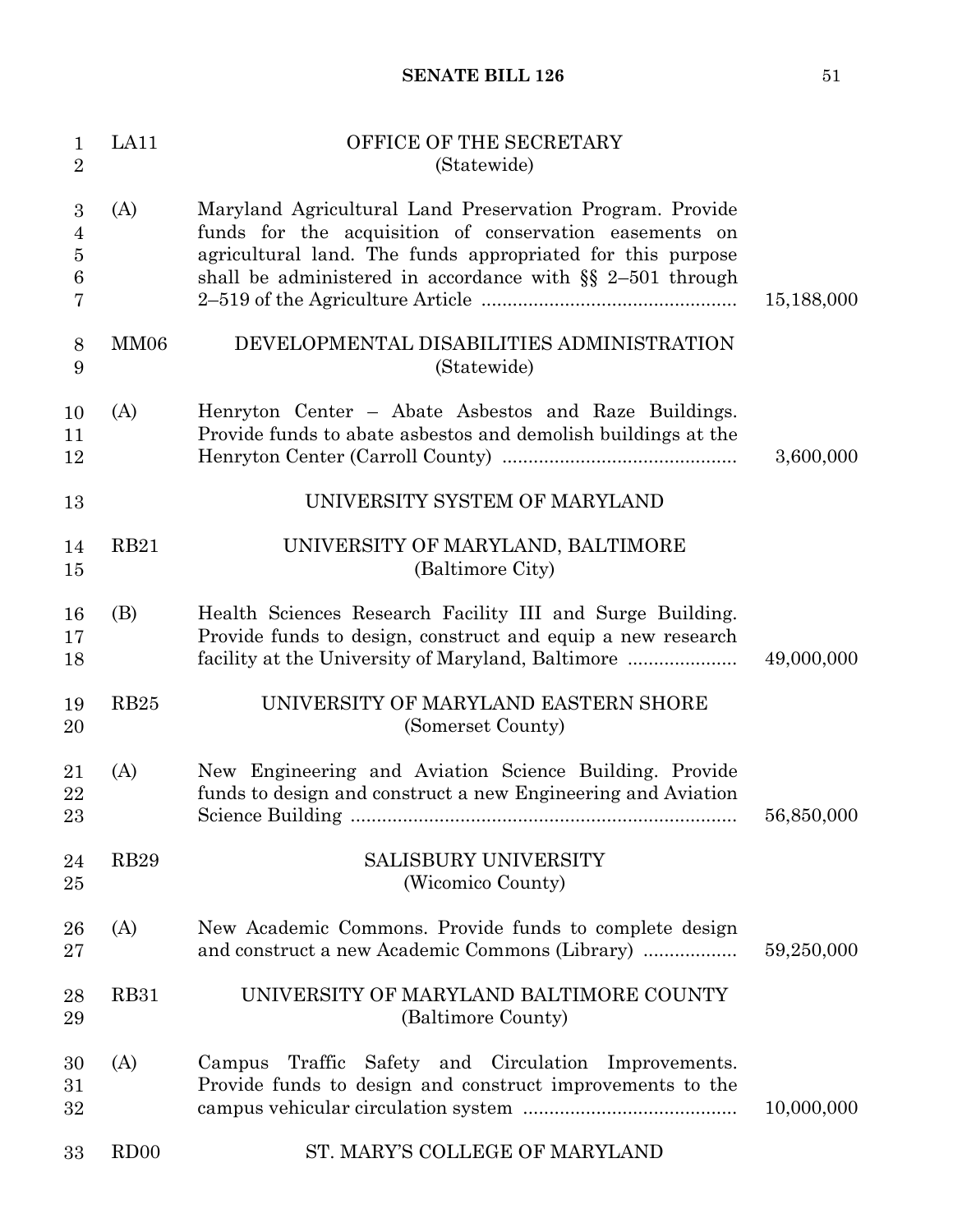| | | |
|---|---|---|
| LA11 | OFFICE OF THE SECRETARY (Statewide) | |
| (A) | Maryland Agricultural Land Preservation Program. Provide funds for the acquisition of conservation easements on agricultural land. The funds appropriated for this purpose shall be administered in accordance with §§ 2–501 through 2–519 of the Agriculture Article | 15,188,000 |
| MM06 | DEVELOPMENTAL DISABILITIES ADMINISTRATION (Statewide) | |
| (A) | Henryton Center – Abate Asbestos and Raze Buildings. Provide funds to abate asbestos and demolish buildings at the Henryton Center (Carroll County) | 3,600,000 |
| | UNIVERSITY SYSTEM OF MARYLAND | |
| RB21 | UNIVERSITY OF MARYLAND, BALTIMORE (Baltimore City) | |
| (B) | Health Sciences Research Facility III and Surge Building. Provide funds to design, construct and equip a new research facility at the University of Maryland, Baltimore | 49,000,000 |
| RB25 | UNIVERSITY OF MARYLAND EASTERN SHORE (Somerset County) | |
| (A) | New Engineering and Aviation Science Building. Provide funds to design and construct a new Engineering and Aviation Science Building | 56,850,000 |
| RB29 | SALISBURY UNIVERSITY (Wicomico County) | |
| (A) | New Academic Commons. Provide funds to complete design and construct a new Academic Commons (Library) | 59,250,000 |
| RB31 | UNIVERSITY OF MARYLAND BALTIMORE COUNTY (Baltimore County) | |
| (A) | Campus Traffic Safety and Circulation Improvements. Provide funds to design and construct improvements to the campus vehicular circulation system | 10,000,000 |
| RD00 | ST. MARY'S COLLEGE OF MARYLAND | |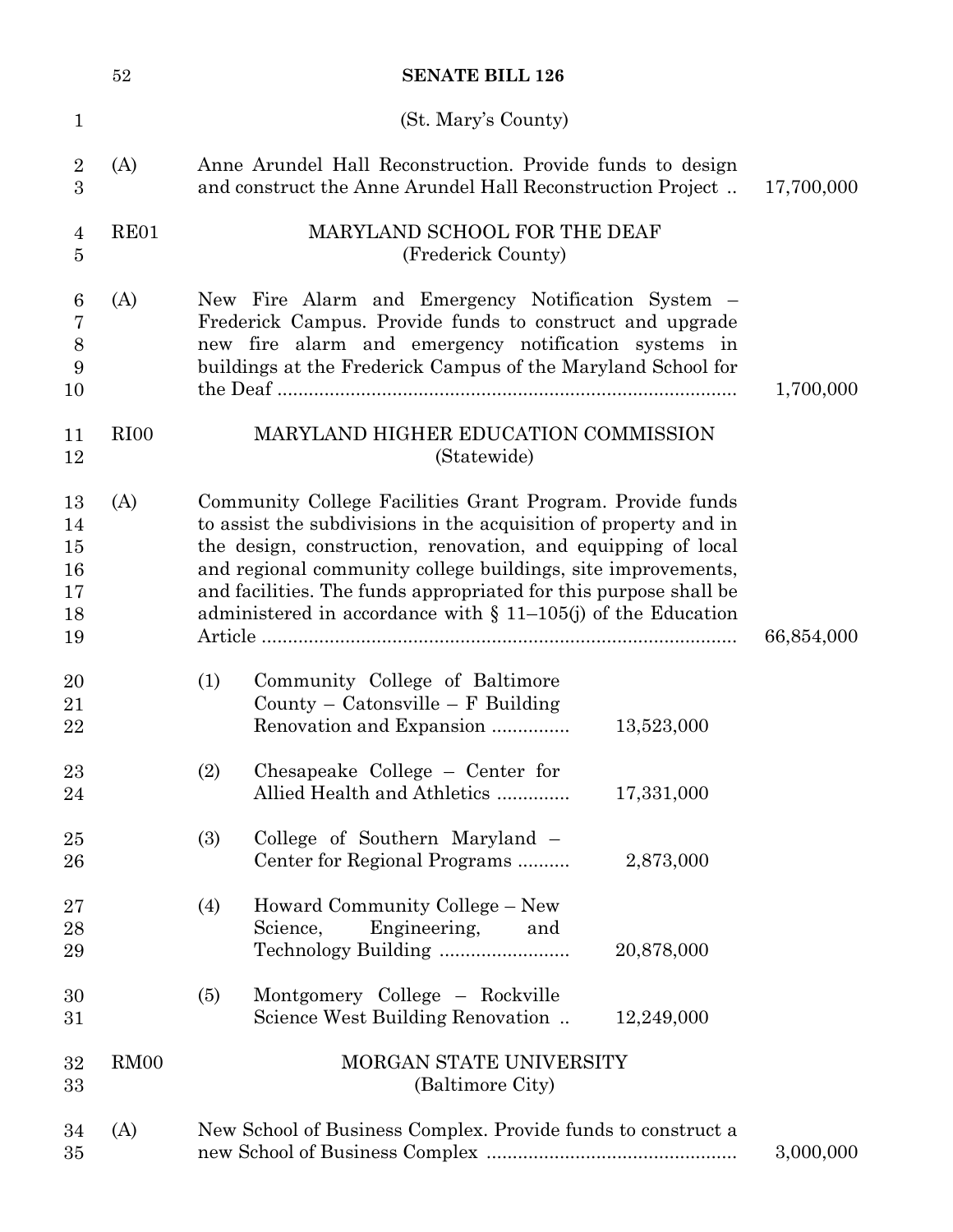(St. Mary's County)

(A) Anne Arundel Hall Reconstruction. Provide funds to design and construct the Anne Arundel Hall Reconstruction Project .. 17,700,000

RE01 MARYLAND SCHOOL FOR THE DEAF
(Frederick County)

(A) New Fire Alarm and Emergency Notification System – Frederick Campus. Provide funds to construct and upgrade new fire alarm and emergency notification systems in buildings at the Frederick Campus of the Maryland School for the Deaf ........................................................................................ 1,700,000

RI00 MARYLAND HIGHER EDUCATION COMMISSION
(Statewide)

(A) Community College Facilities Grant Program. Provide funds to assist the subdivisions in the acquisition of property and in the design, construction, renovation, and equipping of local and regional community college buildings, site improvements, and facilities. The funds appropriated for this purpose shall be administered in accordance with § 11–105(j) of the Education Article ........................................................................................ 66,854,000

(1) Community College of Baltimore County – Catonsville – F Building Renovation and Expansion ............... 13,523,000

(2) Chesapeake College – Center for Allied Health and Athletics ............. 17,331,000

(3) College of Southern Maryland – Center for Regional Programs .......... 2,873,000

(4) Howard Community College – New Science, Engineering, and Technology Building ......................... 20,878,000

(5) Montgomery College – Rockville Science West Building Renovation .. 12,249,000

RM00 MORGAN STATE UNIVERSITY
(Baltimore City)

(A) New School of Business Complex. Provide funds to construct a new School of Business Complex ................................................ 3,000,000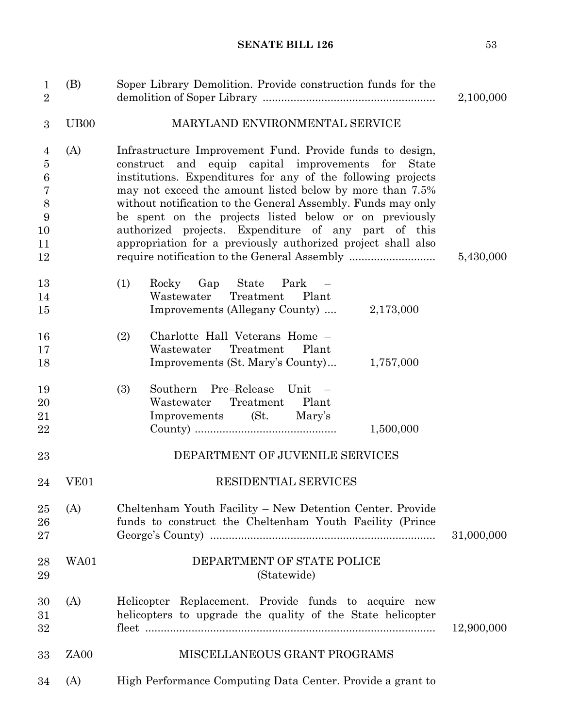(B) Soper Library Demolition. Provide construction funds for the demolition of Soper Library ........................................................ 2,100,000

UB00 MARYLAND ENVIRONMENTAL SERVICE

(A) Infrastructure Improvement Fund. Provide funds to design, construct and equip capital improvements for State institutions. Expenditures for any of the following projects may not exceed the amount listed below by more than 7.5% without notification to the General Assembly. Funds may only be spent on the projects listed below or on previously authorized projects. Expenditure of any part of this appropriation for a previously authorized project shall also require notification to the General Assembly ............................ 5,430,000

(1) Rocky Gap State Park – Wastewater Treatment Plant Improvements (Allegany County) .... 2,173,000

(2) Charlotte Hall Veterans Home – Wastewater Treatment Plant Improvements (St. Mary's County)... 1,757,000

(3) Southern Pre–Release Unit – Wastewater Treatment Plant Improvements (St. Mary's County) ............................................. 1,500,000

DEPARTMENT OF JUVENILE SERVICES

VE01 RESIDENTIAL SERVICES

(A) Cheltenham Youth Facility – New Detention Center. Provide funds to construct the Cheltenham Youth Facility (Prince George's County) ......................................................................... 31,000,000

WA01 DEPARTMENT OF STATE POLICE (Statewide)

(A) Helicopter Replacement. Provide funds to acquire new helicopters to upgrade the quality of the State helicopter fleet ............................................................................................ 12,900,000

ZA00 MISCELLANEOUS GRANT PROGRAMS

(A) High Performance Computing Data Center. Provide a grant to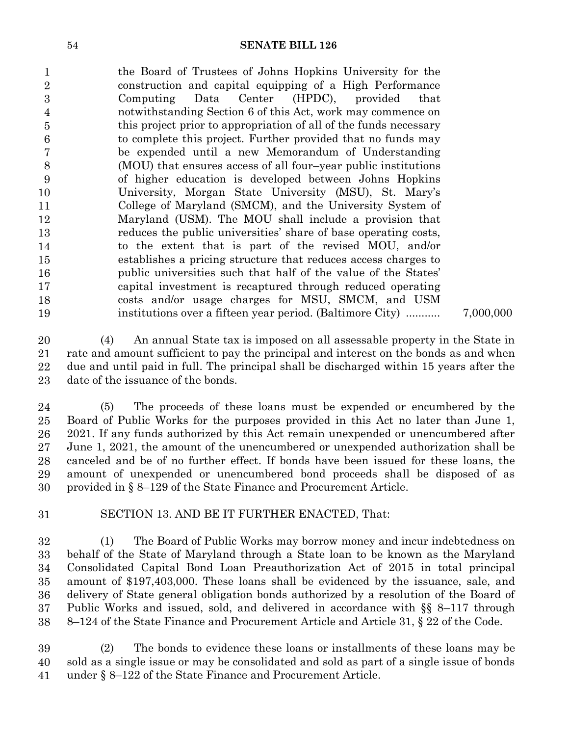the Board of Trustees of Johns Hopkins University for the construction and capital equipping of a High Performance Computing Data Center (HPDC), provided that notwithstanding Section 6 of this Act, work may commence on this project prior to appropriation of all of the funds necessary to complete this project. Further provided that no funds may be expended until a new Memorandum of Understanding (MOU) that ensures access of all four–year public institutions of higher education is developed between Johns Hopkins University, Morgan State University (MSU), St. Mary's College of Maryland (SMCM), and the University System of Maryland (USM). The MOU shall include a provision that reduces the public universities' share of base operating costs, to the extent that is part of the revised MOU, and/or establishes a pricing structure that reduces access charges to public universities such that half of the value of the States' capital investment is recaptured through reduced operating costs and/or usage charges for MSU, SMCM, and USM institutions over a fifteen year period. (Baltimore City) ........... 7,000,000

(4) An annual State tax is imposed on all assessable property in the State in rate and amount sufficient to pay the principal and interest on the bonds as and when due and until paid in full. The principal shall be discharged within 15 years after the date of the issuance of the bonds.

(5) The proceeds of these loans must be expended or encumbered by the Board of Public Works for the purposes provided in this Act no later than June 1, 2021. If any funds authorized by this Act remain unexpended or unencumbered after June 1, 2021, the amount of the unencumbered or unexpended authorization shall be canceled and be of no further effect. If bonds have been issued for these loans, the amount of unexpended or unencumbered bond proceeds shall be disposed of as provided in § 8–129 of the State Finance and Procurement Article.

SECTION 13. AND BE IT FURTHER ENACTED, That:

(1) The Board of Public Works may borrow money and incur indebtedness on behalf of the State of Maryland through a State loan to be known as the Maryland Consolidated Capital Bond Loan Preauthorization Act of 2015 in total principal amount of $197,403,000. These loans shall be evidenced by the issuance, sale, and delivery of State general obligation bonds authorized by a resolution of the Board of Public Works and issued, sold, and delivered in accordance with §§ 8–117 through 8–124 of the State Finance and Procurement Article and Article 31, § 22 of the Code.

(2) The bonds to evidence these loans or installments of these loans may be sold as a single issue or may be consolidated and sold as part of a single issue of bonds under § 8–122 of the State Finance and Procurement Article.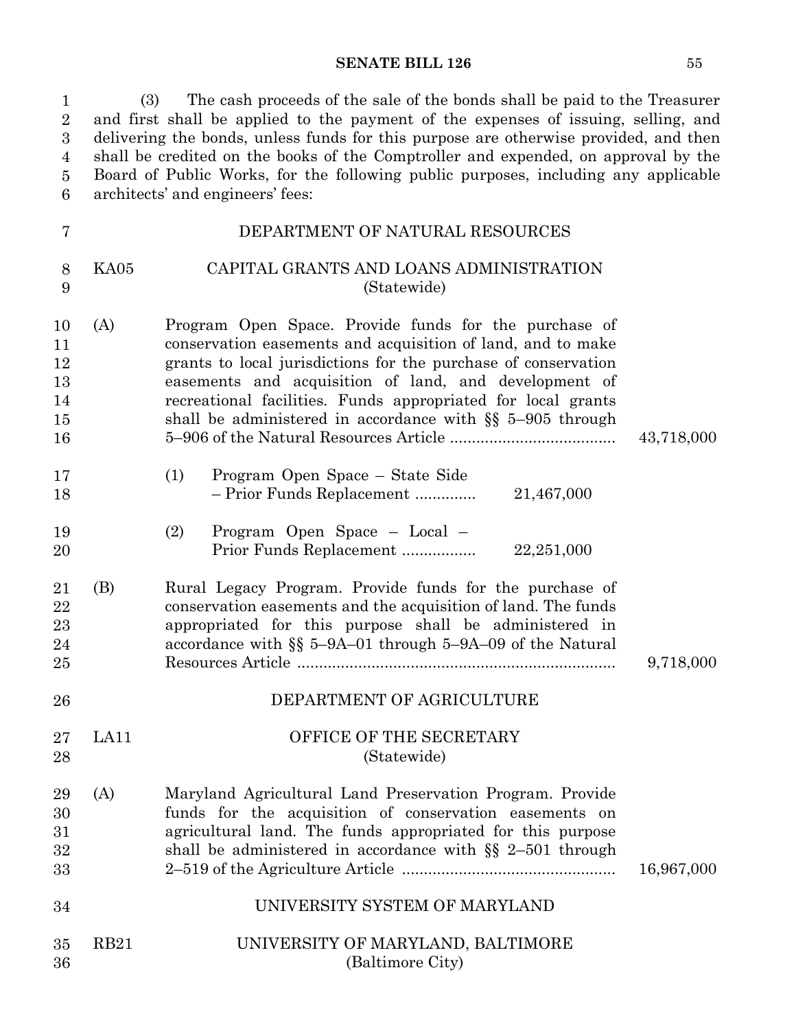(3) The cash proceeds of the sale of the bonds shall be paid to the Treasurer and first shall be applied to the payment of the expenses of issuing, selling, and delivering the bonds, unless funds for this purpose are otherwise provided, and then shall be credited on the books of the Comptroller and expended, on approval by the Board of Public Works, for the following public purposes, including any applicable architects' and engineers' fees:

DEPARTMENT OF NATURAL RESOURCES

KA05 CAPITAL GRANTS AND LOANS ADMINISTRATION
(Statewide)

(A) Program Open Space. Provide funds for the purchase of conservation easements and acquisition of land, and to make grants to local jurisdictions for the purchase of conservation easements and acquisition of land, and development of recreational facilities. Funds appropriated for local grants shall be administered in accordance with §§ 5–905 through 5–906 of the Natural Resources Article ...................................... 43,718,000

(1) Program Open Space – State Side – Prior Funds Replacement .............. 21,467,000

(2) Program Open Space – Local – Prior Funds Replacement ................. 22,251,000

(B) Rural Legacy Program. Provide funds for the purchase of conservation easements and the acquisition of land. The funds appropriated for this purpose shall be administered in accordance with §§ 5–9A–01 through 5–9A–09 of the Natural Resources Article ........................................................................ 9,718,000

DEPARTMENT OF AGRICULTURE

LA11 OFFICE OF THE SECRETARY
(Statewide)

(A) Maryland Agricultural Land Preservation Program. Provide funds for the acquisition of conservation easements on agricultural land. The funds appropriated for this purpose shall be administered in accordance with §§ 2–501 through 2–519 of the Agriculture Article ................................................ 16,967,000

UNIVERSITY SYSTEM OF MARYLAND

RB21 UNIVERSITY OF MARYLAND, BALTIMORE
(Baltimore City)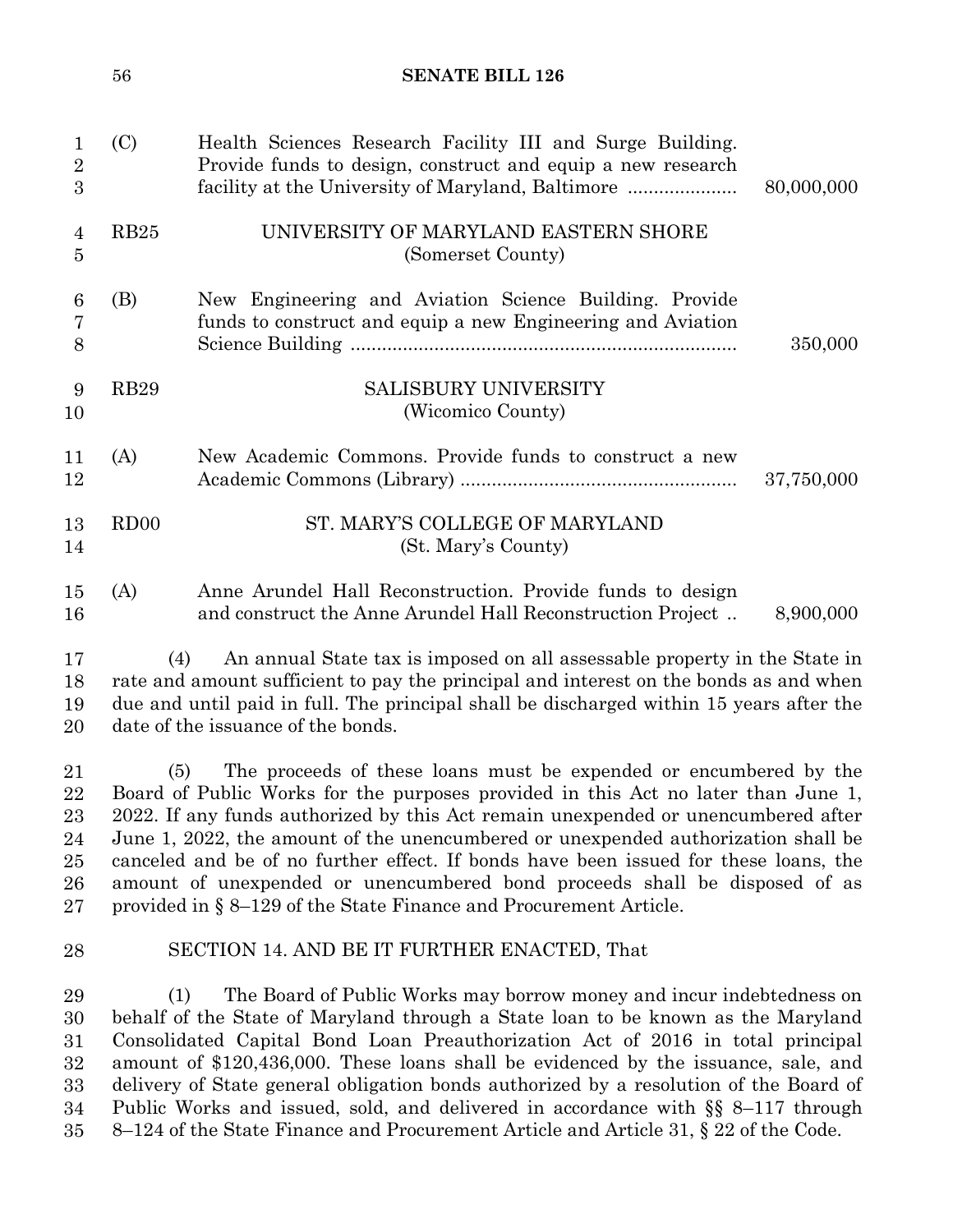(C) Health Sciences Research Facility III and Surge Building. Provide funds to design, construct and equip a new research facility at the University of Maryland, Baltimore ..................... 80,000,000

RB25 UNIVERSITY OF MARYLAND EASTERN SHORE
(Somerset County)

(B) New Engineering and Aviation Science Building. Provide funds to construct and equip a new Engineering and Aviation Science Building .......................................................................... 350,000

RB29 SALISBURY UNIVERSITY
(Wicomico County)

(A) New Academic Commons. Provide funds to construct a new Academic Commons (Library) ..................................................... 37,750,000

RD00 ST. MARY'S COLLEGE OF MARYLAND
(St. Mary's County)

(A) Anne Arundel Hall Reconstruction. Provide funds to design and construct the Anne Arundel Hall Reconstruction Project .. 8,900,000

(4) An annual State tax is imposed on all assessable property in the State in rate and amount sufficient to pay the principal and interest on the bonds as and when due and until paid in full. The principal shall be discharged within 15 years after the date of the issuance of the bonds.

(5) The proceeds of these loans must be expended or encumbered by the Board of Public Works for the purposes provided in this Act no later than June 1, 2022. If any funds authorized by this Act remain unexpended or unencumbered after June 1, 2022, the amount of the unencumbered or unexpended authorization shall be canceled and be of no further effect. If bonds have been issued for these loans, the amount of unexpended or unencumbered bond proceeds shall be disposed of as provided in § 8–129 of the State Finance and Procurement Article.

SECTION 14. AND BE IT FURTHER ENACTED, That

(1) The Board of Public Works may borrow money and incur indebtedness on behalf of the State of Maryland through a State loan to be known as the Maryland Consolidated Capital Bond Loan Preauthorization Act of 2016 in total principal amount of $120,436,000. These loans shall be evidenced by the issuance, sale, and delivery of State general obligation bonds authorized by a resolution of the Board of Public Works and issued, sold, and delivered in accordance with §§ 8–117 through 8–124 of the State Finance and Procurement Article and Article 31, § 22 of the Code.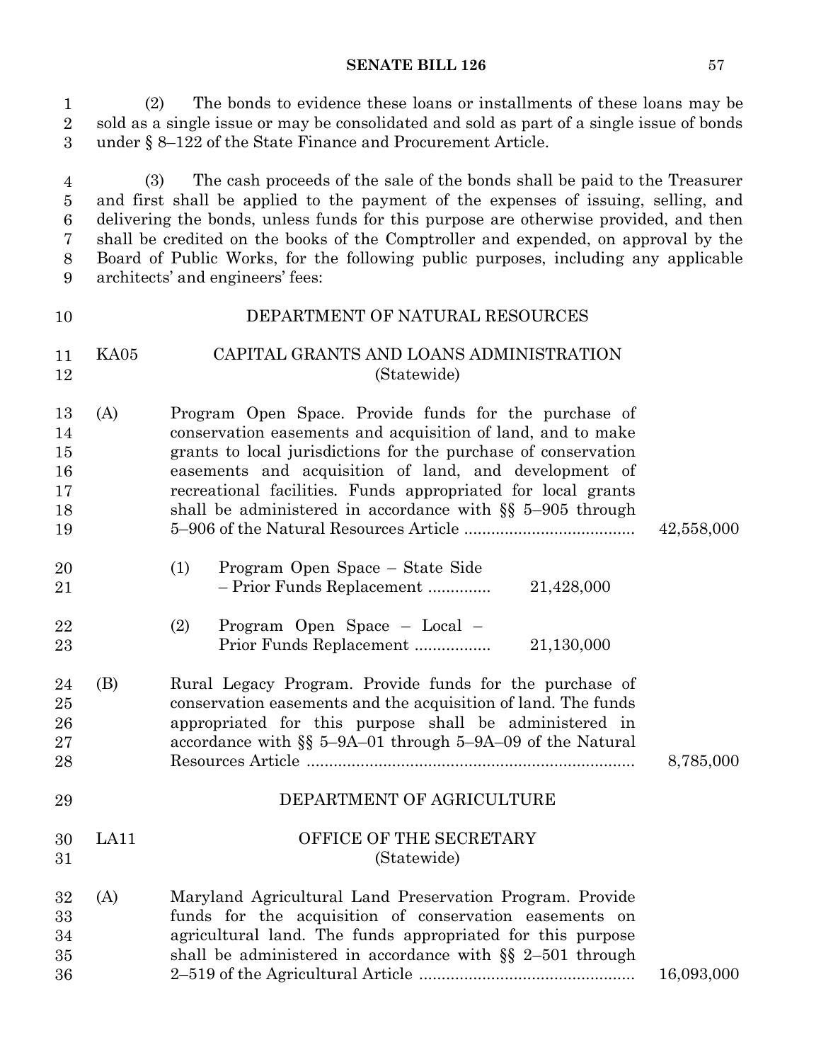(2) The bonds to evidence these loans or installments of these loans may be sold as a single issue or may be consolidated and sold as part of a single issue of bonds under § 8–122 of the State Finance and Procurement Article.

(3) The cash proceeds of the sale of the bonds shall be paid to the Treasurer and first shall be applied to the payment of the expenses of issuing, selling, and delivering the bonds, unless funds for this purpose are otherwise provided, and then shall be credited on the books of the Comptroller and expended, on approval by the Board of Public Works, for the following public purposes, including any applicable architects' and engineers' fees:

DEPARTMENT OF NATURAL RESOURCES

KA05 CAPITAL GRANTS AND LOANS ADMINISTRATION
(Statewide)

(A) Program Open Space. Provide funds for the purchase of conservation easements and acquisition of land, and to make grants to local jurisdictions for the purchase of conservation easements and acquisition of land, and development of recreational facilities. Funds appropriated for local grants shall be administered in accordance with §§ 5–905 through 5–906 of the Natural Resources Article ...................................... 42,558,000

(1) Program Open Space – State Side – Prior Funds Replacement .............. 21,428,000

(2) Program Open Space – Local – Prior Funds Replacement ................. 21,130,000

(B) Rural Legacy Program. Provide funds for the purchase of conservation easements and the acquisition of land. The funds appropriated for this purpose shall be administered in accordance with §§ 5–9A–01 through 5–9A–09 of the Natural Resources Article ........................................................................ 8,785,000

DEPARTMENT OF AGRICULTURE

LA11 OFFICE OF THE SECRETARY
(Statewide)

(A) Maryland Agricultural Land Preservation Program. Provide funds for the acquisition of conservation easements on agricultural land. The funds appropriated for this purpose shall be administered in accordance with §§ 2–501 through 2–519 of the Agricultural Article ................................................ 16,093,000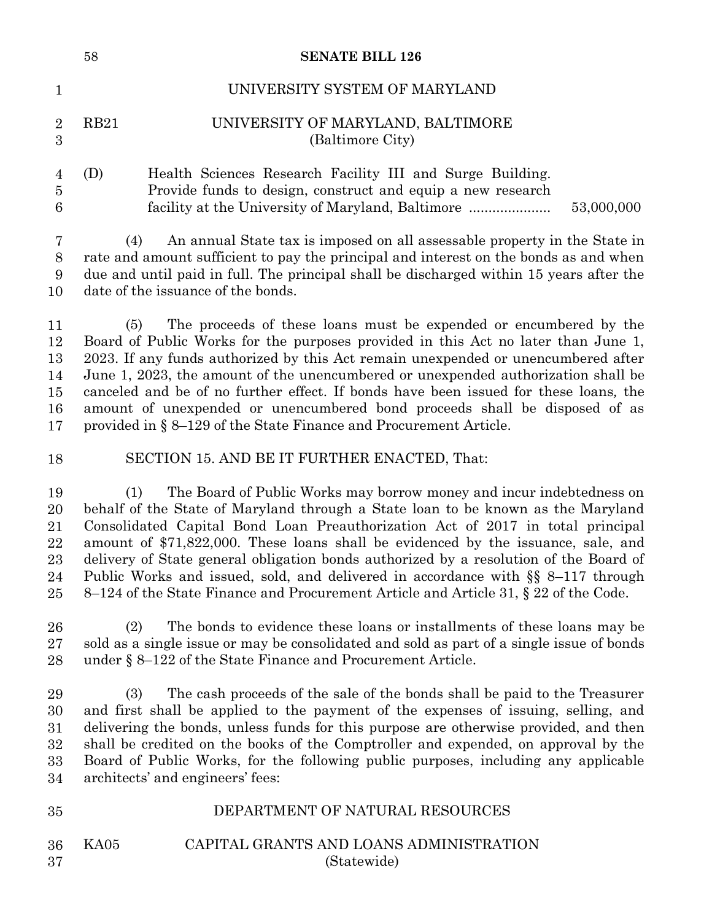UNIVERSITY SYSTEM OF MARYLAND

RB21 UNIVERSITY OF MARYLAND, BALTIMORE
(Baltimore City)

(D) Health Sciences Research Facility III and Surge Building. Provide funds to design, construct and equip a new research facility at the University of Maryland, Baltimore .................... 53,000,000

(4) An annual State tax is imposed on all assessable property in the State in rate and amount sufficient to pay the principal and interest on the bonds as and when due and until paid in full. The principal shall be discharged within 15 years after the date of the issuance of the bonds.

(5) The proceeds of these loans must be expended or encumbered by the Board of Public Works for the purposes provided in this Act no later than June 1, 2023. If any funds authorized by this Act remain unexpended or unencumbered after June 1, 2023, the amount of the unencumbered or unexpended authorization shall be canceled and be of no further effect. If bonds have been issued for these loans, the amount of unexpended or unencumbered bond proceeds shall be disposed of as provided in § 8–129 of the State Finance and Procurement Article.

SECTION 15. AND BE IT FURTHER ENACTED, That:

(1) The Board of Public Works may borrow money and incur indebtedness on behalf of the State of Maryland through a State loan to be known as the Maryland Consolidated Capital Bond Loan Preauthorization Act of 2017 in total principal amount of $71,822,000. These loans shall be evidenced by the issuance, sale, and delivery of State general obligation bonds authorized by a resolution of the Board of Public Works and issued, sold, and delivered in accordance with §§ 8–117 through 8–124 of the State Finance and Procurement Article and Article 31, § 22 of the Code.

(2) The bonds to evidence these loans or installments of these loans may be sold as a single issue or may be consolidated and sold as part of a single issue of bonds under § 8–122 of the State Finance and Procurement Article.

(3) The cash proceeds of the sale of the bonds shall be paid to the Treasurer and first shall be applied to the payment of the expenses of issuing, selling, and delivering the bonds, unless funds for this purpose are otherwise provided, and then shall be credited on the books of the Comptroller and expended, on approval by the Board of Public Works, for the following public purposes, including any applicable architects' and engineers' fees:

DEPARTMENT OF NATURAL RESOURCES

KA05 CAPITAL GRANTS AND LOANS ADMINISTRATION
(Statewide)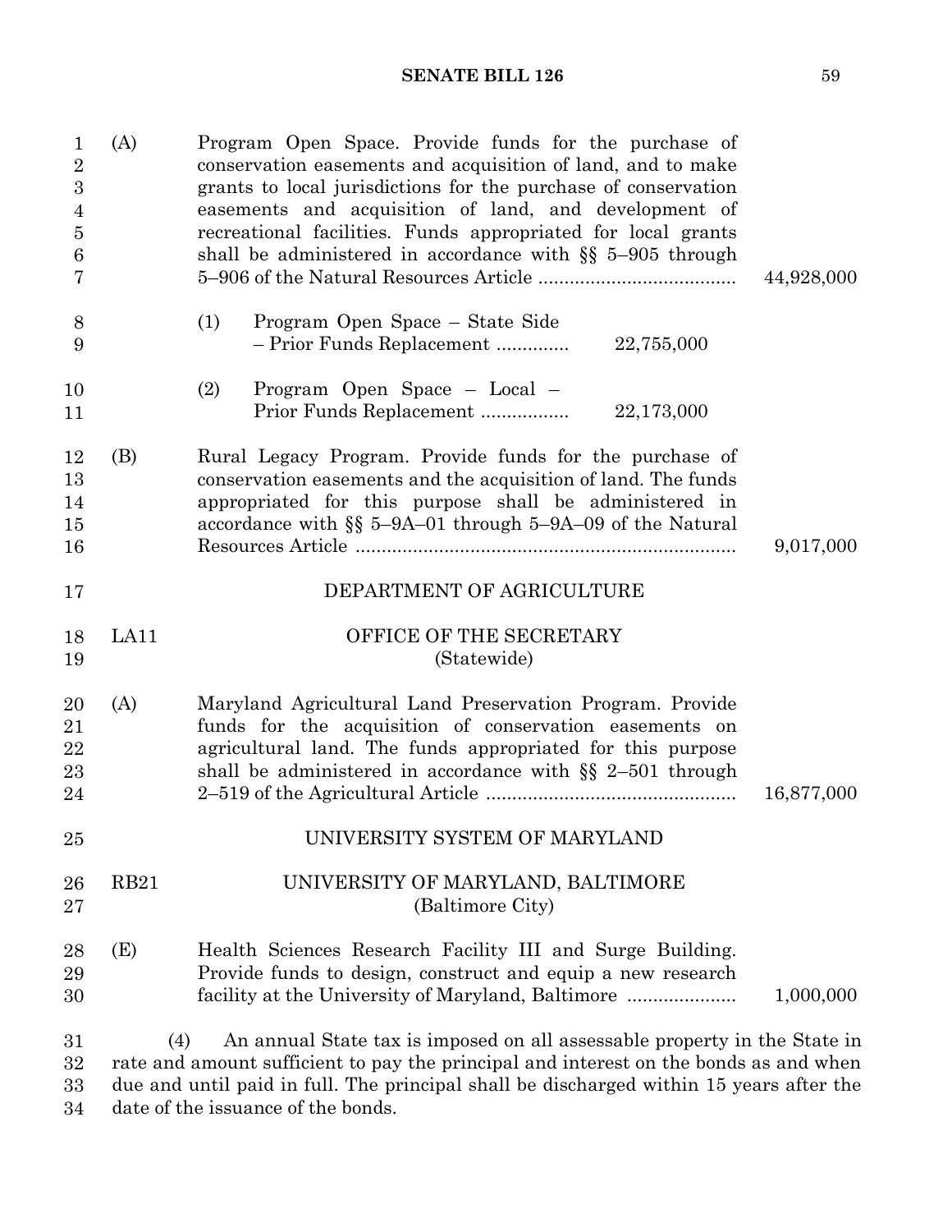(A) Program Open Space. Provide funds for the purchase of conservation easements and acquisition of land, and to make grants to local jurisdictions for the purchase of conservation easements and acquisition of land, and development of recreational facilities. Funds appropriated for local grants shall be administered in accordance with §§ 5–905 through 5–906 of the Natural Resources Article ...................................... 44,928,000

(1) Program Open Space – State Side – Prior Funds Replacement .............. 22,755,000

(2) Program Open Space – Local – Prior Funds Replacement ................. 22,173,000

(B) Rural Legacy Program. Provide funds for the purchase of conservation easements and the acquisition of land. The funds appropriated for this purpose shall be administered in accordance with §§ 5–9A–01 through 5–9A–09 of the Natural Resources Article ......................................................................... 9,017,000

DEPARTMENT OF AGRICULTURE

LA11 OFFICE OF THE SECRETARY
(Statewide)

(A) Maryland Agricultural Land Preservation Program. Provide funds for the acquisition of conservation easements on agricultural land. The funds appropriated for this purpose shall be administered in accordance with §§ 2–501 through 2–519 of the Agricultural Article ................................................ 16,877,000

UNIVERSITY SYSTEM OF MARYLAND

RB21 UNIVERSITY OF MARYLAND, BALTIMORE
(Baltimore City)

(E) Health Sciences Research Facility III and Surge Building. Provide funds to design, construct and equip a new research facility at the University of Maryland, Baltimore ..................... 1,000,000

(4) An annual State tax is imposed on all assessable property in the State in rate and amount sufficient to pay the principal and interest on the bonds as and when due and until paid in full. The principal shall be discharged within 15 years after the date of the issuance of the bonds.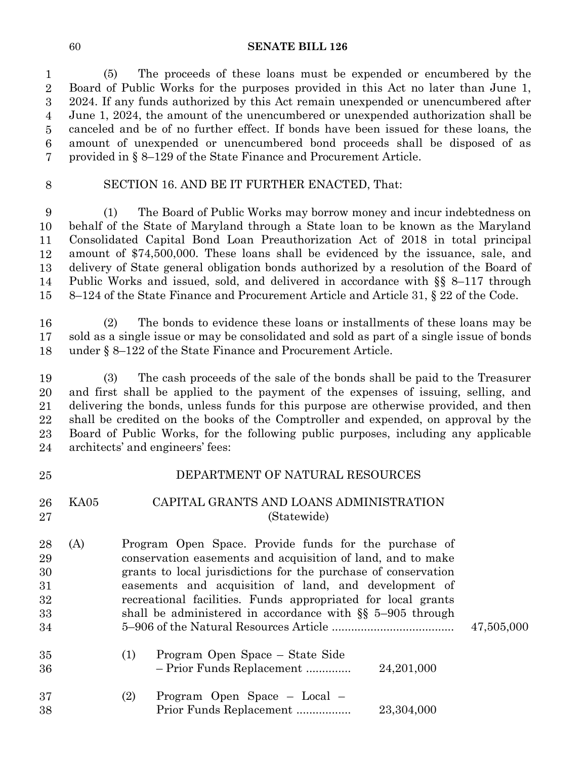(5) The proceeds of these loans must be expended or encumbered by the Board of Public Works for the purposes provided in this Act no later than June 1, 2024. If any funds authorized by this Act remain unexpended or unencumbered after June 1, 2024, the amount of the unencumbered or unexpended authorization shall be canceled and be of no further effect. If bonds have been issued for these loans, the amount of unexpended or unencumbered bond proceeds shall be disposed of as provided in § 8–129 of the State Finance and Procurement Article.

SECTION 16. AND BE IT FURTHER ENACTED, That:

(1) The Board of Public Works may borrow money and incur indebtedness on behalf of the State of Maryland through a State loan to be known as the Maryland Consolidated Capital Bond Loan Preauthorization Act of 2018 in total principal amount of $74,500,000. These loans shall be evidenced by the issuance, sale, and delivery of State general obligation bonds authorized by a resolution of the Board of Public Works and issued, sold, and delivered in accordance with §§ 8–117 through 8–124 of the State Finance and Procurement Article and Article 31, § 22 of the Code.

(2) The bonds to evidence these loans or installments of these loans may be sold as a single issue or may be consolidated and sold as part of a single issue of bonds under § 8–122 of the State Finance and Procurement Article.

(3) The cash proceeds of the sale of the bonds shall be paid to the Treasurer and first shall be applied to the payment of the expenses of issuing, selling, and delivering the bonds, unless funds for this purpose are otherwise provided, and then shall be credited on the books of the Comptroller and expended, on approval by the Board of Public Works, for the following public purposes, including any applicable architects' and engineers' fees:

DEPARTMENT OF NATURAL RESOURCES

KA05 CAPITAL GRANTS AND LOANS ADMINISTRATION
(Statewide)

(A) Program Open Space. Provide funds for the purchase of conservation easements and acquisition of land, and to make grants to local jurisdictions for the purchase of conservation easements and acquisition of land, and development of recreational facilities. Funds appropriated for local grants shall be administered in accordance with §§ 5–905 through 5–906 of the Natural Resources Article ...................................... 47,505,000

(1) Program Open Space – State Side – Prior Funds Replacement .............. 24,201,000

(2) Program Open Space – Local – Prior Funds Replacement ................. 23,304,000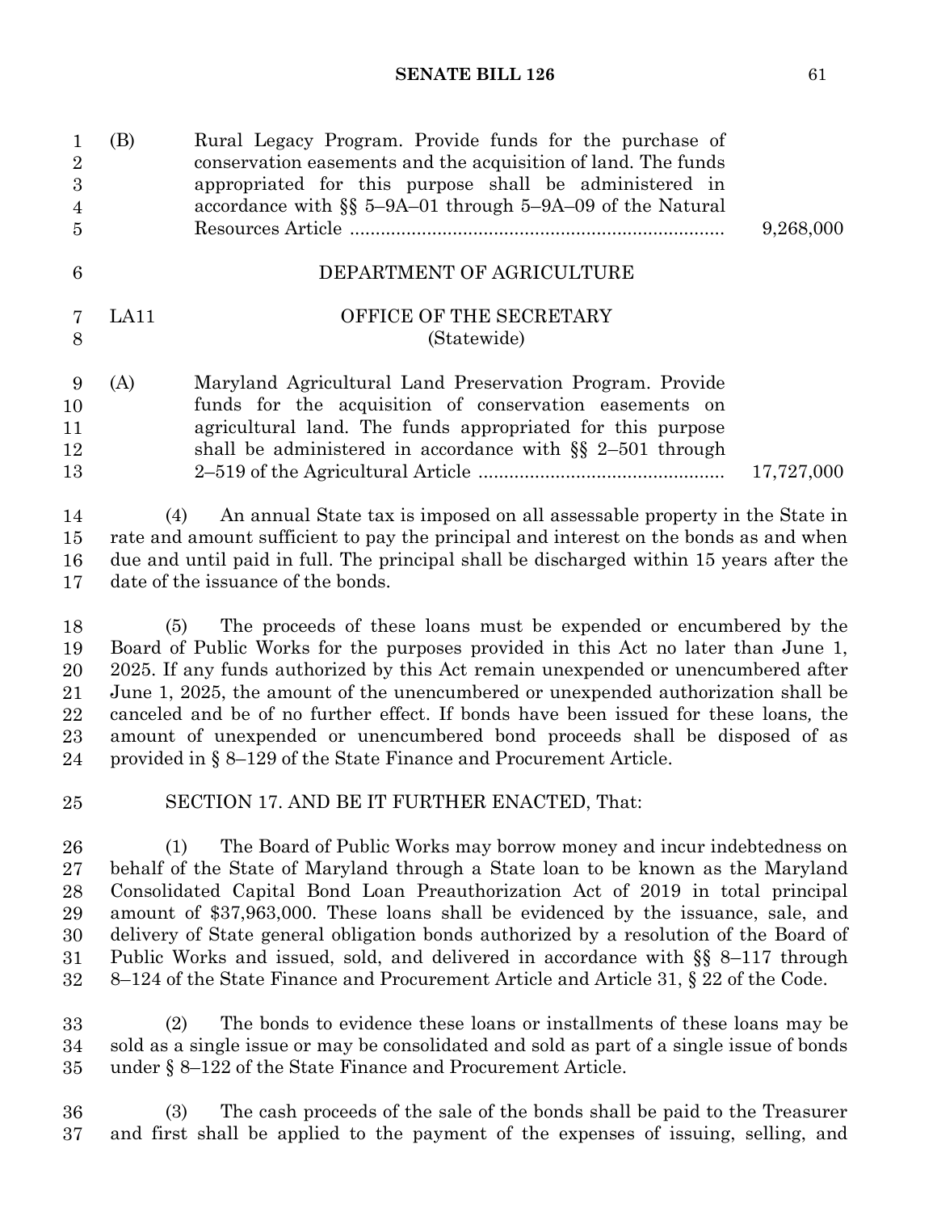(B) Rural Legacy Program. Provide funds for the purchase of conservation easements and the acquisition of land. The funds appropriated for this purpose shall be administered in accordance with §§ 5–9A–01 through 5–9A–09 of the Natural Resources Article .......... 9,268,000

DEPARTMENT OF AGRICULTURE

LA11 OFFICE OF THE SECRETARY
(Statewide)

(A) Maryland Agricultural Land Preservation Program. Provide funds for the acquisition of conservation easements on agricultural land. The funds appropriated for this purpose shall be administered in accordance with §§ 2–501 through 2–519 of the Agricultural Article .......... 17,727,000

(4) An annual State tax is imposed on all assessable property in the State in rate and amount sufficient to pay the principal and interest on the bonds as and when due and until paid in full. The principal shall be discharged within 15 years after the date of the issuance of the bonds.

(5) The proceeds of these loans must be expended or encumbered by the Board of Public Works for the purposes provided in this Act no later than June 1, 2025. If any funds authorized by this Act remain unexpended or unencumbered after June 1, 2025, the amount of the unencumbered or unexpended authorization shall be canceled and be of no further effect. If bonds have been issued for these loans, the amount of unexpended or unencumbered bond proceeds shall be disposed of as provided in § 8–129 of the State Finance and Procurement Article.

SECTION 17. AND BE IT FURTHER ENACTED, That:

(1) The Board of Public Works may borrow money and incur indebtedness on behalf of the State of Maryland through a State loan to be known as the Maryland Consolidated Capital Bond Loan Preauthorization Act of 2019 in total principal amount of $37,963,000. These loans shall be evidenced by the issuance, sale, and delivery of State general obligation bonds authorized by a resolution of the Board of Public Works and issued, sold, and delivered in accordance with §§ 8–117 through 8–124 of the State Finance and Procurement Article and Article 31, § 22 of the Code.

(2) The bonds to evidence these loans or installments of these loans may be sold as a single issue or may be consolidated and sold as part of a single issue of bonds under § 8–122 of the State Finance and Procurement Article.

(3) The cash proceeds of the sale of the bonds shall be paid to the Treasurer and first shall be applied to the payment of the expenses of issuing, selling, and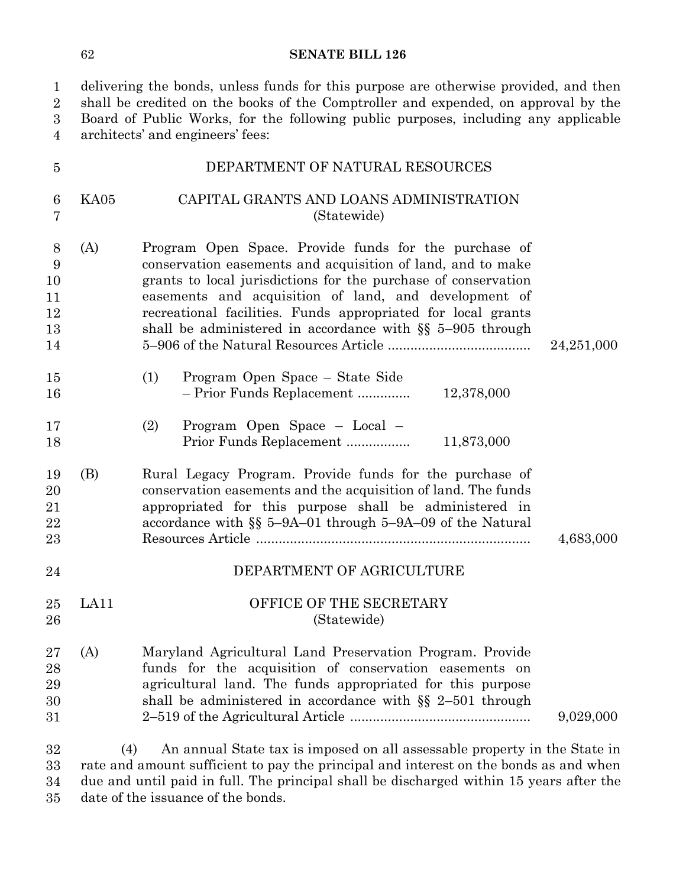delivering the bonds, unless funds for this purpose are otherwise provided, and then shall be credited on the books of the Comptroller and expended, on approval by the Board of Public Works, for the following public purposes, including any applicable architects' and engineers' fees:

DEPARTMENT OF NATURAL RESOURCES

KA05 CAPITAL GRANTS AND LOANS ADMINISTRATION (Statewide)

(A) Program Open Space. Provide funds for the purchase of conservation easements and acquisition of land, and to make grants to local jurisdictions for the purchase of conservation easements and acquisition of land, and development of recreational facilities. Funds appropriated for local grants shall be administered in accordance with §§ 5–905 through 5–906 of the Natural Resources Article ...................................... 24,251,000

(1) Program Open Space – State Side – Prior Funds Replacement ............. 12,378,000

(2) Program Open Space – Local – Prior Funds Replacement ................. 11,873,000

(B) Rural Legacy Program. Provide funds for the purchase of conservation easements and the acquisition of land. The funds appropriated for this purpose shall be administered in accordance with §§ 5–9A–01 through 5–9A–09 of the Natural Resources Article ........................................................................ 4,683,000

DEPARTMENT OF AGRICULTURE

LA11 OFFICE OF THE SECRETARY (Statewide)

(A) Maryland Agricultural Land Preservation Program. Provide funds for the acquisition of conservation easements on agricultural land. The funds appropriated for this purpose shall be administered in accordance with §§ 2–501 through 2–519 of the Agricultural Article ................................................ 9,029,000

(4) An annual State tax is imposed on all assessable property in the State in rate and amount sufficient to pay the principal and interest on the bonds as and when due and until paid in full. The principal shall be discharged within 15 years after the date of the issuance of the bonds.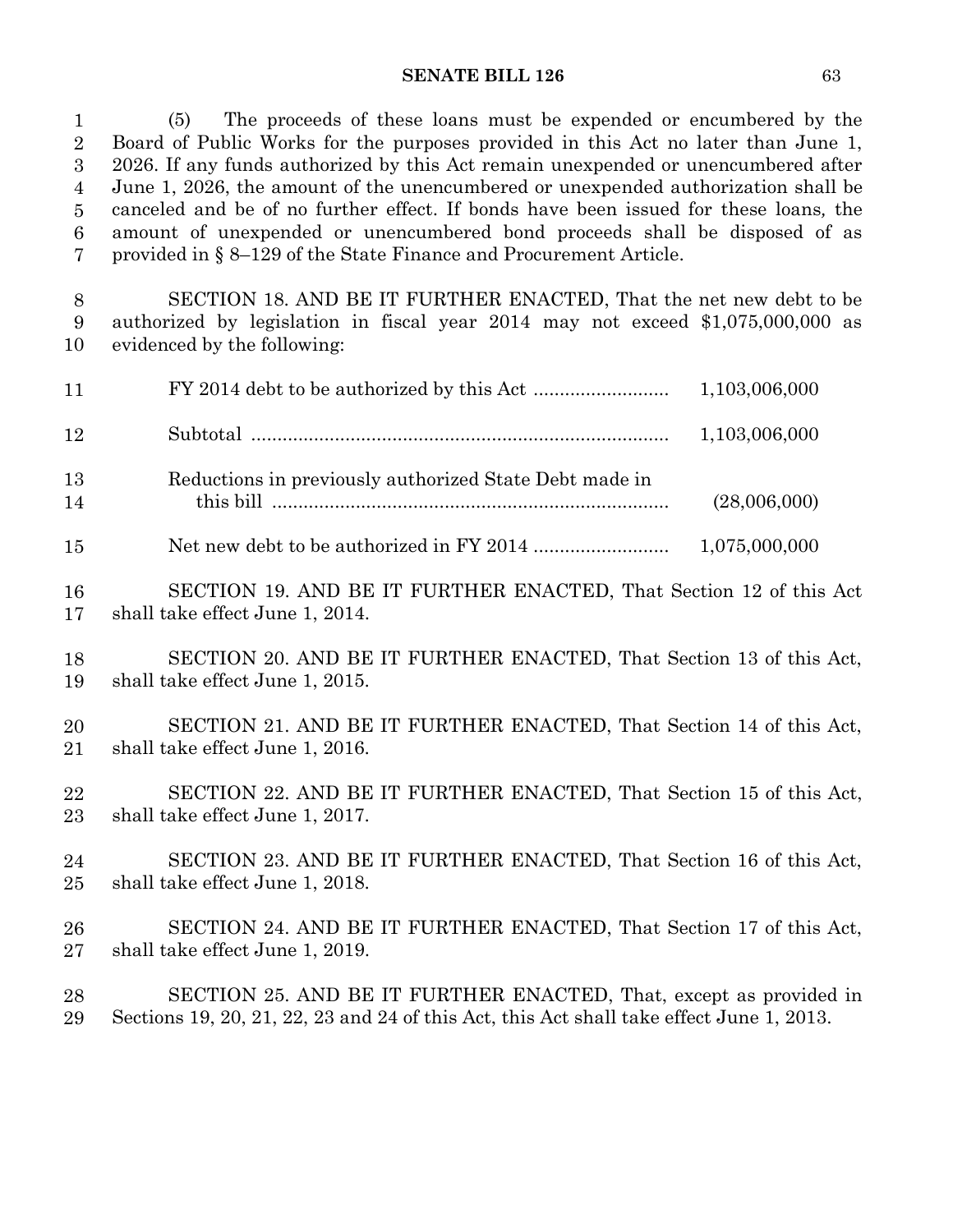(5) The proceeds of these loans must be expended or encumbered by the Board of Public Works for the purposes provided in this Act no later than June 1, 2026. If any funds authorized by this Act remain unexpended or unencumbered after June 1, 2026, the amount of the unencumbered or unexpended authorization shall be canceled and be of no further effect. If bonds have been issued for these loans, the amount of unexpended or unencumbered bond proceeds shall be disposed of as provided in § 8–129 of the State Finance and Procurement Article.

SECTION 18. AND BE IT FURTHER ENACTED, That the net new debt to be authorized by legislation in fiscal year 2014 may not exceed $1,075,000,000 as evidenced by the following:

| | |
|---|---|
| FY 2014 debt to be authorized by this Act | 1,103,006,000 |
| Subtotal | 1,103,006,000 |
| Reductions in previously authorized State Debt made in this bill | (28,006,000) |
| Net new debt to be authorized in FY 2014 | 1,075,000,000 |

SECTION 19. AND BE IT FURTHER ENACTED, That Section 12 of this Act shall take effect June 1, 2014.

SECTION 20. AND BE IT FURTHER ENACTED, That Section 13 of this Act, shall take effect June 1, 2015.

SECTION 21. AND BE IT FURTHER ENACTED, That Section 14 of this Act, shall take effect June 1, 2016.

SECTION 22. AND BE IT FURTHER ENACTED, That Section 15 of this Act, shall take effect June 1, 2017.

SECTION 23. AND BE IT FURTHER ENACTED, That Section 16 of this Act, shall take effect June 1, 2018.

SECTION 24. AND BE IT FURTHER ENACTED, That Section 17 of this Act, shall take effect June 1, 2019.

SECTION 25. AND BE IT FURTHER ENACTED, That, except as provided in Sections 19, 20, 21, 22, 23 and 24 of this Act, this Act shall take effect June 1, 2013.